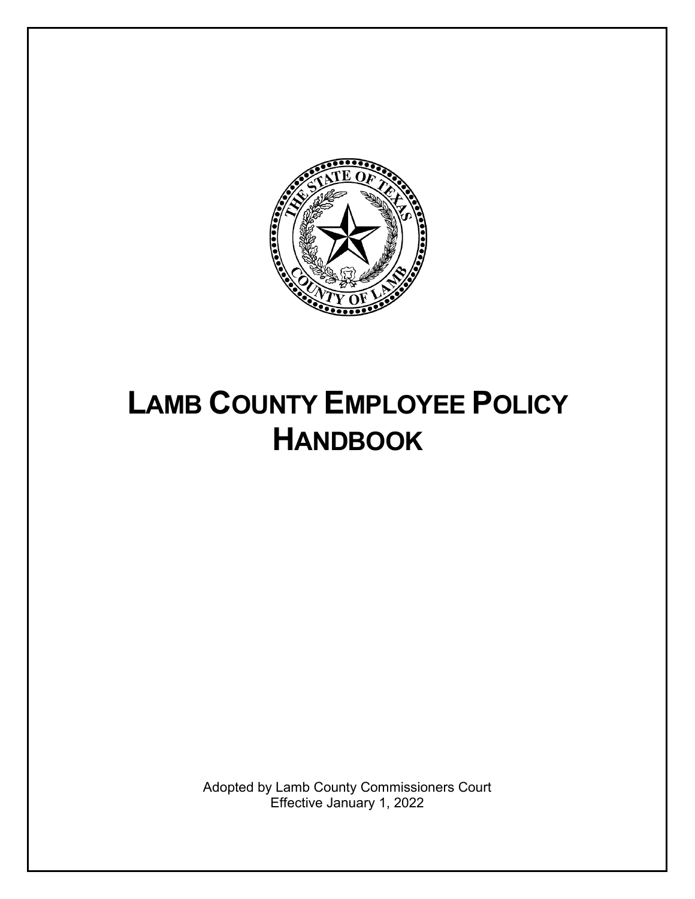# LAMB COUNTY EMPLOYEE POLICY HANDBOOK

Adopted by Lamb County Commissioners Court
Effective January 1, 2022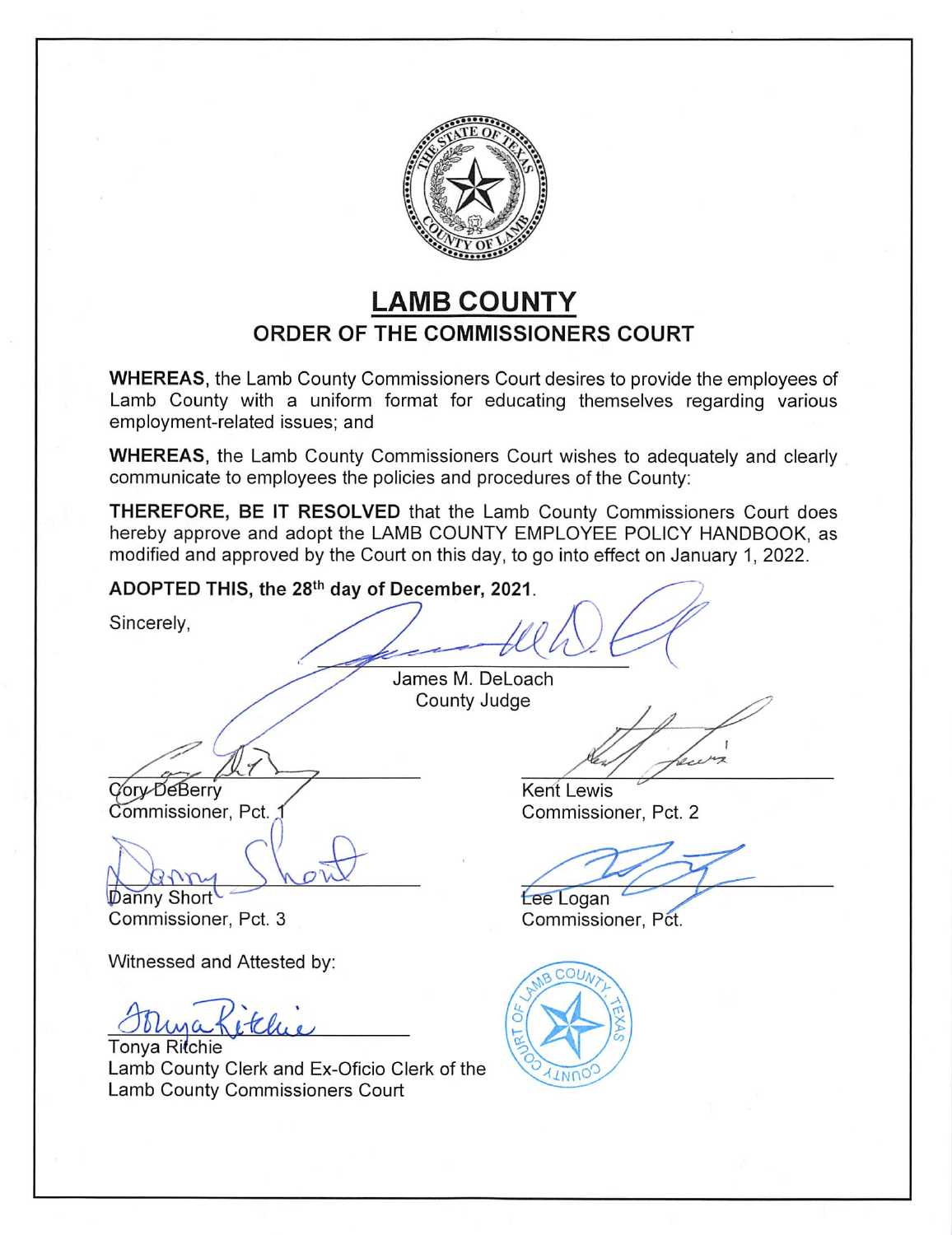# LAMB COUNTY

## ORDER OF THE COMMISSIONERS COURT

**WHEREAS**, the Lamb County Commissioners Court desires to provide the employees of Lamb County with a uniform format for educating themselves regarding various employment-related issues; and

**WHEREAS**, the Lamb County Commissioners Court wishes to adequately and clearly communicate to employees the policies and procedures of the County:

**THEREFORE, BE IT RESOLVED** that the Lamb County Commissioners Court does hereby approve and adopt the LAMB COUNTY EMPLOYEE POLICY HANDBOOK, as modified and approved by the Court on this day, to go into effect on January 1, 2022.

**ADOPTED THIS, the 28th day of December, 2021.**

Sincerely,

James M. DeLoach
County Judge

Cory DeBerry
Commissioner, Pct. 1

Kent Lewis
Commissioner, Pct. 2

Danny Short
Commissioner, Pct. 3

Lee Logan
Commissioner, Pct.

Witnessed and Attested by:

Tonya Ritchie
Lamb County Clerk and Ex-Oficio Clerk of the Lamb County Commissioners Court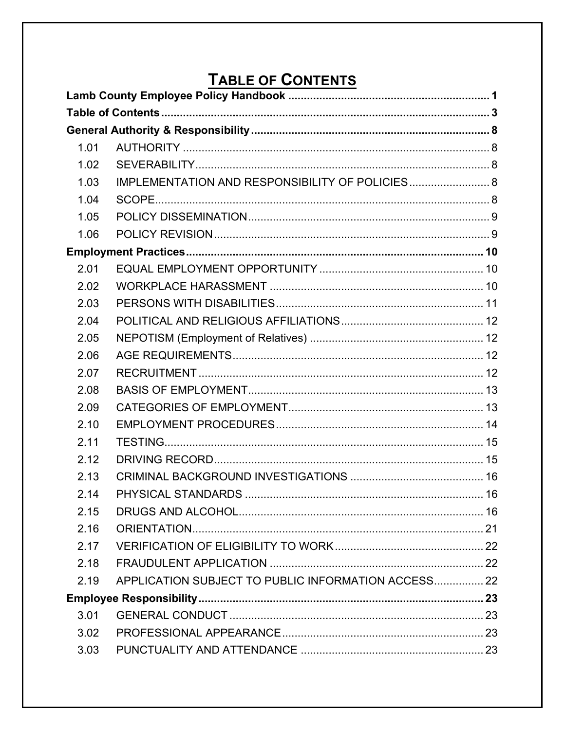# TABLE OF CONTENTS

**Lamb County Employee Policy Handbook** .......... 1

**Table of Contents** .......... 3

**General Authority & Responsibility** .......... 8

- 1.01 AUTHORITY .......... 8
- 1.02 SEVERABILITY .......... 8
- 1.03 IMPLEMENTATION AND RESPONSIBILITY OF POLICIES .......... 8
- 1.04 SCOPE .......... 8
- 1.05 POLICY DISSEMINATION .......... 9
- 1.06 POLICY REVISION .......... 9

**Employment Practices** .......... 10

- 2.01 EQUAL EMPLOYMENT OPPORTUNITY .......... 10
- 2.02 WORKPLACE HARASSMENT .......... 10
- 2.03 PERSONS WITH DISABILITIES .......... 11
- 2.04 POLITICAL AND RELIGIOUS AFFILIATIONS .......... 12
- 2.05 NEPOTISM (Employment of Relatives) .......... 12
- 2.06 AGE REQUIREMENTS .......... 12
- 2.07 RECRUITMENT .......... 12
- 2.08 BASIS OF EMPLOYMENT .......... 13
- 2.09 CATEGORIES OF EMPLOYMENT .......... 13
- 2.10 EMPLOYMENT PROCEDURES .......... 14
- 2.11 TESTING .......... 15
- 2.12 DRIVING RECORD .......... 15
- 2.13 CRIMINAL BACKGROUND INVESTIGATIONS .......... 16
- 2.14 PHYSICAL STANDARDS .......... 16
- 2.15 DRUGS AND ALCOHOL .......... 16
- 2.16 ORIENTATION .......... 21
- 2.17 VERIFICATION OF ELIGIBILITY TO WORK .......... 22
- 2.18 FRAUDULENT APPLICATION .......... 22
- 2.19 APPLICATION SUBJECT TO PUBLIC INFORMATION ACCESS .......... 22

**Employee Responsibility** .......... 23

- 3.01 GENERAL CONDUCT .......... 23
- 3.02 PROFESSIONAL APPEARANCE .......... 23
- 3.03 PUNCTUALITY AND ATTENDANCE .......... 23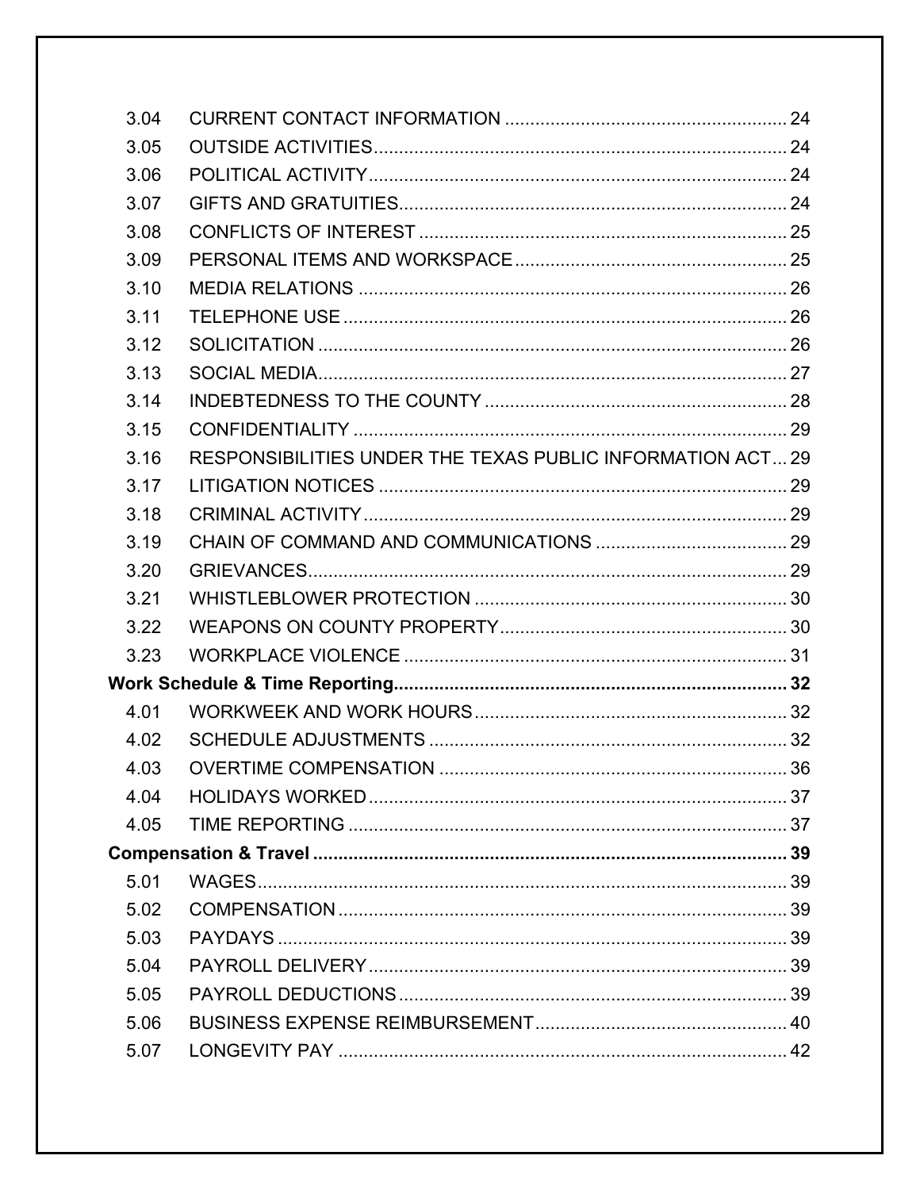| | | |
|---|---|---|
| 3.04 | CURRENT CONTACT INFORMATION | 24 |
| 3.05 | OUTSIDE ACTIVITIES | 24 |
| 3.06 | POLITICAL ACTIVITY | 24 |
| 3.07 | GIFTS AND GRATUITIES | 24 |
| 3.08 | CONFLICTS OF INTEREST | 25 |
| 3.09 | PERSONAL ITEMS AND WORKSPACE | 25 |
| 3.10 | MEDIA RELATIONS | 26 |
| 3.11 | TELEPHONE USE | 26 |
| 3.12 | SOLICITATION | 26 |
| 3.13 | SOCIAL MEDIA | 27 |
| 3.14 | INDEBTEDNESS TO THE COUNTY | 28 |
| 3.15 | CONFIDENTIALITY | 29 |
| 3.16 | RESPONSIBILITIES UNDER THE TEXAS PUBLIC INFORMATION ACT | 29 |
| 3.17 | LITIGATION NOTICES | 29 |
| 3.18 | CRIMINAL ACTIVITY | 29 |
| 3.19 | CHAIN OF COMMAND AND COMMUNICATIONS | 29 |
| 3.20 | GRIEVANCES | 29 |
| 3.21 | WHISTLEBLOWER PROTECTION | 30 |
| 3.22 | WEAPONS ON COUNTY PROPERTY | 30 |
| 3.23 | WORKPLACE VIOLENCE | 31 |
| **Work Schedule & Time Reporting** | | **32** |
| 4.01 | WORKWEEK AND WORK HOURS | 32 |
| 4.02 | SCHEDULE ADJUSTMENTS | 32 |
| 4.03 | OVERTIME COMPENSATION | 36 |
| 4.04 | HOLIDAYS WORKED | 37 |
| 4.05 | TIME REPORTING | 37 |
| **Compensation & Travel** | | **39** |
| 5.01 | WAGES | 39 |
| 5.02 | COMPENSATION | 39 |
| 5.03 | PAYDAYS | 39 |
| 5.04 | PAYROLL DELIVERY | 39 |
| 5.05 | PAYROLL DEDUCTIONS | 39 |
| 5.06 | BUSINESS EXPENSE REIMBURSEMENT | 40 |
| 5.07 | LONGEVITY PAY | 42 |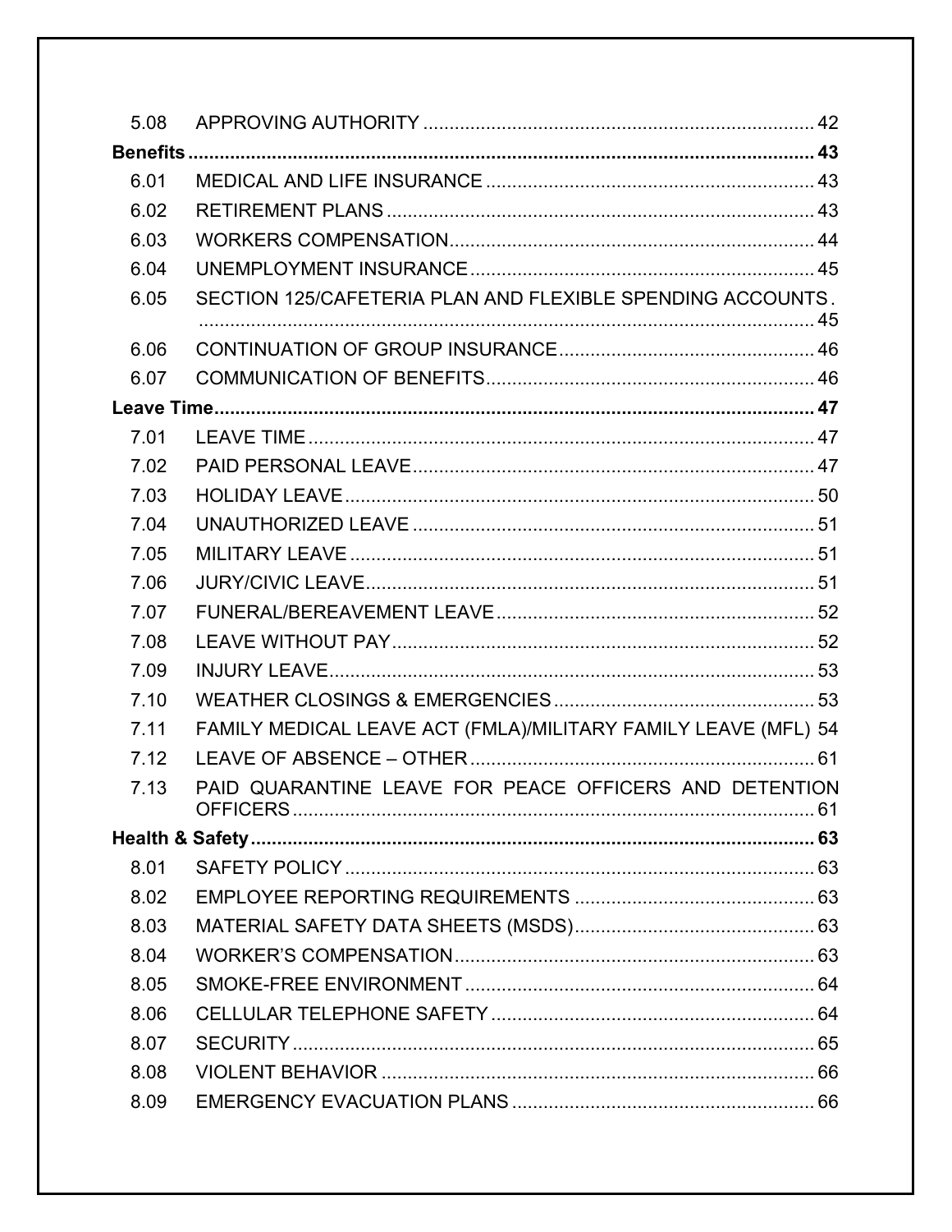| | | |
|---|---|---|
| 5.08 | APPROVING AUTHORITY | 42 |
| **Benefits** | | **43** |
| 6.01 | MEDICAL AND LIFE INSURANCE | 43 |
| 6.02 | RETIREMENT PLANS | 43 |
| 6.03 | WORKERS COMPENSATION | 44 |
| 6.04 | UNEMPLOYMENT INSURANCE | 45 |
| 6.05 | SECTION 125/CAFETERIA PLAN AND FLEXIBLE SPENDING ACCOUNTS | 45 |
| 6.06 | CONTINUATION OF GROUP INSURANCE | 46 |
| 6.07 | COMMUNICATION OF BENEFITS | 46 |
| **Leave Time** | | **47** |
| 7.01 | LEAVE TIME | 47 |
| 7.02 | PAID PERSONAL LEAVE | 47 |
| 7.03 | HOLIDAY LEAVE | 50 |
| 7.04 | UNAUTHORIZED LEAVE | 51 |
| 7.05 | MILITARY LEAVE | 51 |
| 7.06 | JURY/CIVIC LEAVE | 51 |
| 7.07 | FUNERAL/BEREAVEMENT LEAVE | 52 |
| 7.08 | LEAVE WITHOUT PAY | 52 |
| 7.09 | INJURY LEAVE | 53 |
| 7.10 | WEATHER CLOSINGS & EMERGENCIES | 53 |
| 7.11 | FAMILY MEDICAL LEAVE ACT (FMLA)/MILITARY FAMILY LEAVE (MFL) | 54 |
| 7.12 | LEAVE OF ABSENCE – OTHER | 61 |
| 7.13 | PAID QUARANTINE LEAVE FOR PEACE OFFICERS AND DETENTION OFFICERS | 61 |
| **Health & Safety** | | **63** |
| 8.01 | SAFETY POLICY | 63 |
| 8.02 | EMPLOYEE REPORTING REQUIREMENTS | 63 |
| 8.03 | MATERIAL SAFETY DATA SHEETS (MSDS) | 63 |
| 8.04 | WORKER'S COMPENSATION | 63 |
| 8.05 | SMOKE-FREE ENVIRONMENT | 64 |
| 8.06 | CELLULAR TELEPHONE SAFETY | 64 |
| 8.07 | SECURITY | 65 |
| 8.08 | VIOLENT BEHAVIOR | 66 |
| 8.09 | EMERGENCY EVACUATION PLANS | 66 |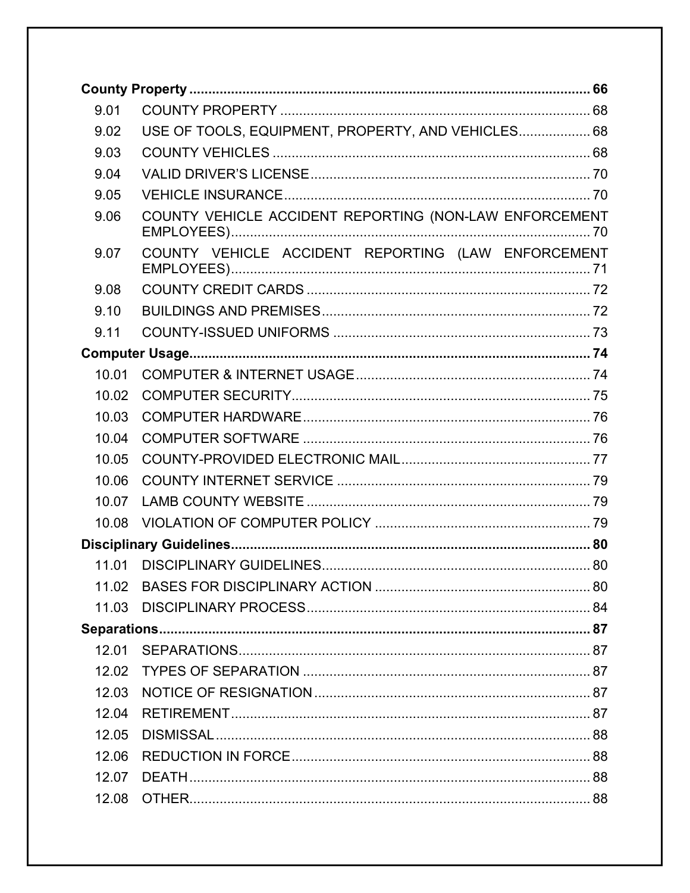**County Property** ........................................................................................................ 66

9.01 COUNTY PROPERTY ........................................................................ 68

9.02 USE OF TOOLS, EQUIPMENT, PROPERTY, AND VEHICLES .................. 68

9.03 COUNTY VEHICLES ........................................................................ 68

9.04 VALID DRIVER'S LICENSE ................................................................ 70

9.05 VEHICLE INSURANCE ...................................................................... 70

9.06 COUNTY VEHICLE ACCIDENT REPORTING (NON-LAW ENFORCEMENT EMPLOYEES) ........................................................................ 70

9.07 COUNTY VEHICLE ACCIDENT REPORTING (LAW ENFORCEMENT EMPLOYEES) ........................................................................ 71

9.08 COUNTY CREDIT CARDS ................................................................ 72

9.10 BUILDINGS AND PREMISES .............................................................. 72

9.11 COUNTY-ISSUED UNIFORMS ............................................................ 73

**Computer Usage** ........................................................................................................ 74

10.01 COMPUTER & INTERNET USAGE ..................................................... 74

10.02 COMPUTER SECURITY ................................................................... 75

10.03 COMPUTER HARDWARE ................................................................. 76

10.04 COMPUTER SOFTWARE .................................................................. 76

10.05 COUNTY-PROVIDED ELECTRONIC MAIL ........................................... 77

10.06 COUNTY INTERNET SERVICE .......................................................... 79

10.07 LAMB COUNTY WEBSITE ................................................................ 79

10.08 VIOLATION OF COMPUTER POLICY ................................................ 79

**Disciplinary Guidelines** .............................................................................................. 80

11.01 DISCIPLINARY GUIDELINES ............................................................. 80

11.02 BASES FOR DISCIPLINARY ACTION ................................................ 80

11.03 DISCIPLINARY PROCESS ................................................................ 84

**Separations** ................................................................................................................ 87

12.01 SEPARATIONS ................................................................................ 87

12.02 TYPES OF SEPARATION .................................................................. 87

12.03 NOTICE OF RESIGNATION ............................................................... 87

12.04 RETIREMENT ................................................................................. 87

12.05 DISMISSAL ..................................................................................... 88

12.06 REDUCTION IN FORCE .................................................................... 88

12.07 DEATH ........................................................................................... 88

12.08 OTHER ........................................................................................... 88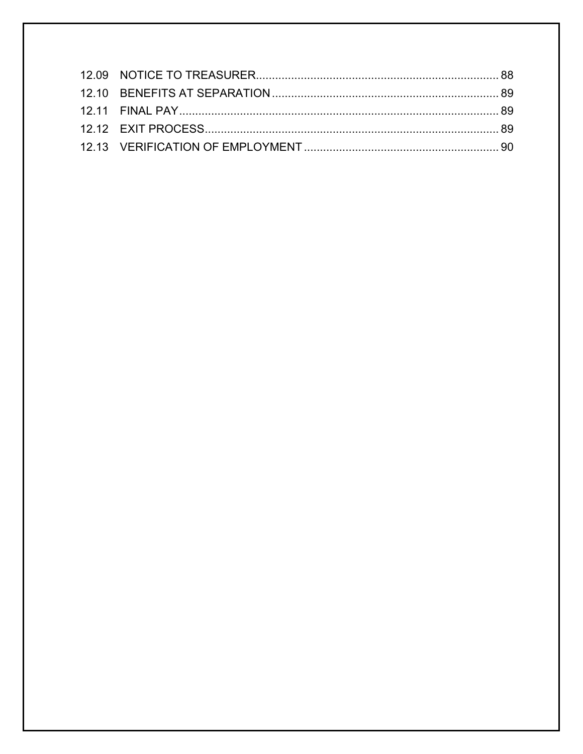12.09 NOTICE TO TREASURER........................................................................... 88
12.10 BENEFITS AT SEPARATION...................................................................... 89
12.11 FINAL PAY.................................................................................................... 89
12.12 EXIT PROCESS............................................................................................ 89
12.13 VERIFICATION OF EMPLOYMENT............................................................ 90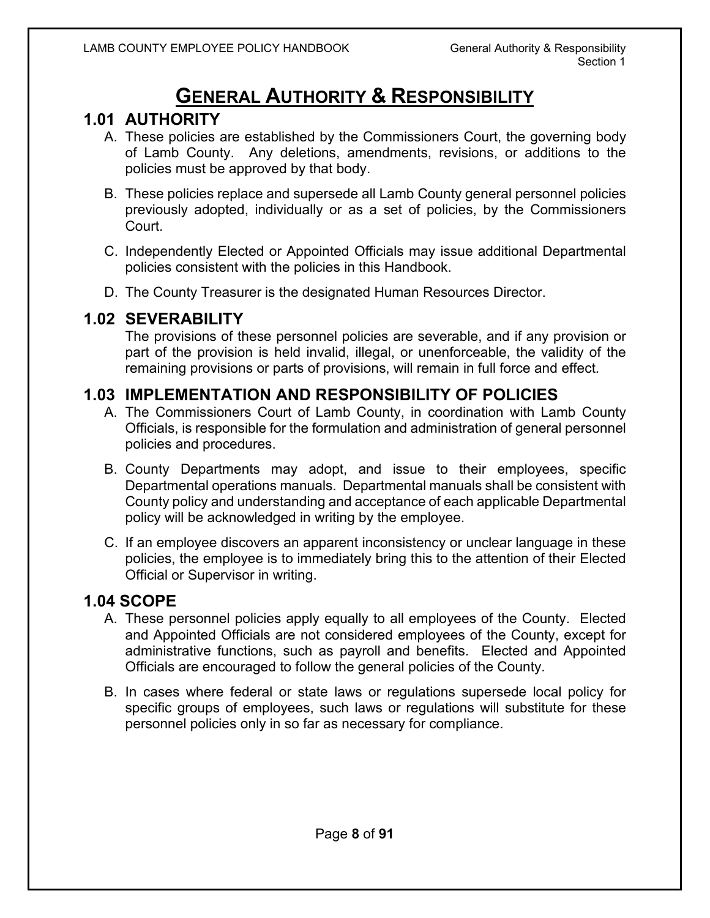# GENERAL AUTHORITY & RESPONSIBILITY

## 1.01 AUTHORITY

A. These policies are established by the Commissioners Court, the governing body of Lamb County. Any deletions, amendments, revisions, or additions to the policies must be approved by that body.

B. These policies replace and supersede all Lamb County general personnel policies previously adopted, individually or as a set of policies, by the Commissioners Court.

C. Independently Elected or Appointed Officials may issue additional Departmental policies consistent with the policies in this Handbook.

D. The County Treasurer is the designated Human Resources Director.

## 1.02 SEVERABILITY

The provisions of these personnel policies are severable, and if any provision or part of the provision is held invalid, illegal, or unenforceable, the validity of the remaining provisions or parts of provisions, will remain in full force and effect.

## 1.03 IMPLEMENTATION AND RESPONSIBILITY OF POLICIES

A. The Commissioners Court of Lamb County, in coordination with Lamb County Officials, is responsible for the formulation and administration of general personnel policies and procedures.

B. County Departments may adopt, and issue to their employees, specific Departmental operations manuals. Departmental manuals shall be consistent with County policy and understanding and acceptance of each applicable Departmental policy will be acknowledged in writing by the employee.

C. If an employee discovers an apparent inconsistency or unclear language in these policies, the employee is to immediately bring this to the attention of their Elected Official or Supervisor in writing.

## 1.04 SCOPE

A. These personnel policies apply equally to all employees of the County. Elected and Appointed Officials are not considered employees of the County, except for administrative functions, such as payroll and benefits. Elected and Appointed Officials are encouraged to follow the general policies of the County.

B. In cases where federal or state laws or regulations supersede local policy for specific groups of employees, such laws or regulations will substitute for these personnel policies only in so far as necessary for compliance.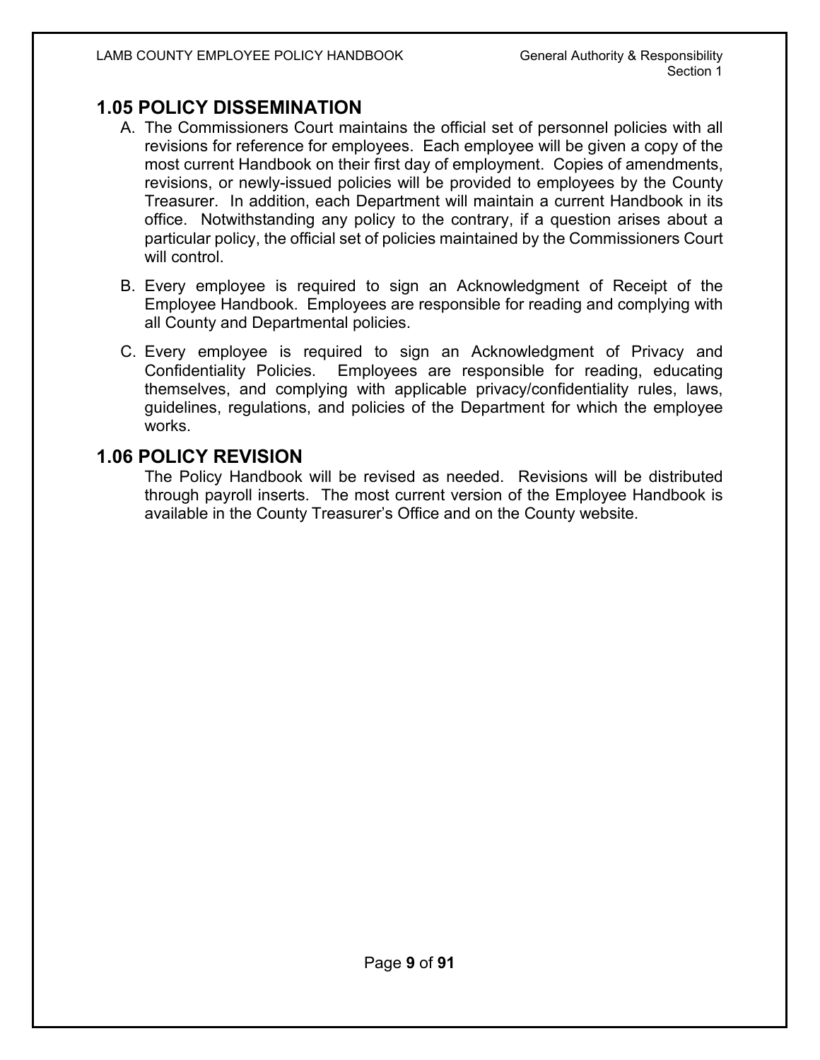## 1.05 POLICY DISSEMINATION

A. The Commissioners Court maintains the official set of personnel policies with all revisions for reference for employees. Each employee will be given a copy of the most current Handbook on their first day of employment. Copies of amendments, revisions, or newly-issued policies will be provided to employees by the County Treasurer. In addition, each Department will maintain a current Handbook in its office. Notwithstanding any policy to the contrary, if a question arises about a particular policy, the official set of policies maintained by the Commissioners Court will control.

B. Every employee is required to sign an Acknowledgment of Receipt of the Employee Handbook. Employees are responsible for reading and complying with all County and Departmental policies.

C. Every employee is required to sign an Acknowledgment of Privacy and Confidentiality Policies. Employees are responsible for reading, educating themselves, and complying with applicable privacy/confidentiality rules, laws, guidelines, regulations, and policies of the Department for which the employee works.

## 1.06 POLICY REVISION

The Policy Handbook will be revised as needed. Revisions will be distributed through payroll inserts. The most current version of the Employee Handbook is available in the County Treasurer's Office and on the County website.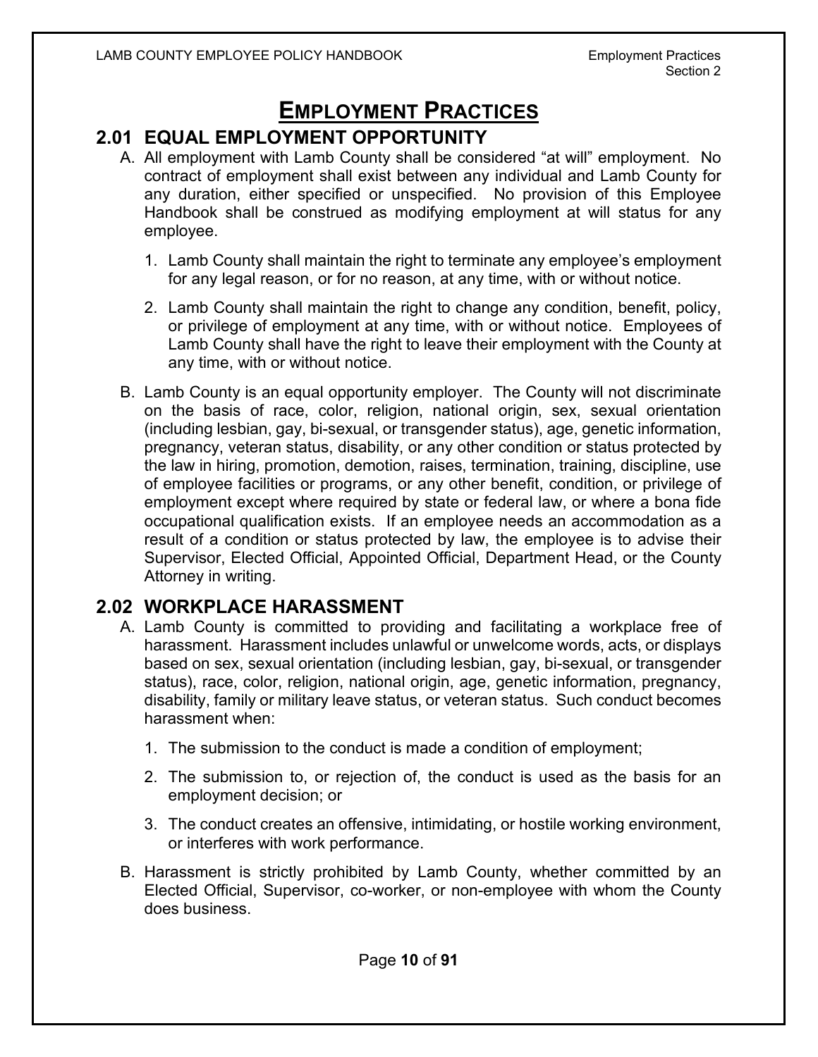# EMPLOYMENT PRACTICES

## 2.01 EQUAL EMPLOYMENT OPPORTUNITY

A. All employment with Lamb County shall be considered "at will" employment. No contract of employment shall exist between any individual and Lamb County for any duration, either specified or unspecified. No provision of this Employee Handbook shall be construed as modifying employment at will status for any employee.

   1. Lamb County shall maintain the right to terminate any employee's employment for any legal reason, or for no reason, at any time, with or without notice.

   2. Lamb County shall maintain the right to change any condition, benefit, policy, or privilege of employment at any time, with or without notice. Employees of Lamb County shall have the right to leave their employment with the County at any time, with or without notice.

B. Lamb County is an equal opportunity employer. The County will not discriminate on the basis of race, color, religion, national origin, sex, sexual orientation (including lesbian, gay, bi-sexual, or transgender status), age, genetic information, pregnancy, veteran status, disability, or any other condition or status protected by the law in hiring, promotion, demotion, raises, termination, training, discipline, use of employee facilities or programs, or any other benefit, condition, or privilege of employment except where required by state or federal law, or where a bona fide occupational qualification exists. If an employee needs an accommodation as a result of a condition or status protected by law, the employee is to advise their Supervisor, Elected Official, Appointed Official, Department Head, or the County Attorney in writing.

## 2.02 WORKPLACE HARASSMENT

A. Lamb County is committed to providing and facilitating a workplace free of harassment. Harassment includes unlawful or unwelcome words, acts, or displays based on sex, sexual orientation (including lesbian, gay, bi-sexual, or transgender status), race, color, religion, national origin, age, genetic information, pregnancy, disability, family or military leave status, or veteran status. Such conduct becomes harassment when:

   1. The submission to the conduct is made a condition of employment;

   2. The submission to, or rejection of, the conduct is used as the basis for an employment decision; or

   3. The conduct creates an offensive, intimidating, or hostile working environment, or interferes with work performance.

B. Harassment is strictly prohibited by Lamb County, whether committed by an Elected Official, Supervisor, co-worker, or non-employee with whom the County does business.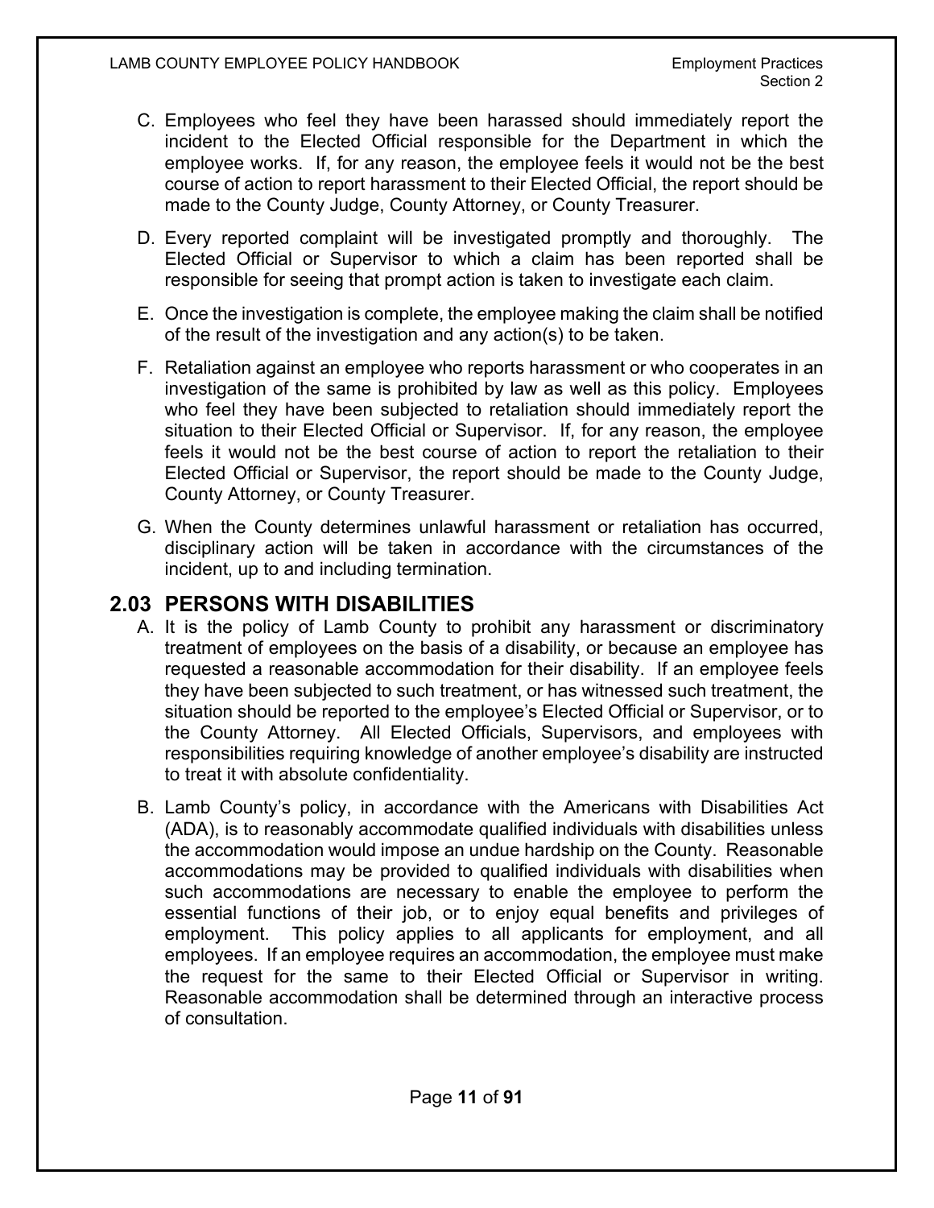C. Employees who feel they have been harassed should immediately report the incident to the Elected Official responsible for the Department in which the employee works. If, for any reason, the employee feels it would not be the best course of action to report harassment to their Elected Official, the report should be made to the County Judge, County Attorney, or County Treasurer.

D. Every reported complaint will be investigated promptly and thoroughly. The Elected Official or Supervisor to which a claim has been reported shall be responsible for seeing that prompt action is taken to investigate each claim.

E. Once the investigation is complete, the employee making the claim shall be notified of the result of the investigation and any action(s) to be taken.

F. Retaliation against an employee who reports harassment or who cooperates in an investigation of the same is prohibited by law as well as this policy. Employees who feel they have been subjected to retaliation should immediately report the situation to their Elected Official or Supervisor. If, for any reason, the employee feels it would not be the best course of action to report the retaliation to their Elected Official or Supervisor, the report should be made to the County Judge, County Attorney, or County Treasurer.

G. When the County determines unlawful harassment or retaliation has occurred, disciplinary action will be taken in accordance with the circumstances of the incident, up to and including termination.

## 2.03 PERSONS WITH DISABILITIES

A. It is the policy of Lamb County to prohibit any harassment or discriminatory treatment of employees on the basis of a disability, or because an employee has requested a reasonable accommodation for their disability. If an employee feels they have been subjected to such treatment, or has witnessed such treatment, the situation should be reported to the employee's Elected Official or Supervisor, or to the County Attorney. All Elected Officials, Supervisors, and employees with responsibilities requiring knowledge of another employee's disability are instructed to treat it with absolute confidentiality.

B. Lamb County's policy, in accordance with the Americans with Disabilities Act (ADA), is to reasonably accommodate qualified individuals with disabilities unless the accommodation would impose an undue hardship on the County. Reasonable accommodations may be provided to qualified individuals with disabilities when such accommodations are necessary to enable the employee to perform the essential functions of their job, or to enjoy equal benefits and privileges of employment. This policy applies to all applicants for employment, and all employees. If an employee requires an accommodation, the employee must make the request for the same to their Elected Official or Supervisor in writing. Reasonable accommodation shall be determined through an interactive process of consultation.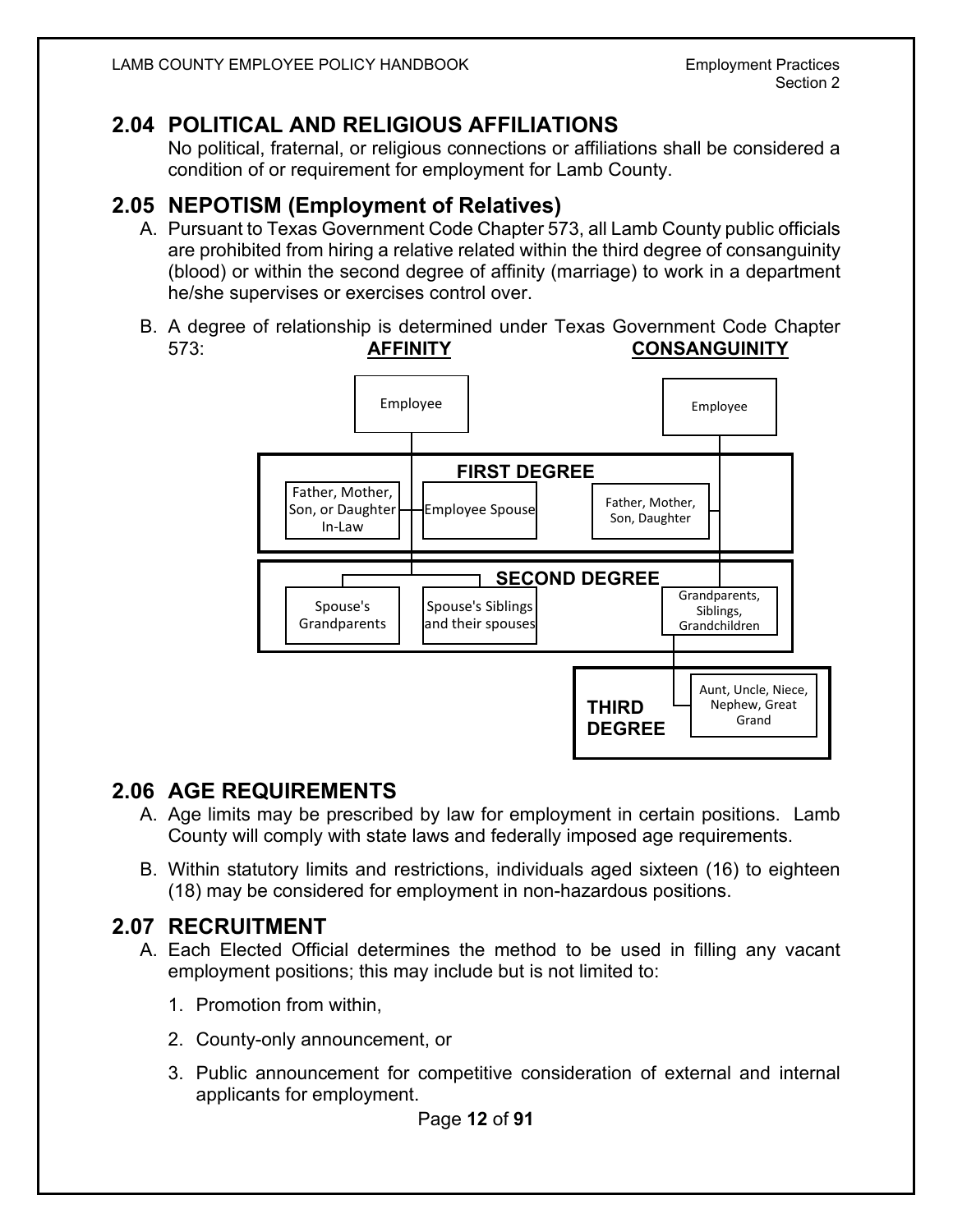## 2.04 POLITICAL AND RELIGIOUS AFFILIATIONS

No political, fraternal, or religious connections or affiliations shall be considered a condition of or requirement for employment for Lamb County.

## 2.05 NEPOTISM (Employment of Relatives)

A. Pursuant to Texas Government Code Chapter 573, all Lamb County public officials are prohibited from hiring a relative related within the third degree of consanguinity (blood) or within the second degree of affinity (marriage) to work in a department he/she supervises or exercises control over.

B. A degree of relationship is determined under Texas Government Code Chapter 573:

| | **AFFINITY** | **CONSANGUINITY** |
|---|---|---|
| | Employee | Employee |
| **FIRST DEGREE** | Employee Spouse; Father, Mother, Son, or Daughter In-Law | Father, Mother, Son, Daughter |
| **SECOND DEGREE** | Spouse's Grandparents; Spouse's Siblings and their spouses | Grandparents, Siblings, Grandchildren |
| **THIRD DEGREE** | | Aunt, Uncle, Niece, Nephew, Great Grand |

## 2.06 AGE REQUIREMENTS

A. Age limits may be prescribed by law for employment in certain positions. Lamb County will comply with state laws and federally imposed age requirements.

B. Within statutory limits and restrictions, individuals aged sixteen (16) to eighteen (18) may be considered for employment in non-hazardous positions.

## 2.07 RECRUITMENT

A. Each Elected Official determines the method to be used in filling any vacant employment positions; this may include but is not limited to:

1. Promotion from within,
2. County-only announcement, or
3. Public announcement for competitive consideration of external and internal applicants for employment.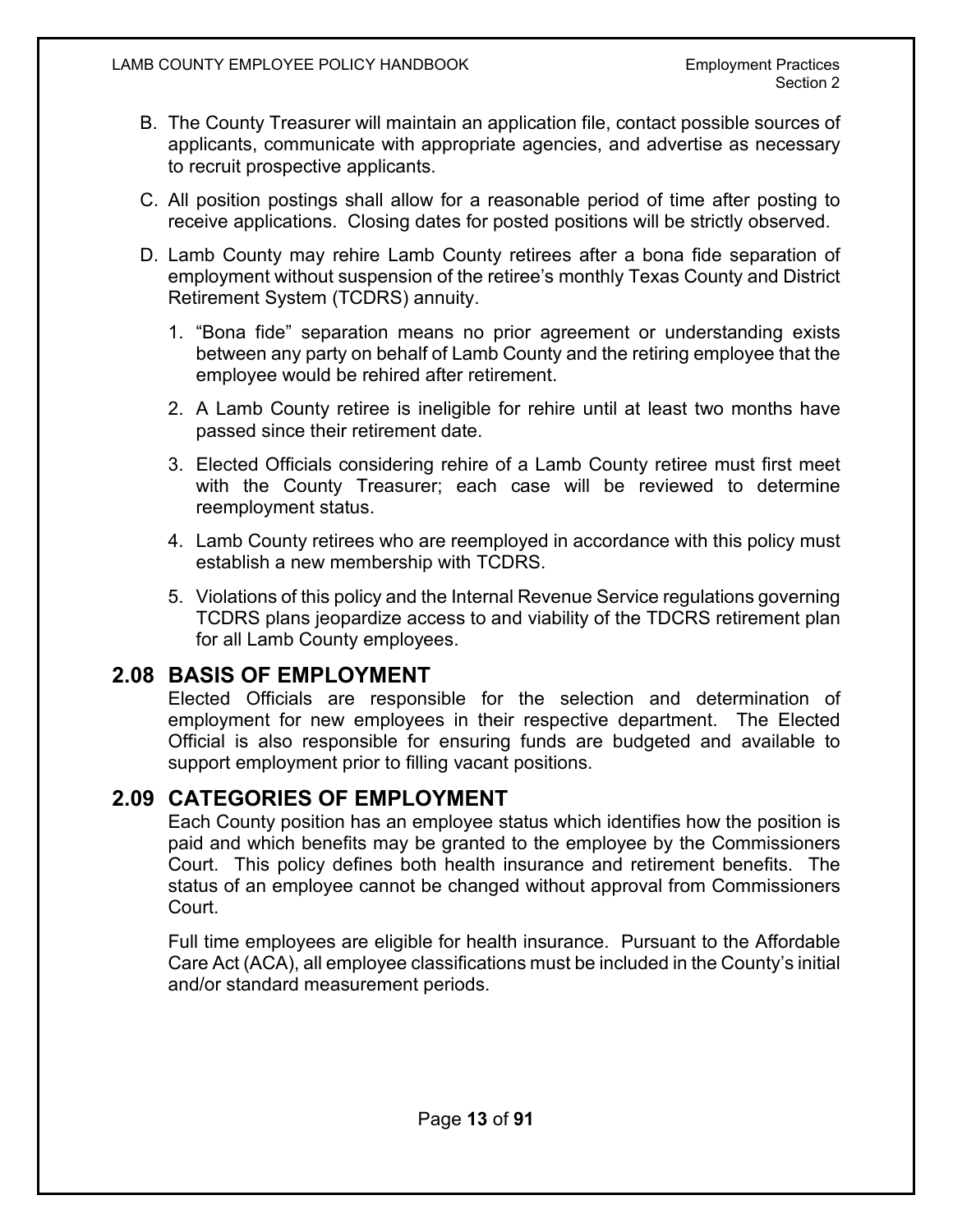B. The County Treasurer will maintain an application file, contact possible sources of applicants, communicate with appropriate agencies, and advertise as necessary to recruit prospective applicants.

C. All position postings shall allow for a reasonable period of time after posting to receive applications. Closing dates for posted positions will be strictly observed.

D. Lamb County may rehire Lamb County retirees after a bona fide separation of employment without suspension of the retiree's monthly Texas County and District Retirement System (TCDRS) annuity.

   1. "Bona fide" separation means no prior agreement or understanding exists between any party on behalf of Lamb County and the retiring employee that the employee would be rehired after retirement.

   2. A Lamb County retiree is ineligible for rehire until at least two months have passed since their retirement date.

   3. Elected Officials considering rehire of a Lamb County retiree must first meet with the County Treasurer; each case will be reviewed to determine reemployment status.

   4. Lamb County retirees who are reemployed in accordance with this policy must establish a new membership with TCDRS.

   5. Violations of this policy and the Internal Revenue Service regulations governing TCDRS plans jeopardize access to and viability of the TDCRS retirement plan for all Lamb County employees.

## 2.08 BASIS OF EMPLOYMENT

Elected Officials are responsible for the selection and determination of employment for new employees in their respective department. The Elected Official is also responsible for ensuring funds are budgeted and available to support employment prior to filling vacant positions.

## 2.09 CATEGORIES OF EMPLOYMENT

Each County position has an employee status which identifies how the position is paid and which benefits may be granted to the employee by the Commissioners Court. This policy defines both health insurance and retirement benefits. The status of an employee cannot be changed without approval from Commissioners Court.

Full time employees are eligible for health insurance. Pursuant to the Affordable Care Act (ACA), all employee classifications must be included in the County's initial and/or standard measurement periods.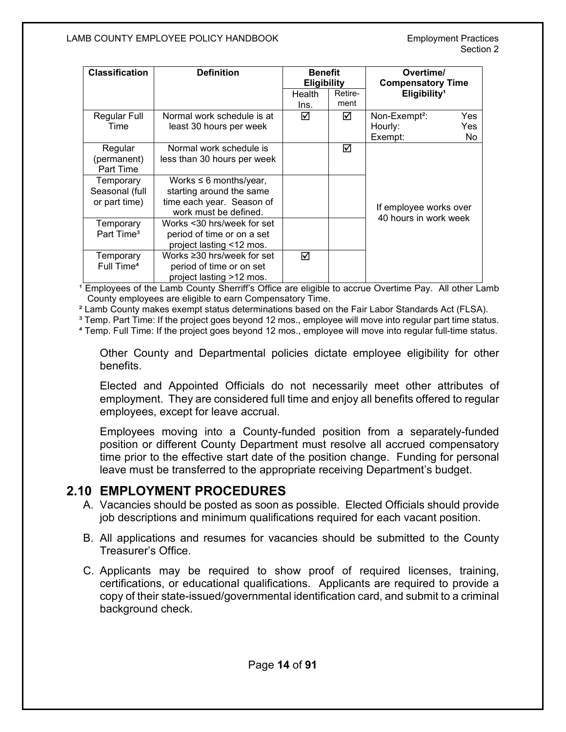| Classification | Definition | Benefit Eligibility | | Overtime/ Compensatory Time Eligibility[1] |
|---|---|---|---|---|
| | | Health Ins. | Retire-ment | |
| Regular Full Time | Normal work schedule is at least 30 hours per week | ☑ | ☑ | Non-Exempt[2]: Yes<br>Hourly: Yes<br>Exempt: No |
| Regular (permanent) Part Time | Normal work schedule is less than 30 hours per week | | ☑ | If employee works over 40 hours in work week |
| Temporary Seasonal (full or part time) | Works ≤ 6 months/year, starting around the same time each year. Season of work must be defined. | | | If employee works over 40 hours in work week |
| Temporary Part Time[3] | Works <30 hrs/week for set period of time or on a set project lasting <12 mos. | | | If employee works over 40 hours in work week |
| Temporary Full Time[4] | Works ≥30 hrs/week for set period of time or on set project lasting >12 mos. | ☑ | | If employee works over 40 hours in work week |

[1] Employees of the Lamb County Sherriff's Office are eligible to accrue Overtime Pay. All other Lamb County employees are eligible to earn Compensatory Time.

[2] Lamb County makes exempt status determinations based on the Fair Labor Standards Act (FLSA).

[3] Temp. Part Time: If the project goes beyond 12 mos., employee will move into regular part time status.

[4] Temp. Full Time: If the project goes beyond 12 mos., employee will move into regular full-time status.

Other County and Departmental policies dictate employee eligibility for other benefits.

Elected and Appointed Officials do not necessarily meet other attributes of employment. They are considered full time and enjoy all benefits offered to regular employees, except for leave accrual.

Employees moving into a County-funded position from a separately-funded position or different County Department must resolve all accrued compensatory time prior to the effective start date of the position change. Funding for personal leave must be transferred to the appropriate receiving Department's budget.

## 2.10 EMPLOYMENT PROCEDURES

A. Vacancies should be posted as soon as possible. Elected Officials should provide job descriptions and minimum qualifications required for each vacant position.

B. All applications and resumes for vacancies should be submitted to the County Treasurer's Office.

C. Applicants may be required to show proof of required licenses, training, certifications, or educational qualifications. Applicants are required to provide a copy of their state-issued/governmental identification card, and submit to a criminal background check.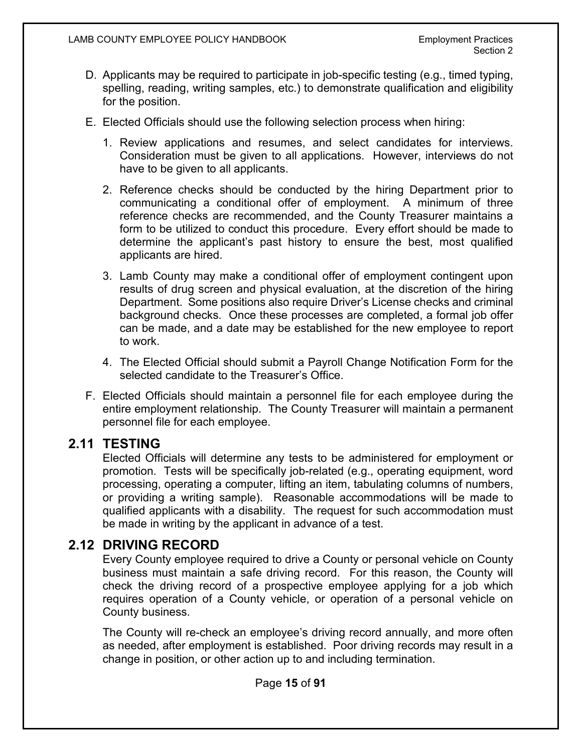D. Applicants may be required to participate in job-specific testing (e.g., timed typing, spelling, reading, writing samples, etc.) to demonstrate qualification and eligibility for the position.

E. Elected Officials should use the following selection process when hiring:

1. Review applications and resumes, and select candidates for interviews. Consideration must be given to all applications. However, interviews do not have to be given to all applicants.

2. Reference checks should be conducted by the hiring Department prior to communicating a conditional offer of employment. A minimum of three reference checks are recommended, and the County Treasurer maintains a form to be utilized to conduct this procedure. Every effort should be made to determine the applicant's past history to ensure the best, most qualified applicants are hired.

3. Lamb County may make a conditional offer of employment contingent upon results of drug screen and physical evaluation, at the discretion of the hiring Department. Some positions also require Driver's License checks and criminal background checks. Once these processes are completed, a formal job offer can be made, and a date may be established for the new employee to report to work.

4. The Elected Official should submit a Payroll Change Notification Form for the selected candidate to the Treasurer's Office.

F. Elected Officials should maintain a personnel file for each employee during the entire employment relationship. The County Treasurer will maintain a permanent personnel file for each employee.

## 2.11 TESTING

Elected Officials will determine any tests to be administered for employment or promotion. Tests will be specifically job-related (e.g., operating equipment, word processing, operating a computer, lifting an item, tabulating columns of numbers, or providing a writing sample). Reasonable accommodations will be made to qualified applicants with a disability. The request for such accommodation must be made in writing by the applicant in advance of a test.

## 2.12 DRIVING RECORD

Every County employee required to drive a County or personal vehicle on County business must maintain a safe driving record. For this reason, the County will check the driving record of a prospective employee applying for a job which requires operation of a County vehicle, or operation of a personal vehicle on County business.

The County will re-check an employee's driving record annually, and more often as needed, after employment is established. Poor driving records may result in a change in position, or other action up to and including termination.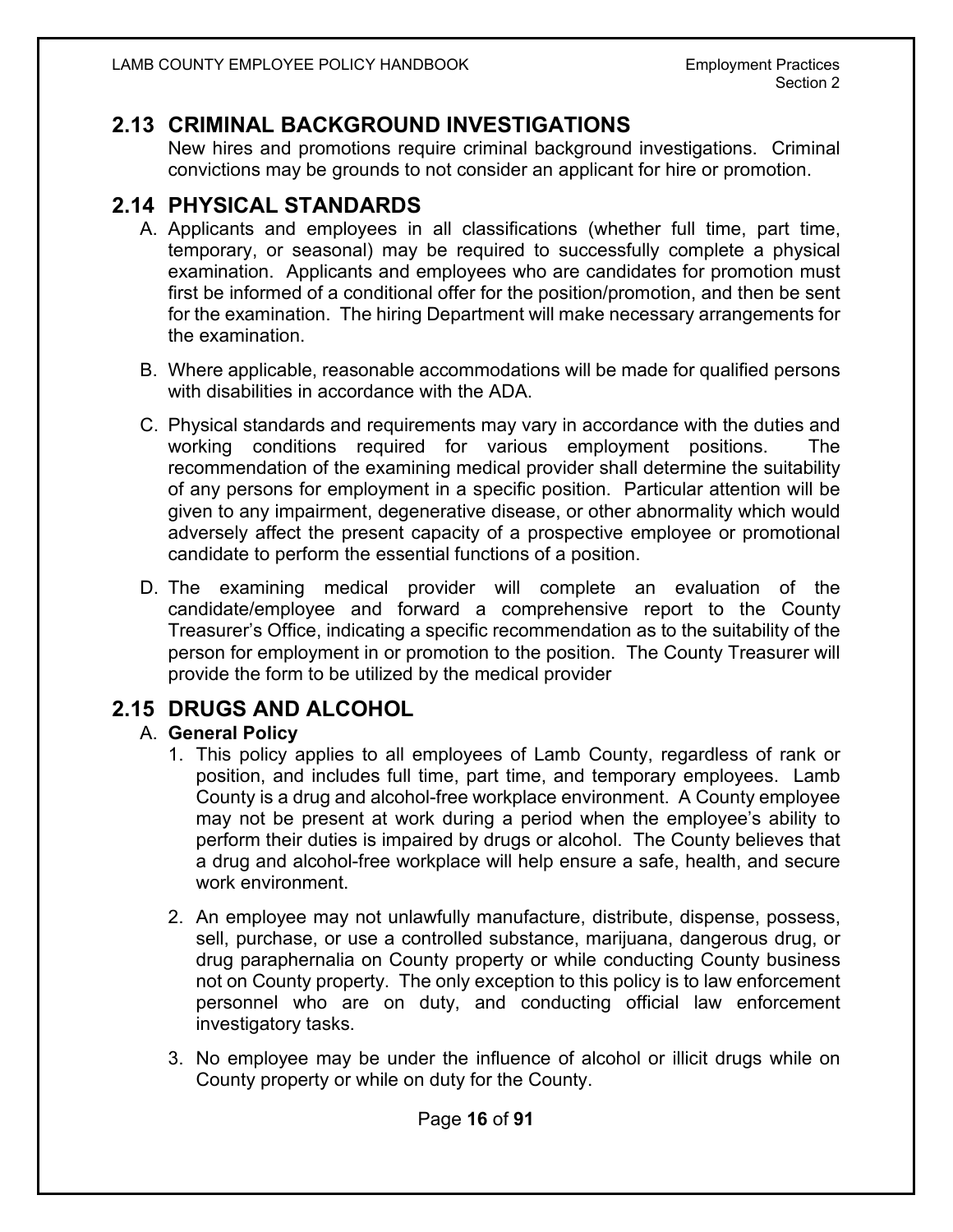## 2.13 CRIMINAL BACKGROUND INVESTIGATIONS

New hires and promotions require criminal background investigations. Criminal convictions may be grounds to not consider an applicant for hire or promotion.

## 2.14 PHYSICAL STANDARDS

A. Applicants and employees in all classifications (whether full time, part time, temporary, or seasonal) may be required to successfully complete a physical examination. Applicants and employees who are candidates for promotion must first be informed of a conditional offer for the position/promotion, and then be sent for the examination. The hiring Department will make necessary arrangements for the examination.

B. Where applicable, reasonable accommodations will be made for qualified persons with disabilities in accordance with the ADA.

C. Physical standards and requirements may vary in accordance with the duties and working conditions required for various employment positions. The recommendation of the examining medical provider shall determine the suitability of any persons for employment in a specific position. Particular attention will be given to any impairment, degenerative disease, or other abnormality which would adversely affect the present capacity of a prospective employee or promotional candidate to perform the essential functions of a position.

D. The examining medical provider will complete an evaluation of the candidate/employee and forward a comprehensive report to the County Treasurer's Office, indicating a specific recommendation as to the suitability of the person for employment in or promotion to the position. The County Treasurer will provide the form to be utilized by the medical provider

## 2.15 DRUGS AND ALCOHOL

A. **General Policy**

1. This policy applies to all employees of Lamb County, regardless of rank or position, and includes full time, part time, and temporary employees. Lamb County is a drug and alcohol-free workplace environment. A County employee may not be present at work during a period when the employee's ability to perform their duties is impaired by drugs or alcohol. The County believes that a drug and alcohol-free workplace will help ensure a safe, health, and secure work environment.

2. An employee may not unlawfully manufacture, distribute, dispense, possess, sell, purchase, or use a controlled substance, marijuana, dangerous drug, or drug paraphernalia on County property or while conducting County business not on County property. The only exception to this policy is to law enforcement personnel who are on duty, and conducting official law enforcement investigatory tasks.

3. No employee may be under the influence of alcohol or illicit drugs while on County property or while on duty for the County.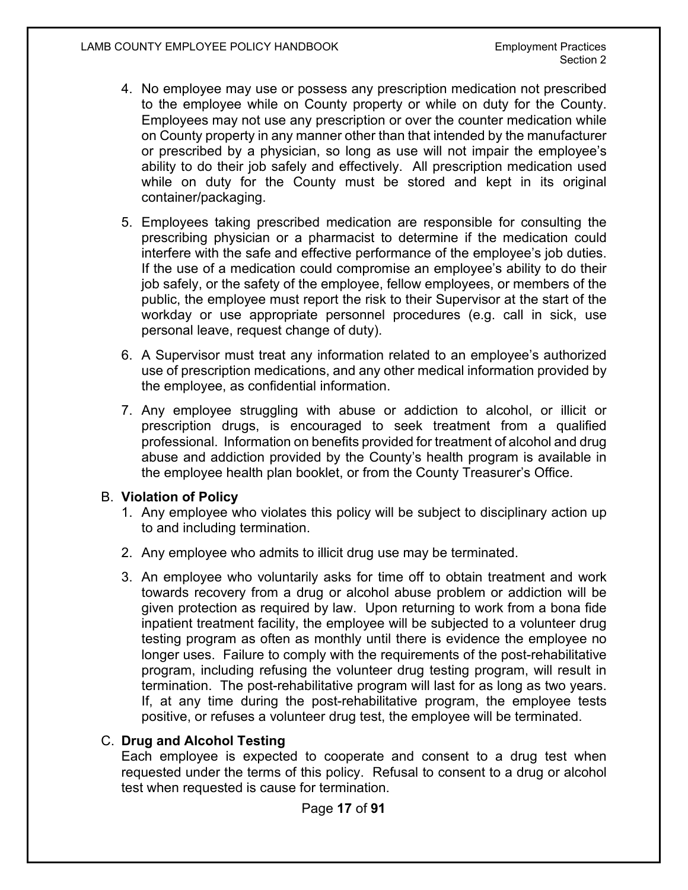4. No employee may use or possess any prescription medication not prescribed to the employee while on County property or while on duty for the County. Employees may not use any prescription or over the counter medication while on County property in any manner other than that intended by the manufacturer or prescribed by a physician, so long as use will not impair the employee's ability to do their job safely and effectively. All prescription medication used while on duty for the County must be stored and kept in its original container/packaging.

5. Employees taking prescribed medication are responsible for consulting the prescribing physician or a pharmacist to determine if the medication could interfere with the safe and effective performance of the employee's job duties. If the use of a medication could compromise an employee's ability to do their job safely, or the safety of the employee, fellow employees, or members of the public, the employee must report the risk to their Supervisor at the start of the workday or use appropriate personnel procedures (e.g. call in sick, use personal leave, request change of duty).

6. A Supervisor must treat any information related to an employee's authorized use of prescription medications, and any other medical information provided by the employee, as confidential information.

7. Any employee struggling with abuse or addiction to alcohol, or illicit or prescription drugs, is encouraged to seek treatment from a qualified professional. Information on benefits provided for treatment of alcohol and drug abuse and addiction provided by the County's health program is available in the employee health plan booklet, or from the County Treasurer's Office.

B. **Violation of Policy**

1. Any employee who violates this policy will be subject to disciplinary action up to and including termination.

2. Any employee who admits to illicit drug use may be terminated.

3. An employee who voluntarily asks for time off to obtain treatment and work towards recovery from a drug or alcohol abuse problem or addiction will be given protection as required by law. Upon returning to work from a bona fide inpatient treatment facility, the employee will be subjected to a volunteer drug testing program as often as monthly until there is evidence the employee no longer uses. Failure to comply with the requirements of the post-rehabilitative program, including refusing the volunteer drug testing program, will result in termination. The post-rehabilitative program will last for as long as two years. If, at any time during the post-rehabilitative program, the employee tests positive, or refuses a volunteer drug test, the employee will be terminated.

C. **Drug and Alcohol Testing**

Each employee is expected to cooperate and consent to a drug test when requested under the terms of this policy. Refusal to consent to a drug or alcohol test when requested is cause for termination.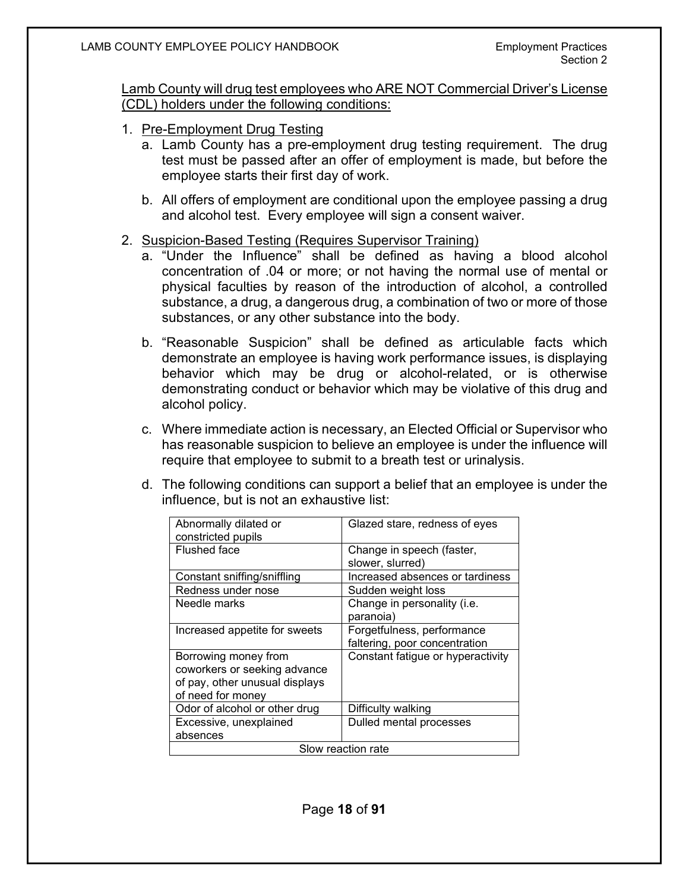<u>Lamb County will drug test employees who ARE NOT Commercial Driver's License (CDL) holders under the following conditions:</u>

1. <u>Pre-Employment Drug Testing</u>
   a. Lamb County has a pre-employment drug testing requirement. The drug test must be passed after an offer of employment is made, but before the employee starts their first day of work.

   b. All offers of employment are conditional upon the employee passing a drug and alcohol test. Every employee will sign a consent waiver.

2. <u>Suspicion-Based Testing (Requires Supervisor Training)</u>
   a. "Under the Influence" shall be defined as having a blood alcohol concentration of .04 or more; or not having the normal use of mental or physical faculties by reason of the introduction of alcohol, a controlled substance, a drug, a dangerous drug, a combination of two or more of those substances, or any other substance into the body.

   b. "Reasonable Suspicion" shall be defined as articulable facts which demonstrate an employee is having work performance issues, is displaying behavior which may be drug or alcohol-related, or is otherwise demonstrating conduct or behavior which may be violative of this drug and alcohol policy.

   c. Where immediate action is necessary, an Elected Official or Supervisor who has reasonable suspicion to believe an employee is under the influence will require that employee to submit to a breath test or urinalysis.

   d. The following conditions can support a belief that an employee is under the influence, but is not an exhaustive list:

| | |
|---|---|
| Abnormally dilated or constricted pupils | Glazed stare, redness of eyes |
| Flushed face | Change in speech (faster, slower, slurred) |
| Constant sniffing/sniffling | Increased absences or tardiness |
| Redness under nose | Sudden weight loss |
| Needle marks | Change in personality (i.e. paranoia) |
| Increased appetite for sweets | Forgetfulness, performance faltering, poor concentration |
| Borrowing money from coworkers or seeking advance of pay, other unusual displays of need for money | Constant fatigue or hyperactivity |
| Odor of alcohol or other drug | Difficulty walking |
| Excessive, unexplained absences | Dulled mental processes |
| Slow reaction rate | |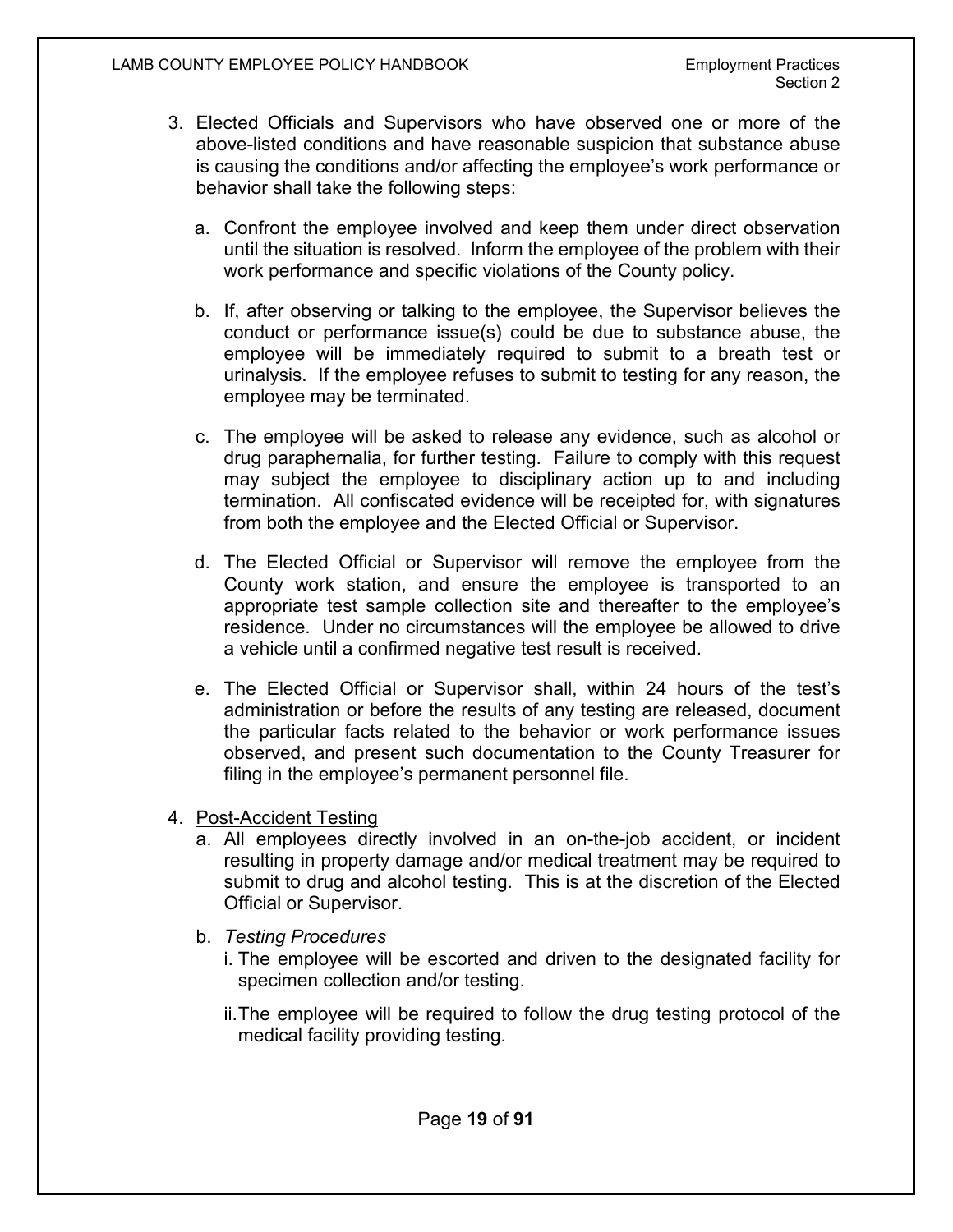3. Elected Officials and Supervisors who have observed one or more of the above-listed conditions and have reasonable suspicion that substance abuse is causing the conditions and/or affecting the employee's work performance or behavior shall take the following steps:

   a. Confront the employee involved and keep them under direct observation until the situation is resolved. Inform the employee of the problem with their work performance and specific violations of the County policy.

   b. If, after observing or talking to the employee, the Supervisor believes the conduct or performance issue(s) could be due to substance abuse, the employee will be immediately required to submit to a breath test or urinalysis. If the employee refuses to submit to testing for any reason, the employee may be terminated.

   c. The employee will be asked to release any evidence, such as alcohol or drug paraphernalia, for further testing. Failure to comply with this request may subject the employee to disciplinary action up to and including termination. All confiscated evidence will be receipted for, with signatures from both the employee and the Elected Official or Supervisor.

   d. The Elected Official or Supervisor will remove the employee from the County work station, and ensure the employee is transported to an appropriate test sample collection site and thereafter to the employee's residence. Under no circumstances will the employee be allowed to drive a vehicle until a confirmed negative test result is received.

   e. The Elected Official or Supervisor shall, within 24 hours of the test's administration or before the results of any testing are released, document the particular facts related to the behavior or work performance issues observed, and present such documentation to the County Treasurer for filing in the employee's permanent personnel file.

4. <u>Post-Accident Testing</u>

   a. All employees directly involved in an on-the-job accident, or incident resulting in property damage and/or medical treatment may be required to submit to drug and alcohol testing. This is at the discretion of the Elected Official or Supervisor.

   b. *Testing Procedures*

      i. The employee will be escorted and driven to the designated facility for specimen collection and/or testing.

      ii. The employee will be required to follow the drug testing protocol of the medical facility providing testing.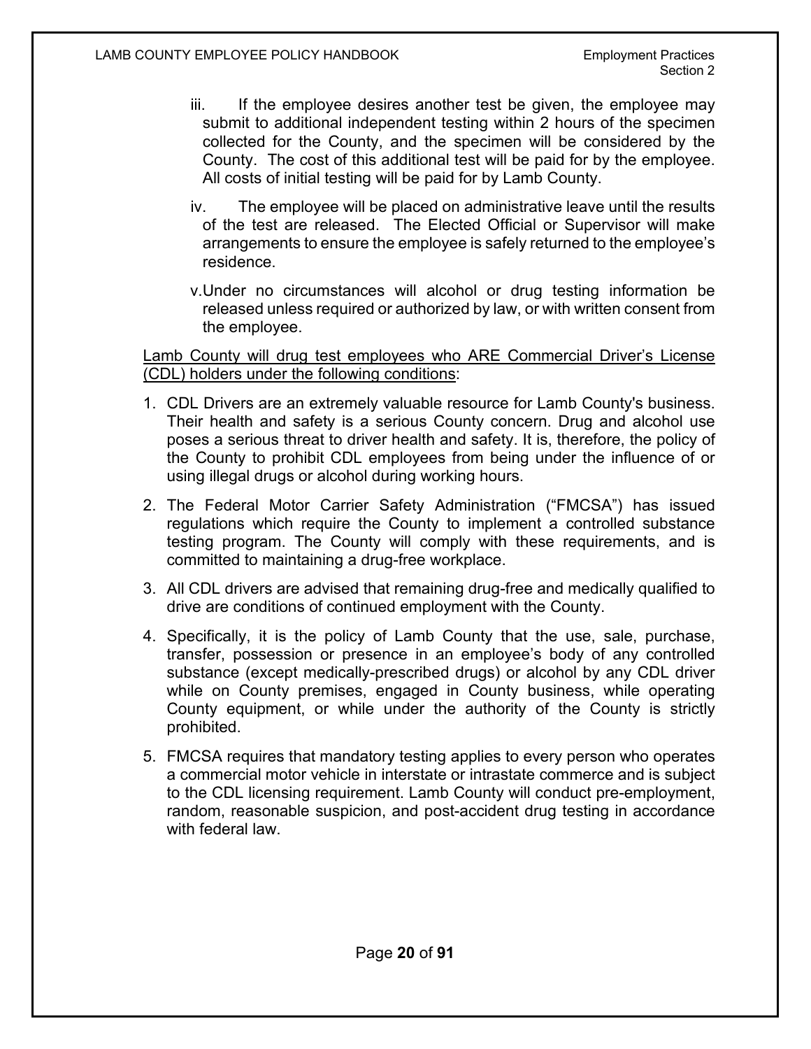iii. If the employee desires another test be given, the employee may submit to additional independent testing within 2 hours of the specimen collected for the County, and the specimen will be considered by the County. The cost of this additional test will be paid for by the employee. All costs of initial testing will be paid for by Lamb County.

iv. The employee will be placed on administrative leave until the results of the test are released. The Elected Official or Supervisor will make arrangements to ensure the employee is safely returned to the employee's residence.

v. Under no circumstances will alcohol or drug testing information be released unless required or authorized by law, or with written consent from the employee.

<u>Lamb County will drug test employees who ARE Commercial Driver's License (CDL) holders under the following conditions</u>:

1. CDL Drivers are an extremely valuable resource for Lamb County's business. Their health and safety is a serious County concern. Drug and alcohol use poses a serious threat to driver health and safety. It is, therefore, the policy of the County to prohibit CDL employees from being under the influence of or using illegal drugs or alcohol during working hours.
2. The Federal Motor Carrier Safety Administration ("FMCSA") has issued regulations which require the County to implement a controlled substance testing program. The County will comply with these requirements, and is committed to maintaining a drug-free workplace.
3. All CDL drivers are advised that remaining drug-free and medically qualified to drive are conditions of continued employment with the County.
4. Specifically, it is the policy of Lamb County that the use, sale, purchase, transfer, possession or presence in an employee's body of any controlled substance (except medically-prescribed drugs) or alcohol by any CDL driver while on County premises, engaged in County business, while operating County equipment, or while under the authority of the County is strictly prohibited.
5. FMCSA requires that mandatory testing applies to every person who operates a commercial motor vehicle in interstate or intrastate commerce and is subject to the CDL licensing requirement. Lamb County will conduct pre-employment, random, reasonable suspicion, and post-accident drug testing in accordance with federal law.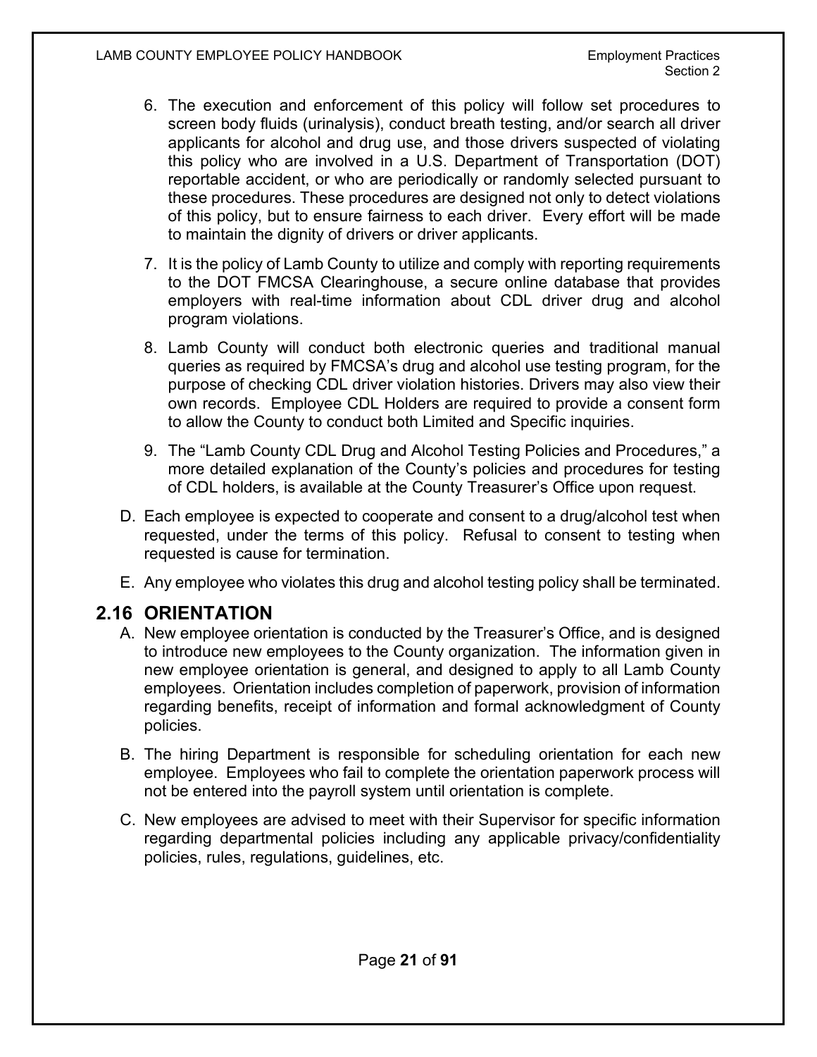6. The execution and enforcement of this policy will follow set procedures to screen body fluids (urinalysis), conduct breath testing, and/or search all driver applicants for alcohol and drug use, and those drivers suspected of violating this policy who are involved in a U.S. Department of Transportation (DOT) reportable accident, or who are periodically or randomly selected pursuant to these procedures. These procedures are designed not only to detect violations of this policy, but to ensure fairness to each driver. Every effort will be made to maintain the dignity of drivers or driver applicants.
7. It is the policy of Lamb County to utilize and comply with reporting requirements to the DOT FMCSA Clearinghouse, a secure online database that provides employers with real-time information about CDL driver drug and alcohol program violations.
8. Lamb County will conduct both electronic queries and traditional manual queries as required by FMCSA's drug and alcohol use testing program, for the purpose of checking CDL driver violation histories. Drivers may also view their own records. Employee CDL Holders are required to provide a consent form to allow the County to conduct both Limited and Specific inquiries.
9. The "Lamb County CDL Drug and Alcohol Testing Policies and Procedures," a more detailed explanation of the County's policies and procedures for testing of CDL holders, is available at the County Treasurer's Office upon request.

D. Each employee is expected to cooperate and consent to a drug/alcohol test when requested, under the terms of this policy. Refusal to consent to testing when requested is cause for termination.

E. Any employee who violates this drug and alcohol testing policy shall be terminated.

## 2.16 ORIENTATION

A. New employee orientation is conducted by the Treasurer's Office, and is designed to introduce new employees to the County organization. The information given in new employee orientation is general, and designed to apply to all Lamb County employees. Orientation includes completion of paperwork, provision of information regarding benefits, receipt of information and formal acknowledgment of County policies.

B. The hiring Department is responsible for scheduling orientation for each new employee. Employees who fail to complete the orientation paperwork process will not be entered into the payroll system until orientation is complete.

C. New employees are advised to meet with their Supervisor for specific information regarding departmental policies including any applicable privacy/confidentiality policies, rules, regulations, guidelines, etc.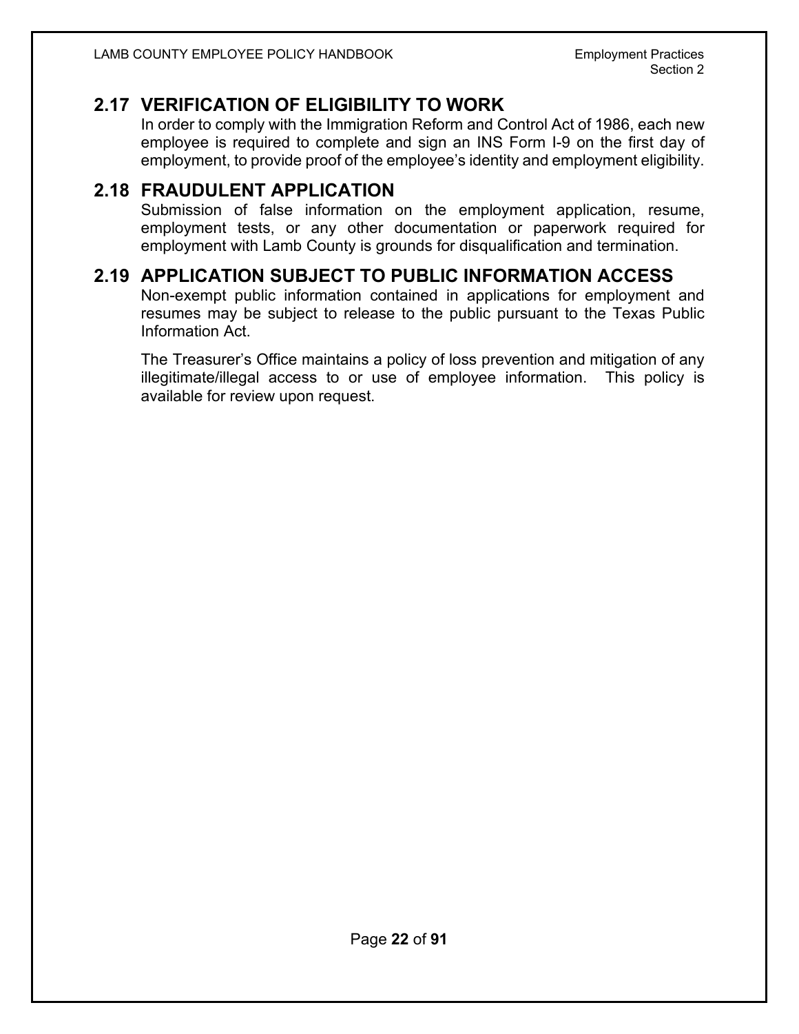## 2.17 VERIFICATION OF ELIGIBILITY TO WORK

In order to comply with the Immigration Reform and Control Act of 1986, each new employee is required to complete and sign an INS Form I-9 on the first day of employment, to provide proof of the employee's identity and employment eligibility.

## 2.18 FRAUDULENT APPLICATION

Submission of false information on the employment application, resume, employment tests, or any other documentation or paperwork required for employment with Lamb County is grounds for disqualification and termination.

## 2.19 APPLICATION SUBJECT TO PUBLIC INFORMATION ACCESS

Non-exempt public information contained in applications for employment and resumes may be subject to release to the public pursuant to the Texas Public Information Act.

The Treasurer's Office maintains a policy of loss prevention and mitigation of any illegitimate/illegal access to or use of employee information. This policy is available for review upon request.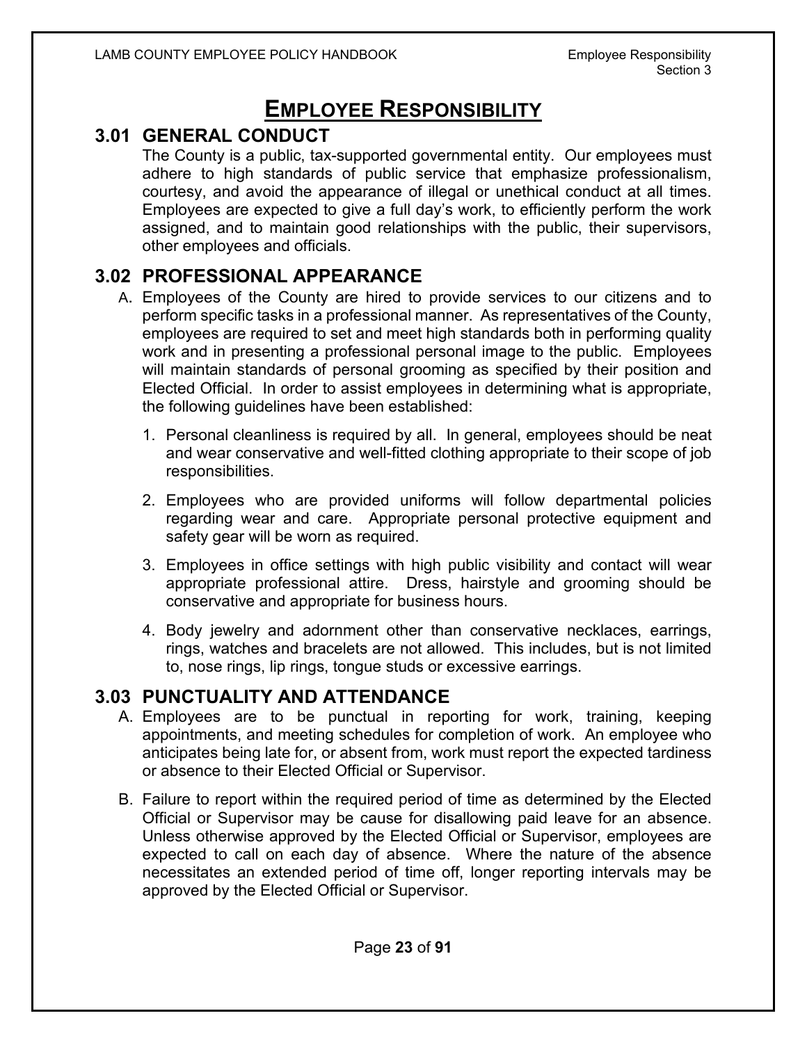# EMPLOYEE RESPONSIBILITY

## 3.01 GENERAL CONDUCT

The County is a public, tax-supported governmental entity. Our employees must adhere to high standards of public service that emphasize professionalism, courtesy, and avoid the appearance of illegal or unethical conduct at all times. Employees are expected to give a full day's work, to efficiently perform the work assigned, and to maintain good relationships with the public, their supervisors, other employees and officials.

## 3.02 PROFESSIONAL APPEARANCE

A. Employees of the County are hired to provide services to our citizens and to perform specific tasks in a professional manner. As representatives of the County, employees are required to set and meet high standards both in performing quality work and in presenting a professional personal image to the public. Employees will maintain standards of personal grooming as specified by their position and Elected Official. In order to assist employees in determining what is appropriate, the following guidelines have been established:

1. Personal cleanliness is required by all. In general, employees should be neat and wear conservative and well-fitted clothing appropriate to their scope of job responsibilities.
2. Employees who are provided uniforms will follow departmental policies regarding wear and care. Appropriate personal protective equipment and safety gear will be worn as required.
3. Employees in office settings with high public visibility and contact will wear appropriate professional attire. Dress, hairstyle and grooming should be conservative and appropriate for business hours.
4. Body jewelry and adornment other than conservative necklaces, earrings, rings, watches and bracelets are not allowed. This includes, but is not limited to, nose rings, lip rings, tongue studs or excessive earrings.

## 3.03 PUNCTUALITY AND ATTENDANCE

A. Employees are to be punctual in reporting for work, training, keeping appointments, and meeting schedules for completion of work. An employee who anticipates being late for, or absent from, work must report the expected tardiness or absence to their Elected Official or Supervisor.

B. Failure to report within the required period of time as determined by the Elected Official or Supervisor may be cause for disallowing paid leave for an absence. Unless otherwise approved by the Elected Official or Supervisor, employees are expected to call on each day of absence. Where the nature of the absence necessitates an extended period of time off, longer reporting intervals may be approved by the Elected Official or Supervisor.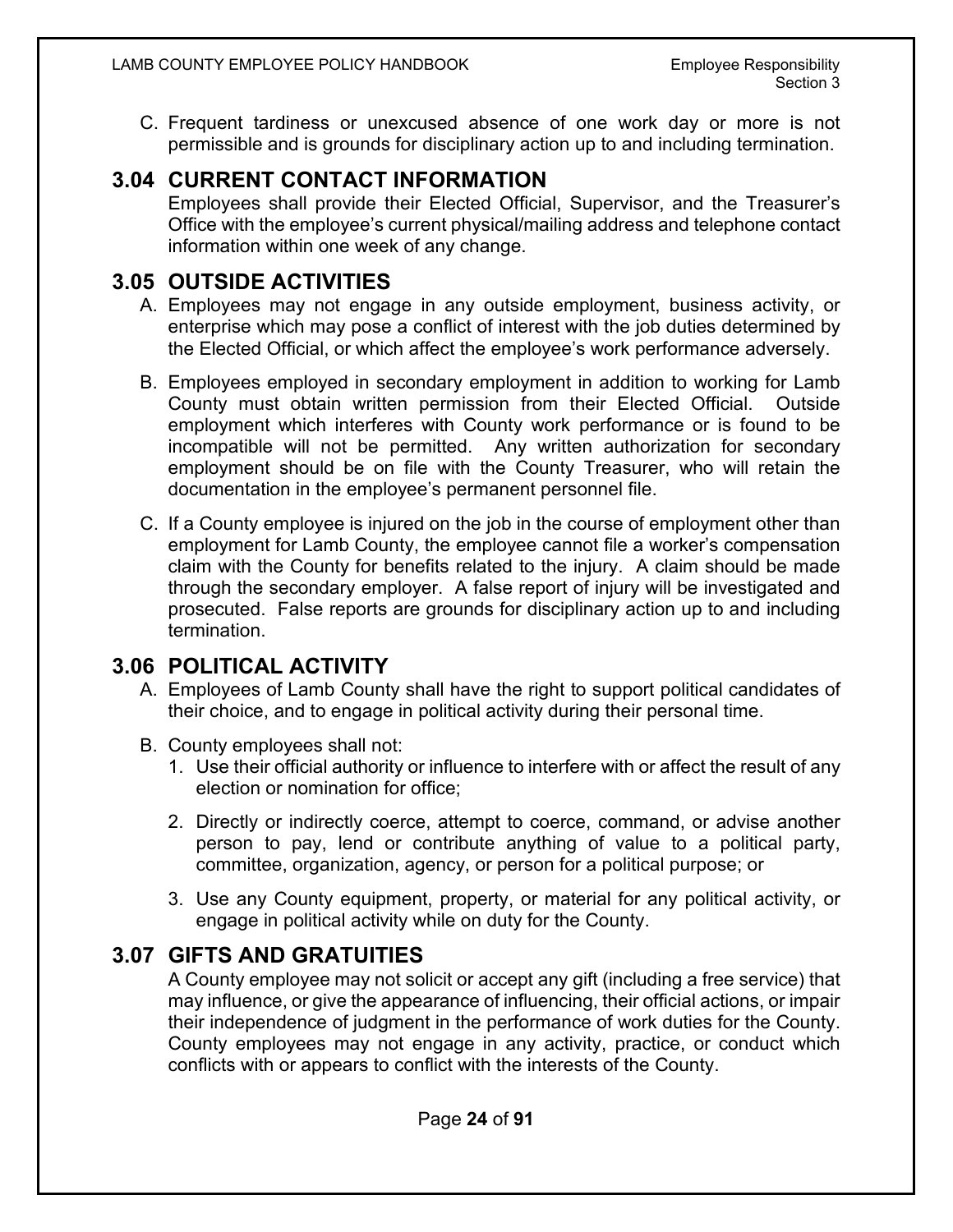C. Frequent tardiness or unexcused absence of one work day or more is not permissible and is grounds for disciplinary action up to and including termination.

## 3.04 CURRENT CONTACT INFORMATION

Employees shall provide their Elected Official, Supervisor, and the Treasurer's Office with the employee's current physical/mailing address and telephone contact information within one week of any change.

## 3.05 OUTSIDE ACTIVITIES

A. Employees may not engage in any outside employment, business activity, or enterprise which may pose a conflict of interest with the job duties determined by the Elected Official, or which affect the employee's work performance adversely.

B. Employees employed in secondary employment in addition to working for Lamb County must obtain written permission from their Elected Official. Outside employment which interferes with County work performance or is found to be incompatible will not be permitted. Any written authorization for secondary employment should be on file with the County Treasurer, who will retain the documentation in the employee's permanent personnel file.

C. If a County employee is injured on the job in the course of employment other than employment for Lamb County, the employee cannot file a worker's compensation claim with the County for benefits related to the injury. A claim should be made through the secondary employer. A false report of injury will be investigated and prosecuted. False reports are grounds for disciplinary action up to and including termination.

## 3.06 POLITICAL ACTIVITY

A. Employees of Lamb County shall have the right to support political candidates of their choice, and to engage in political activity during their personal time.

B. County employees shall not:

1. Use their official authority or influence to interfere with or affect the result of any election or nomination for office;

2. Directly or indirectly coerce, attempt to coerce, command, or advise another person to pay, lend or contribute anything of value to a political party, committee, organization, agency, or person for a political purpose; or

3. Use any County equipment, property, or material for any political activity, or engage in political activity while on duty for the County.

## 3.07 GIFTS AND GRATUITIES

A County employee may not solicit or accept any gift (including a free service) that may influence, or give the appearance of influencing, their official actions, or impair their independence of judgment in the performance of work duties for the County. County employees may not engage in any activity, practice, or conduct which conflicts with or appears to conflict with the interests of the County.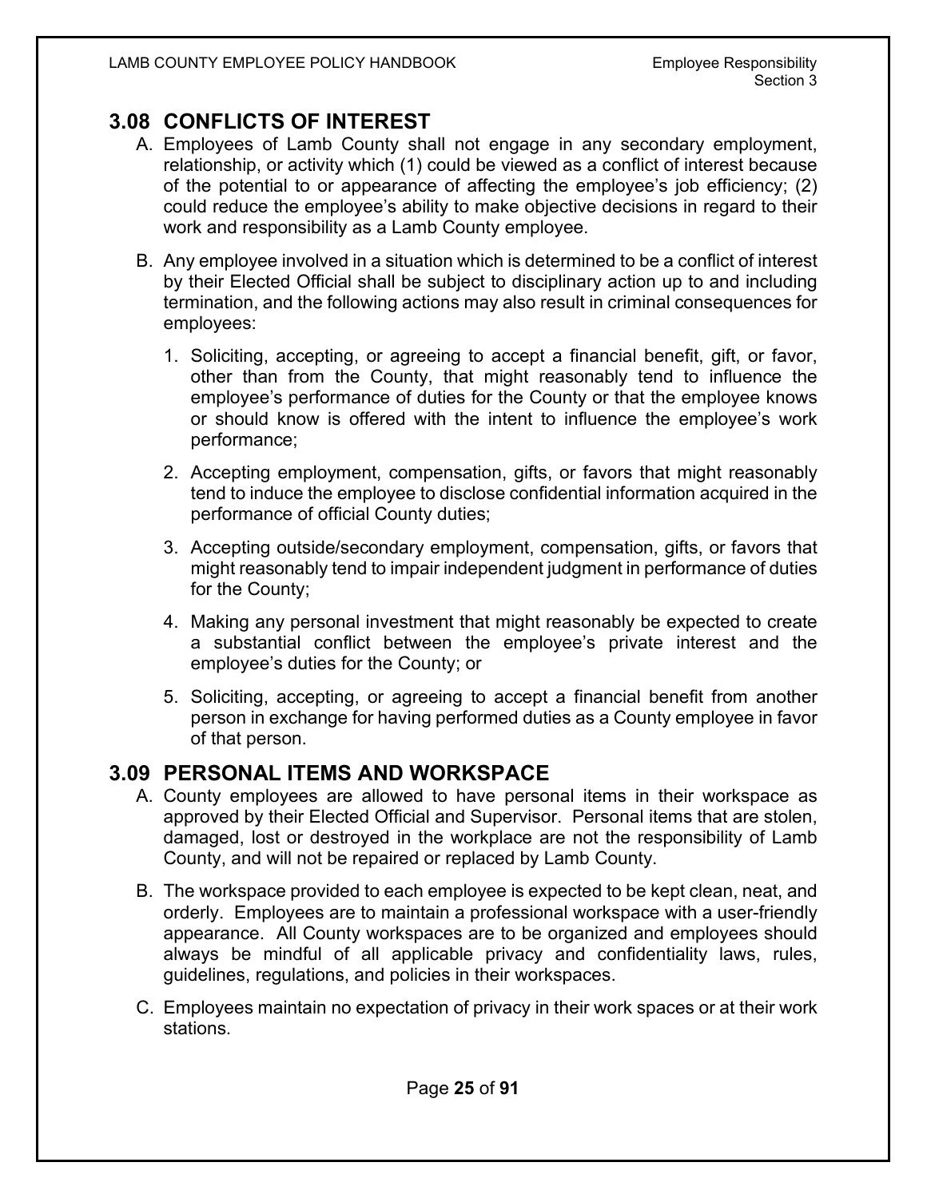## 3.08 CONFLICTS OF INTEREST

A. Employees of Lamb County shall not engage in any secondary employment, relationship, or activity which (1) could be viewed as a conflict of interest because of the potential to or appearance of affecting the employee's job efficiency; (2) could reduce the employee's ability to make objective decisions in regard to their work and responsibility as a Lamb County employee.

B. Any employee involved in a situation which is determined to be a conflict of interest by their Elected Official shall be subject to disciplinary action up to and including termination, and the following actions may also result in criminal consequences for employees:

   1. Soliciting, accepting, or agreeing to accept a financial benefit, gift, or favor, other than from the County, that might reasonably tend to influence the employee's performance of duties for the County or that the employee knows or should know is offered with the intent to influence the employee's work performance;

   2. Accepting employment, compensation, gifts, or favors that might reasonably tend to induce the employee to disclose confidential information acquired in the performance of official County duties;

   3. Accepting outside/secondary employment, compensation, gifts, or favors that might reasonably tend to impair independent judgment in performance of duties for the County;

   4. Making any personal investment that might reasonably be expected to create a substantial conflict between the employee's private interest and the employee's duties for the County; or

   5. Soliciting, accepting, or agreeing to accept a financial benefit from another person in exchange for having performed duties as a County employee in favor of that person.

## 3.09 PERSONAL ITEMS AND WORKSPACE

A. County employees are allowed to have personal items in their workspace as approved by their Elected Official and Supervisor. Personal items that are stolen, damaged, lost or destroyed in the workplace are not the responsibility of Lamb County, and will not be repaired or replaced by Lamb County.

B. The workspace provided to each employee is expected to be kept clean, neat, and orderly. Employees are to maintain a professional workspace with a user-friendly appearance. All County workspaces are to be organized and employees should always be mindful of all applicable privacy and confidentiality laws, rules, guidelines, regulations, and policies in their workspaces.

C. Employees maintain no expectation of privacy in their work spaces or at their work stations.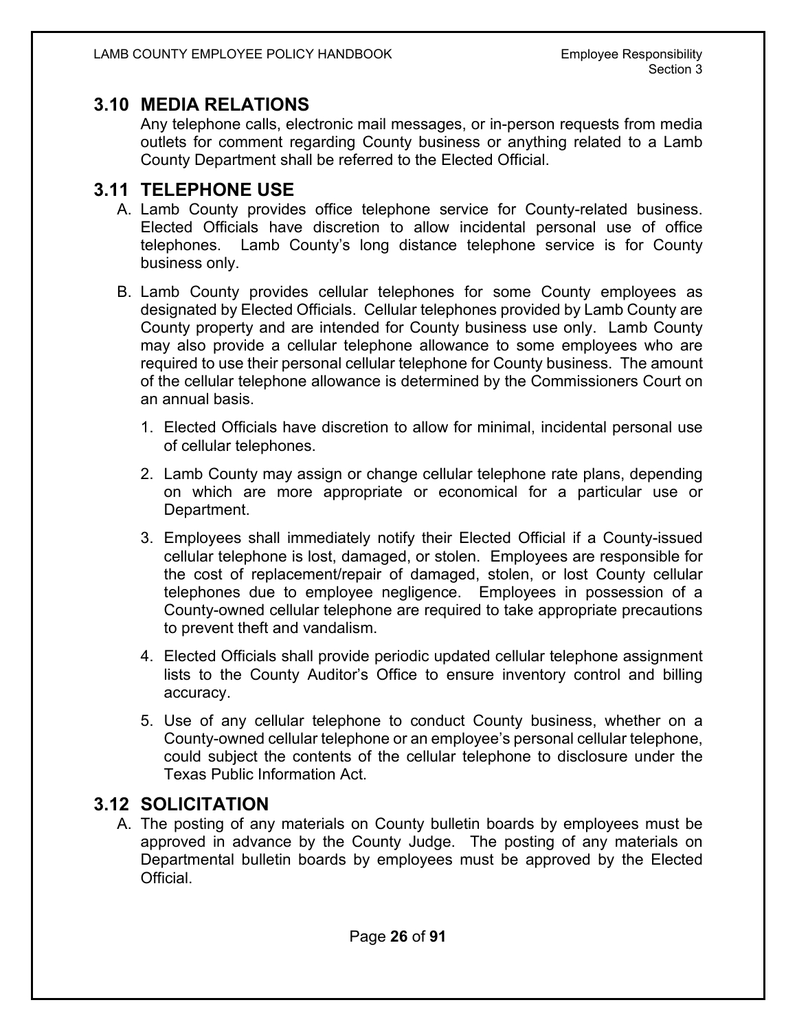## 3.10 MEDIA RELATIONS

Any telephone calls, electronic mail messages, or in-person requests from media outlets for comment regarding County business or anything related to a Lamb County Department shall be referred to the Elected Official.

## 3.11 TELEPHONE USE

A. Lamb County provides office telephone service for County-related business. Elected Officials have discretion to allow incidental personal use of office telephones. Lamb County's long distance telephone service is for County business only.

B. Lamb County provides cellular telephones for some County employees as designated by Elected Officials. Cellular telephones provided by Lamb County are County property and are intended for County business use only. Lamb County may also provide a cellular telephone allowance to some employees who are required to use their personal cellular telephone for County business. The amount of the cellular telephone allowance is determined by the Commissioners Court on an annual basis.

   1. Elected Officials have discretion to allow for minimal, incidental personal use of cellular telephones.

   2. Lamb County may assign or change cellular telephone rate plans, depending on which are more appropriate or economical for a particular use or Department.

   3. Employees shall immediately notify their Elected Official if a County-issued cellular telephone is lost, damaged, or stolen. Employees are responsible for the cost of replacement/repair of damaged, stolen, or lost County cellular telephones due to employee negligence. Employees in possession of a County-owned cellular telephone are required to take appropriate precautions to prevent theft and vandalism.

   4. Elected Officials shall provide periodic updated cellular telephone assignment lists to the County Auditor's Office to ensure inventory control and billing accuracy.

   5. Use of any cellular telephone to conduct County business, whether on a County-owned cellular telephone or an employee's personal cellular telephone, could subject the contents of the cellular telephone to disclosure under the Texas Public Information Act.

## 3.12 SOLICITATION

A. The posting of any materials on County bulletin boards by employees must be approved in advance by the County Judge. The posting of any materials on Departmental bulletin boards by employees must be approved by the Elected Official.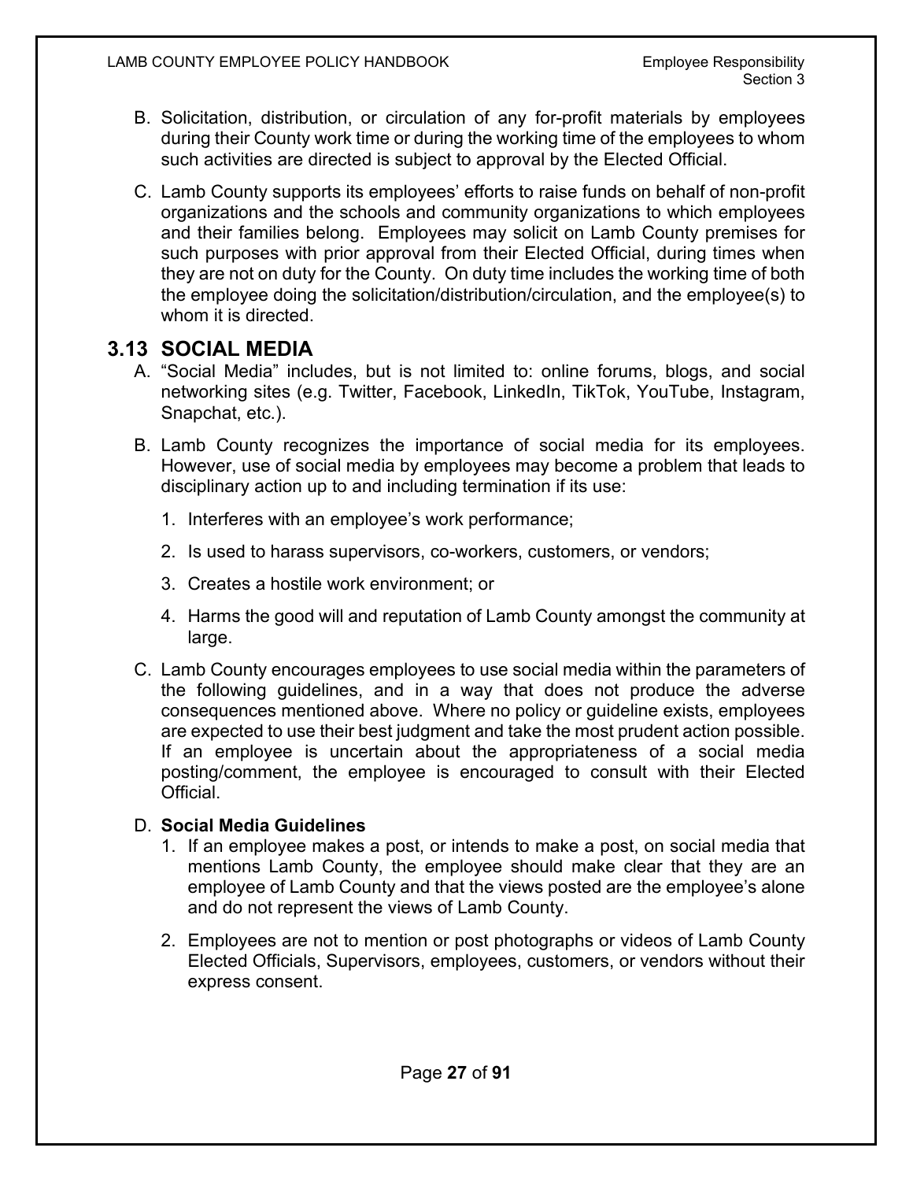B. Solicitation, distribution, or circulation of any for-profit materials by employees during their County work time or during the working time of the employees to whom such activities are directed is subject to approval by the Elected Official.

C. Lamb County supports its employees' efforts to raise funds on behalf of non-profit organizations and the schools and community organizations to which employees and their families belong. Employees may solicit on Lamb County premises for such purposes with prior approval from their Elected Official, during times when they are not on duty for the County. On duty time includes the working time of both the employee doing the solicitation/distribution/circulation, and the employee(s) to whom it is directed.

## 3.13 SOCIAL MEDIA

A. "Social Media" includes, but is not limited to: online forums, blogs, and social networking sites (e.g. Twitter, Facebook, LinkedIn, TikTok, YouTube, Instagram, Snapchat, etc.).

B. Lamb County recognizes the importance of social media for its employees. However, use of social media by employees may become a problem that leads to disciplinary action up to and including termination if its use:

1. Interferes with an employee's work performance;
2. Is used to harass supervisors, co-workers, customers, or vendors;
3. Creates a hostile work environment; or
4. Harms the good will and reputation of Lamb County amongst the community at large.

C. Lamb County encourages employees to use social media within the parameters of the following guidelines, and in a way that does not produce the adverse consequences mentioned above. Where no policy or guideline exists, employees are expected to use their best judgment and take the most prudent action possible. If an employee is uncertain about the appropriateness of a social media posting/comment, the employee is encouraged to consult with their Elected Official.

D. **Social Media Guidelines**

1. If an employee makes a post, or intends to make a post, on social media that mentions Lamb County, the employee should make clear that they are an employee of Lamb County and that the views posted are the employee's alone and do not represent the views of Lamb County.
2. Employees are not to mention or post photographs or videos of Lamb County Elected Officials, Supervisors, employees, customers, or vendors without their express consent.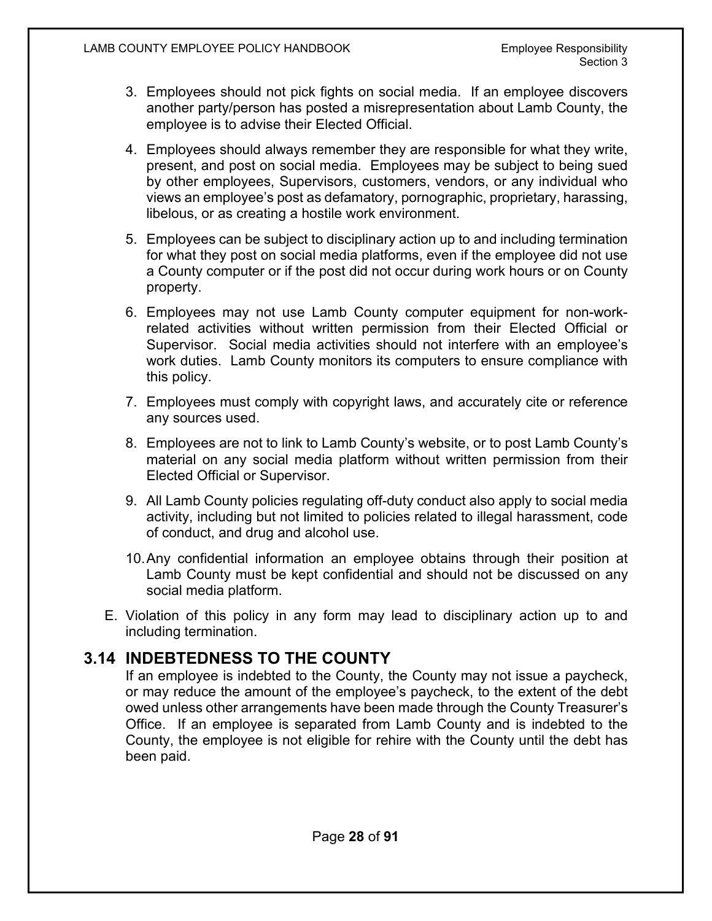3. Employees should not pick fights on social media. If an employee discovers another party/person has posted a misrepresentation about Lamb County, the employee is to advise their Elected Official.

4. Employees should always remember they are responsible for what they write, present, and post on social media. Employees may be subject to being sued by other employees, Supervisors, customers, vendors, or any individual who views an employee's post as defamatory, pornographic, proprietary, harassing, libelous, or as creating a hostile work environment.

5. Employees can be subject to disciplinary action up to and including termination for what they post on social media platforms, even if the employee did not use a County computer or if the post did not occur during work hours or on County property.

6. Employees may not use Lamb County computer equipment for non-work-related activities without written permission from their Elected Official or Supervisor. Social media activities should not interfere with an employee's work duties. Lamb County monitors its computers to ensure compliance with this policy.

7. Employees must comply with copyright laws, and accurately cite or reference any sources used.

8. Employees are not to link to Lamb County's website, or to post Lamb County's material on any social media platform without written permission from their Elected Official or Supervisor.

9. All Lamb County policies regulating off-duty conduct also apply to social media activity, including but not limited to policies related to illegal harassment, code of conduct, and drug and alcohol use.

10. Any confidential information an employee obtains through their position at Lamb County must be kept confidential and should not be discussed on any social media platform.

E. Violation of this policy in any form may lead to disciplinary action up to and including termination.

## 3.14 INDEBTEDNESS TO THE COUNTY

If an employee is indebted to the County, the County may not issue a paycheck, or may reduce the amount of the employee's paycheck, to the extent of the debt owed unless other arrangements have been made through the County Treasurer's Office. If an employee is separated from Lamb County and is indebted to the County, the employee is not eligible for rehire with the County until the debt has been paid.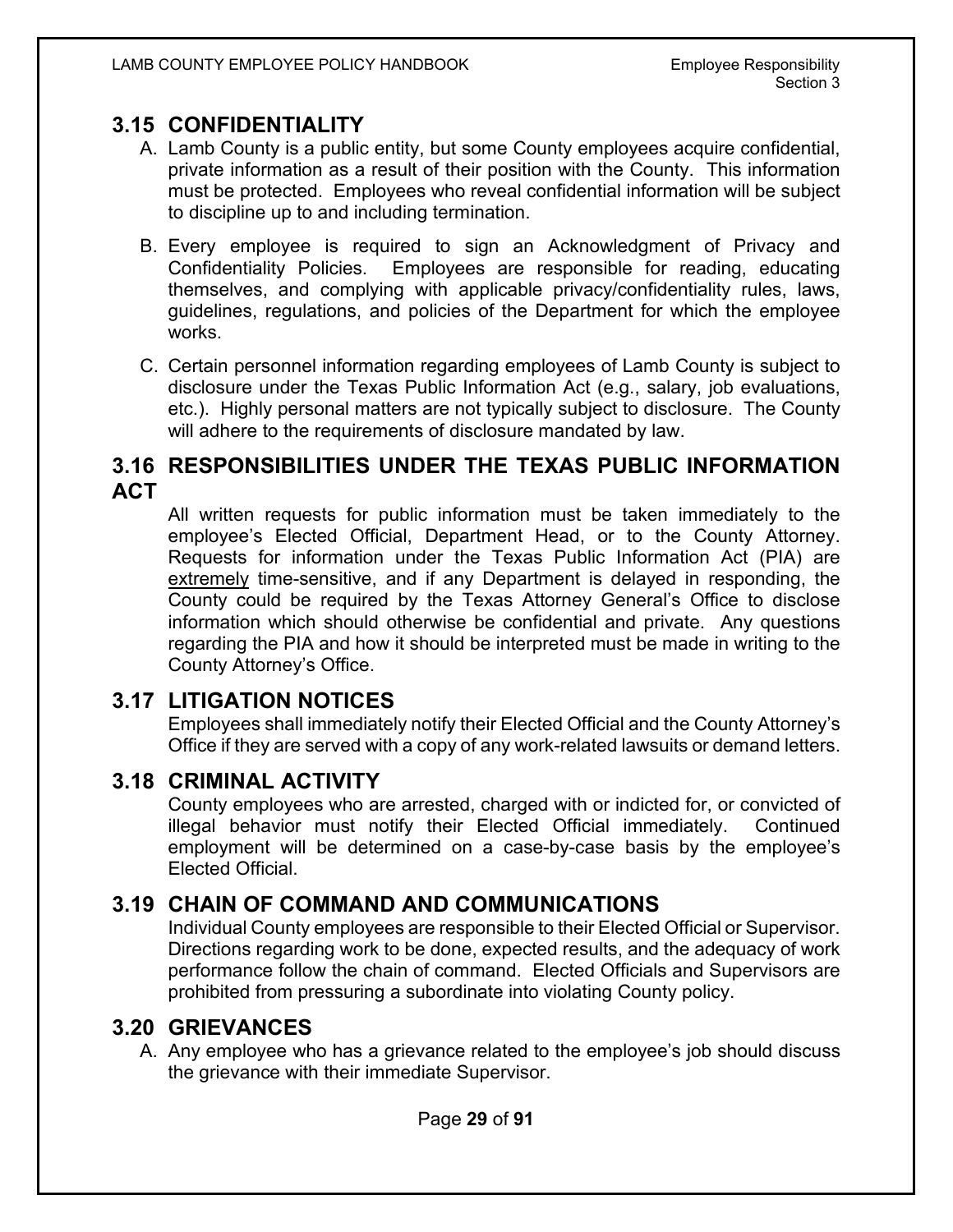## 3.15 CONFIDENTIALITY

A. Lamb County is a public entity, but some County employees acquire confidential, private information as a result of their position with the County. This information must be protected. Employees who reveal confidential information will be subject to discipline up to and including termination.

B. Every employee is required to sign an Acknowledgment of Privacy and Confidentiality Policies. Employees are responsible for reading, educating themselves, and complying with applicable privacy/confidentiality rules, laws, guidelines, regulations, and policies of the Department for which the employee works.

C. Certain personnel information regarding employees of Lamb County is subject to disclosure under the Texas Public Information Act (e.g., salary, job evaluations, etc.). Highly personal matters are not typically subject to disclosure. The County will adhere to the requirements of disclosure mandated by law.

## 3.16 RESPONSIBILITIES UNDER THE TEXAS PUBLIC INFORMATION ACT

All written requests for public information must be taken immediately to the employee's Elected Official, Department Head, or to the County Attorney. Requests for information under the Texas Public Information Act (PIA) are <u>extremely</u> time-sensitive, and if any Department is delayed in responding, the County could be required by the Texas Attorney General's Office to disclose information which should otherwise be confidential and private. Any questions regarding the PIA and how it should be interpreted must be made in writing to the County Attorney's Office.

## 3.17 LITIGATION NOTICES

Employees shall immediately notify their Elected Official and the County Attorney's Office if they are served with a copy of any work-related lawsuits or demand letters.

## 3.18 CRIMINAL ACTIVITY

County employees who are arrested, charged with or indicted for, or convicted of illegal behavior must notify their Elected Official immediately. Continued employment will be determined on a case-by-case basis by the employee's Elected Official.

## 3.19 CHAIN OF COMMAND AND COMMUNICATIONS

Individual County employees are responsible to their Elected Official or Supervisor. Directions regarding work to be done, expected results, and the adequacy of work performance follow the chain of command. Elected Officials and Supervisors are prohibited from pressuring a subordinate into violating County policy.

## 3.20 GRIEVANCES

A. Any employee who has a grievance related to the employee's job should discuss the grievance with their immediate Supervisor.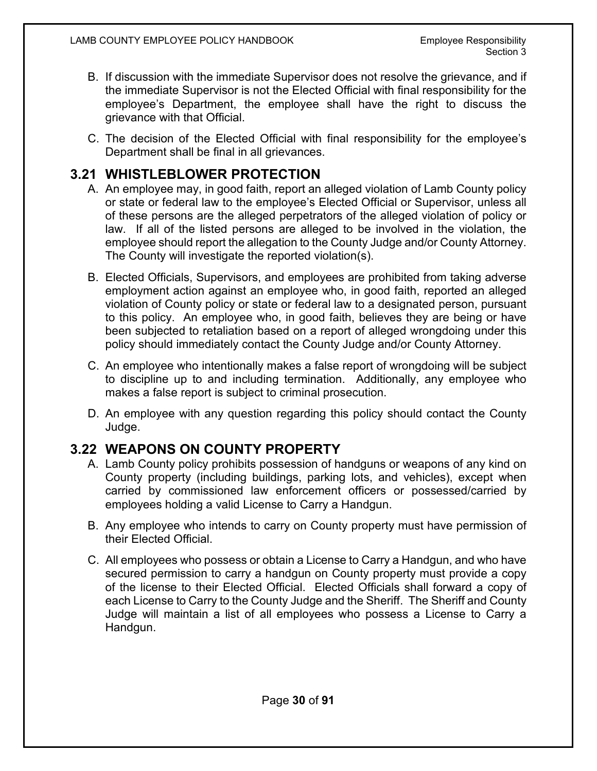B. If discussion with the immediate Supervisor does not resolve the grievance, and if the immediate Supervisor is not the Elected Official with final responsibility for the employee's Department, the employee shall have the right to discuss the grievance with that Official.

C. The decision of the Elected Official with final responsibility for the employee's Department shall be final in all grievances.

## 3.21 WHISTLEBLOWER PROTECTION

A. An employee may, in good faith, report an alleged violation of Lamb County policy or state or federal law to the employee's Elected Official or Supervisor, unless all of these persons are the alleged perpetrators of the alleged violation of policy or law. If all of the listed persons are alleged to be involved in the violation, the employee should report the allegation to the County Judge and/or County Attorney. The County will investigate the reported violation(s).

B. Elected Officials, Supervisors, and employees are prohibited from taking adverse employment action against an employee who, in good faith, reported an alleged violation of County policy or state or federal law to a designated person, pursuant to this policy. An employee who, in good faith, believes they are being or have been subjected to retaliation based on a report of alleged wrongdoing under this policy should immediately contact the County Judge and/or County Attorney.

C. An employee who intentionally makes a false report of wrongdoing will be subject to discipline up to and including termination. Additionally, any employee who makes a false report is subject to criminal prosecution.

D. An employee with any question regarding this policy should contact the County Judge.

## 3.22 WEAPONS ON COUNTY PROPERTY

A. Lamb County policy prohibits possession of handguns or weapons of any kind on County property (including buildings, parking lots, and vehicles), except when carried by commissioned law enforcement officers or possessed/carried by employees holding a valid License to Carry a Handgun.

B. Any employee who intends to carry on County property must have permission of their Elected Official.

C. All employees who possess or obtain a License to Carry a Handgun, and who have secured permission to carry a handgun on County property must provide a copy of the license to their Elected Official. Elected Officials shall forward a copy of each License to Carry to the County Judge and the Sheriff. The Sheriff and County Judge will maintain a list of all employees who possess a License to Carry a Handgun.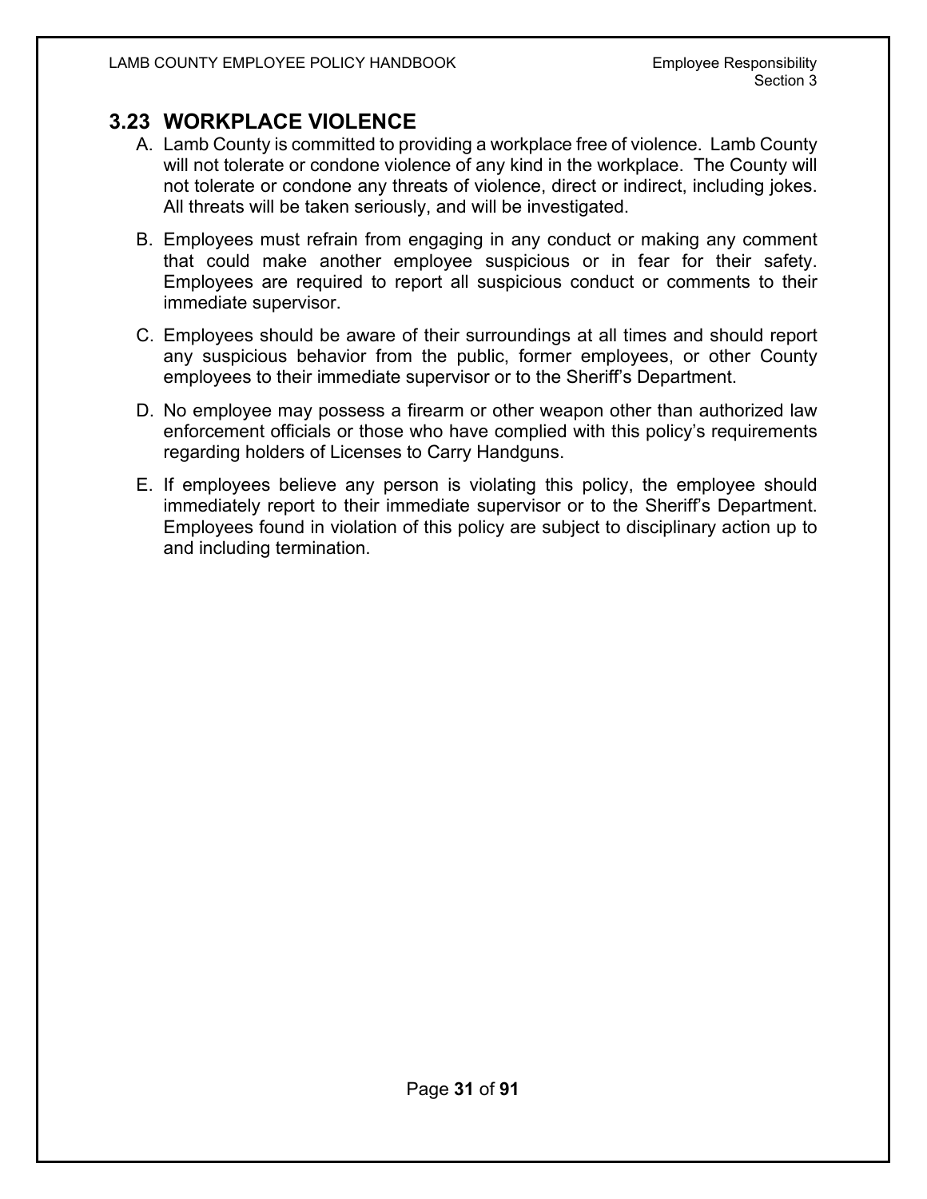## 3.23 WORKPLACE VIOLENCE

A. Lamb County is committed to providing a workplace free of violence. Lamb County will not tolerate or condone violence of any kind in the workplace. The County will not tolerate or condone any threats of violence, direct or indirect, including jokes. All threats will be taken seriously, and will be investigated.

B. Employees must refrain from engaging in any conduct or making any comment that could make another employee suspicious or in fear for their safety. Employees are required to report all suspicious conduct or comments to their immediate supervisor.

C. Employees should be aware of their surroundings at all times and should report any suspicious behavior from the public, former employees, or other County employees to their immediate supervisor or to the Sheriff's Department.

D. No employee may possess a firearm or other weapon other than authorized law enforcement officials or those who have complied with this policy's requirements regarding holders of Licenses to Carry Handguns.

E. If employees believe any person is violating this policy, the employee should immediately report to their immediate supervisor or to the Sheriff's Department. Employees found in violation of this policy are subject to disciplinary action up to and including termination.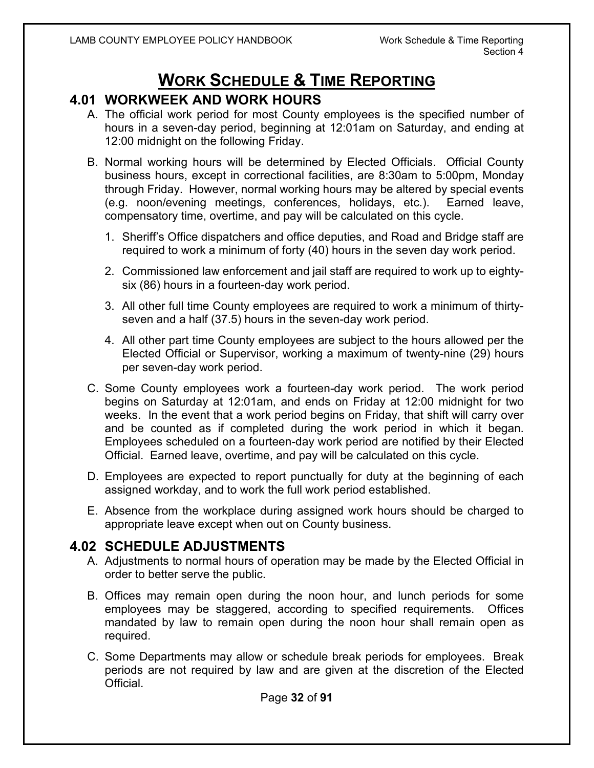# WORK SCHEDULE & TIME REPORTING

## 4.01 WORKWEEK AND WORK HOURS

A. The official work period for most County employees is the specified number of hours in a seven-day period, beginning at 12:01am on Saturday, and ending at 12:00 midnight on the following Friday.

B. Normal working hours will be determined by Elected Officials. Official County business hours, except in correctional facilities, are 8:30am to 5:00pm, Monday through Friday. However, normal working hours may be altered by special events (e.g. noon/evening meetings, conferences, holidays, etc.). Earned leave, compensatory time, overtime, and pay will be calculated on this cycle.

   1. Sheriff's Office dispatchers and office deputies, and Road and Bridge staff are required to work a minimum of forty (40) hours in the seven day work period.

   2. Commissioned law enforcement and jail staff are required to work up to eighty-six (86) hours in a fourteen-day work period.

   3. All other full time County employees are required to work a minimum of thirty-seven and a half (37.5) hours in the seven-day work period.

   4. All other part time County employees are subject to the hours allowed per the Elected Official or Supervisor, working a maximum of twenty-nine (29) hours per seven-day work period.

C. Some County employees work a fourteen-day work period. The work period begins on Saturday at 12:01am, and ends on Friday at 12:00 midnight for two weeks. In the event that a work period begins on Friday, that shift will carry over and be counted as if completed during the work period in which it began. Employees scheduled on a fourteen-day work period are notified by their Elected Official. Earned leave, overtime, and pay will be calculated on this cycle.

D. Employees are expected to report punctually for duty at the beginning of each assigned workday, and to work the full work period established.

E. Absence from the workplace during assigned work hours should be charged to appropriate leave except when out on County business.

## 4.02 SCHEDULE ADJUSTMENTS

A. Adjustments to normal hours of operation may be made by the Elected Official in order to better serve the public.

B. Offices may remain open during the noon hour, and lunch periods for some employees may be staggered, according to specified requirements. Offices mandated by law to remain open during the noon hour shall remain open as required.

C. Some Departments may allow or schedule break periods for employees. Break periods are not required by law and are given at the discretion of the Elected Official.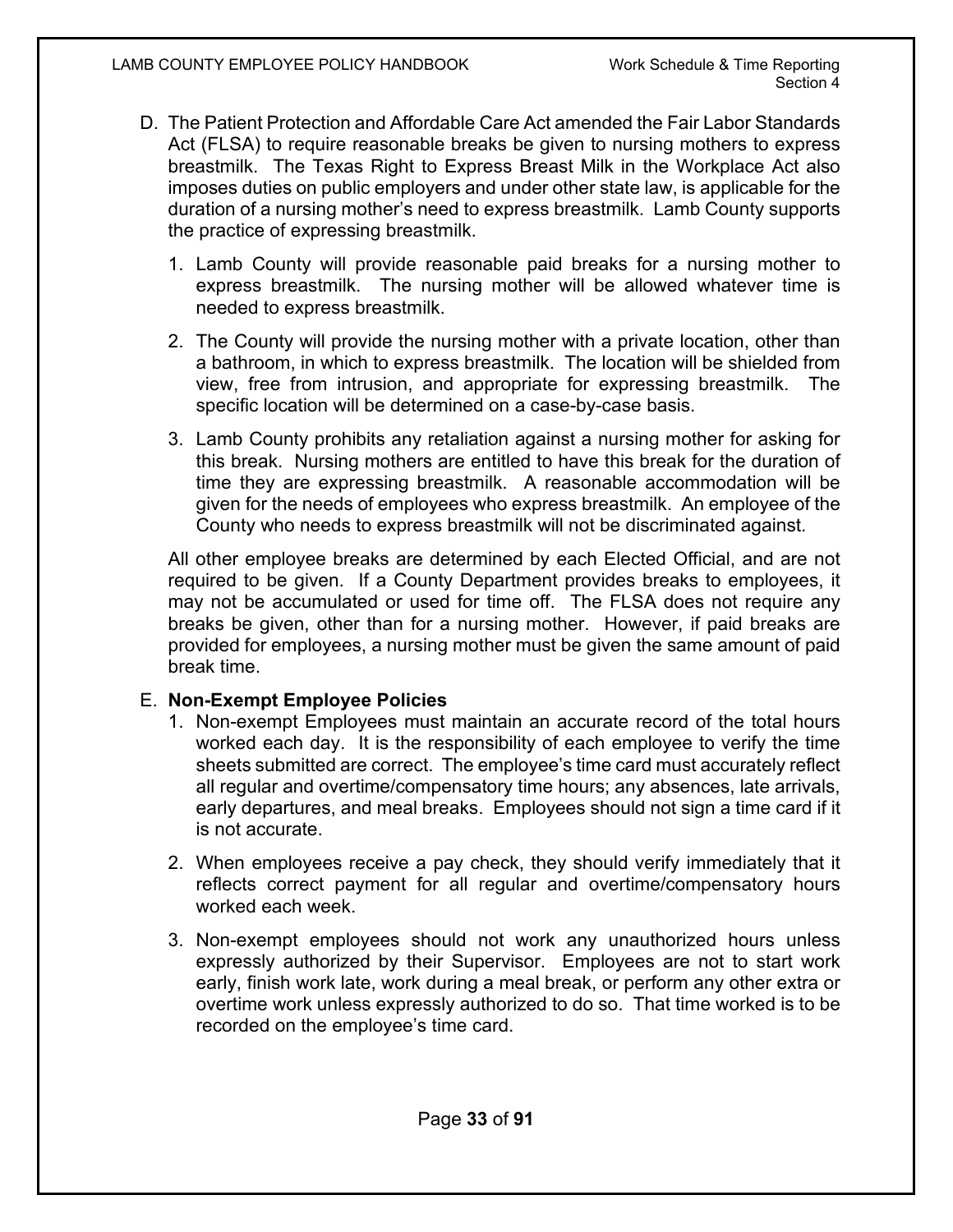D. The Patient Protection and Affordable Care Act amended the Fair Labor Standards Act (FLSA) to require reasonable breaks be given to nursing mothers to express breastmilk. The Texas Right to Express Breast Milk in the Workplace Act also imposes duties on public employers and under other state law, is applicable for the duration of a nursing mother's need to express breastmilk. Lamb County supports the practice of expressing breastmilk.

   1. Lamb County will provide reasonable paid breaks for a nursing mother to express breastmilk. The nursing mother will be allowed whatever time is needed to express breastmilk.

   2. The County will provide the nursing mother with a private location, other than a bathroom, in which to express breastmilk. The location will be shielded from view, free from intrusion, and appropriate for expressing breastmilk. The specific location will be determined on a case-by-case basis.

   3. Lamb County prohibits any retaliation against a nursing mother for asking for this break. Nursing mothers are entitled to have this break for the duration of time they are expressing breastmilk. A reasonable accommodation will be given for the needs of employees who express breastmilk. An employee of the County who needs to express breastmilk will not be discriminated against.

   All other employee breaks are determined by each Elected Official, and are not required to be given. If a County Department provides breaks to employees, it may not be accumulated or used for time off. The FLSA does not require any breaks be given, other than for a nursing mother. However, if paid breaks are provided for employees, a nursing mother must be given the same amount of paid break time.

E. **Non-Exempt Employee Policies**

   1. Non-exempt Employees must maintain an accurate record of the total hours worked each day. It is the responsibility of each employee to verify the time sheets submitted are correct. The employee's time card must accurately reflect all regular and overtime/compensatory time hours; any absences, late arrivals, early departures, and meal breaks. Employees should not sign a time card if it is not accurate.

   2. When employees receive a pay check, they should verify immediately that it reflects correct payment for all regular and overtime/compensatory hours worked each week.

   3. Non-exempt employees should not work any unauthorized hours unless expressly authorized by their Supervisor. Employees are not to start work early, finish work late, work during a meal break, or perform any other extra or overtime work unless expressly authorized to do so. That time worked is to be recorded on the employee's time card.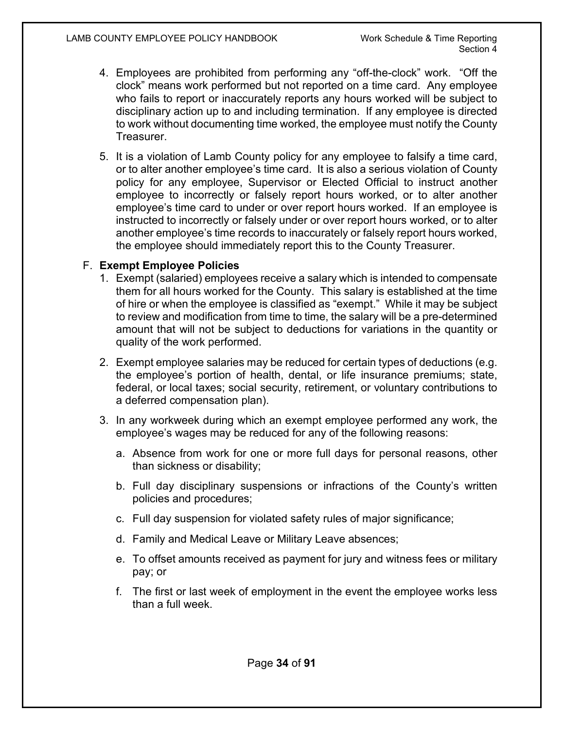4. Employees are prohibited from performing any “off-the-clock” work. “Off the clock” means work performed but not reported on a time card. Any employee who fails to report or inaccurately reports any hours worked will be subject to disciplinary action up to and including termination. If any employee is directed to work without documenting time worked, the employee must notify the County Treasurer.

5. It is a violation of Lamb County policy for any employee to falsify a time card, or to alter another employee’s time card. It is also a serious violation of County policy for any employee, Supervisor or Elected Official to instruct another employee to incorrectly or falsely report hours worked, or to alter another employee’s time card to under or over report hours worked. If an employee is instructed to incorrectly or falsely under or over report hours worked, or to alter another employee’s time records to inaccurately or falsely report hours worked, the employee should immediately report this to the County Treasurer.

F. **Exempt Employee Policies**

1. Exempt (salaried) employees receive a salary which is intended to compensate them for all hours worked for the County. This salary is established at the time of hire or when the employee is classified as “exempt.” While it may be subject to review and modification from time to time, the salary will be a pre-determined amount that will not be subject to deductions for variations in the quantity or quality of the work performed.

2. Exempt employee salaries may be reduced for certain types of deductions (e.g. the employee’s portion of health, dental, or life insurance premiums; state, federal, or local taxes; social security, retirement, or voluntary contributions to a deferred compensation plan).

3. In any workweek during which an exempt employee performed any work, the employee’s wages may be reduced for any of the following reasons:

   a. Absence from work for one or more full days for personal reasons, other than sickness or disability;

   b. Full day disciplinary suspensions or infractions of the County’s written policies and procedures;

   c. Full day suspension for violated safety rules of major significance;

   d. Family and Medical Leave or Military Leave absences;

   e. To offset amounts received as payment for jury and witness fees or military pay; or

   f. The first or last week of employment in the event the employee works less than a full week.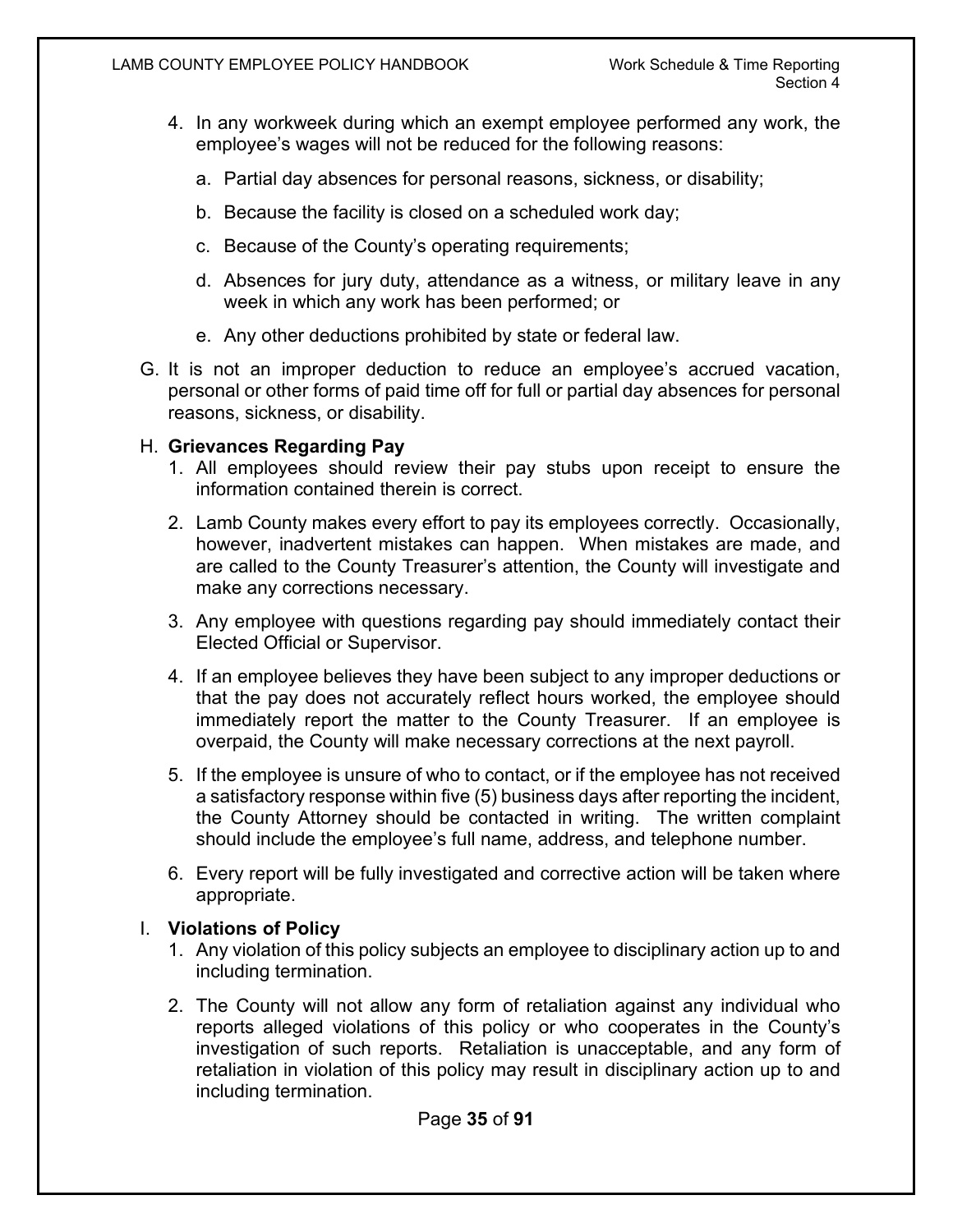4. In any workweek during which an exempt employee performed any work, the employee's wages will not be reduced for the following reasons:

    a. Partial day absences for personal reasons, sickness, or disability;

    b. Because the facility is closed on a scheduled work day;

    c. Because of the County's operating requirements;

    d. Absences for jury duty, attendance as a witness, or military leave in any week in which any work has been performed; or

    e. Any other deductions prohibited by state or federal law.

G. It is not an improper deduction to reduce an employee's accrued vacation, personal or other forms of paid time off for full or partial day absences for personal reasons, sickness, or disability.

H. **Grievances Regarding Pay**

1. All employees should review their pay stubs upon receipt to ensure the information contained therein is correct.

2. Lamb County makes every effort to pay its employees correctly. Occasionally, however, inadvertent mistakes can happen. When mistakes are made, and are called to the County Treasurer's attention, the County will investigate and make any corrections necessary.

3. Any employee with questions regarding pay should immediately contact their Elected Official or Supervisor.

4. If an employee believes they have been subject to any improper deductions or that the pay does not accurately reflect hours worked, the employee should immediately report the matter to the County Treasurer. If an employee is overpaid, the County will make necessary corrections at the next payroll.

5. If the employee is unsure of who to contact, or if the employee has not received a satisfactory response within five (5) business days after reporting the incident, the County Attorney should be contacted in writing. The written complaint should include the employee's full name, address, and telephone number.

6. Every report will be fully investigated and corrective action will be taken where appropriate.

I. **Violations of Policy**

1. Any violation of this policy subjects an employee to disciplinary action up to and including termination.

2. The County will not allow any form of retaliation against any individual who reports alleged violations of this policy or who cooperates in the County's investigation of such reports. Retaliation is unacceptable, and any form of retaliation in violation of this policy may result in disciplinary action up to and including termination.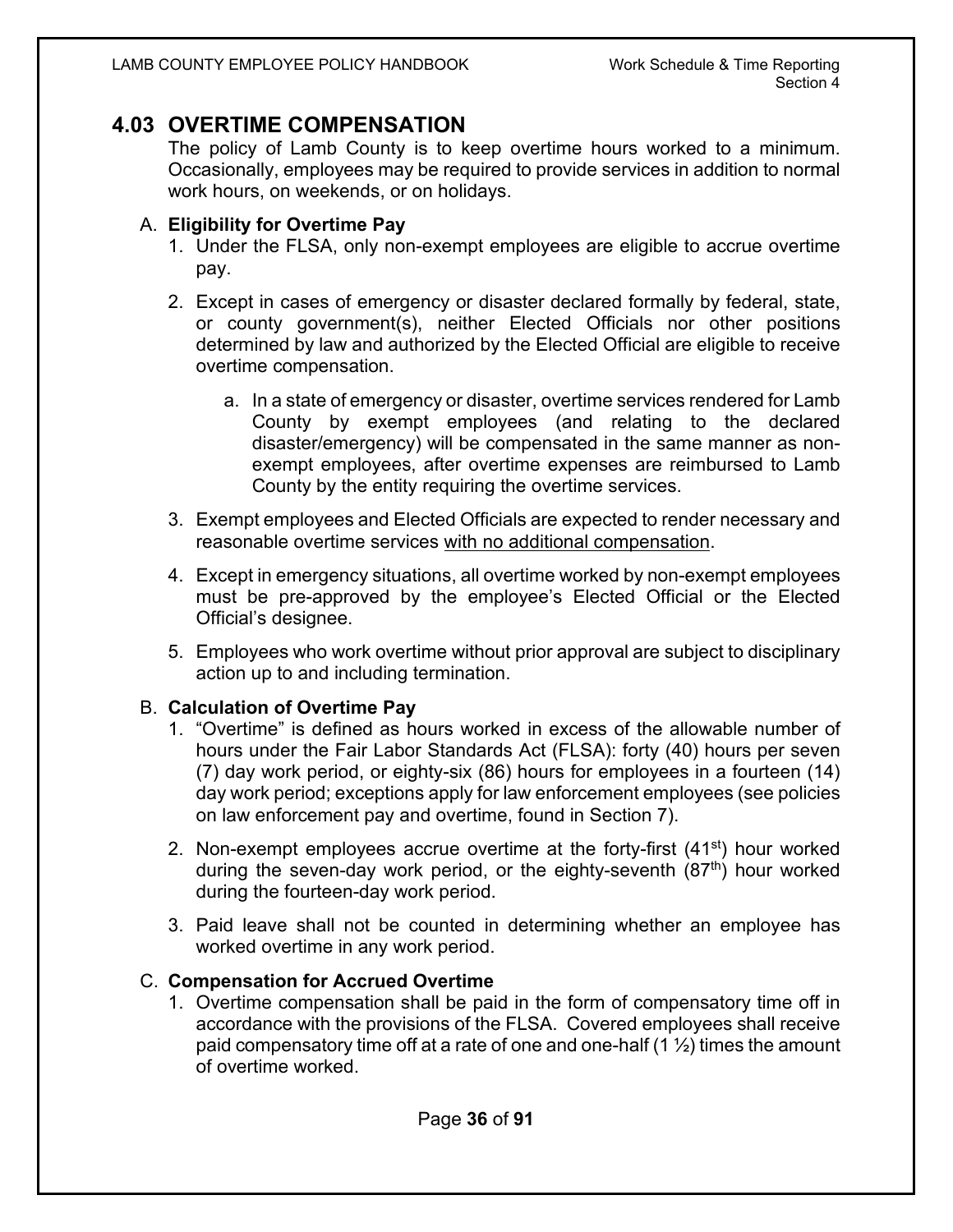## 4.03 OVERTIME COMPENSATION

The policy of Lamb County is to keep overtime hours worked to a minimum. Occasionally, employees may be required to provide services in addition to normal work hours, on weekends, or on holidays.

A. **Eligibility for Overtime Pay**

1. Under the FLSA, only non-exempt employees are eligible to accrue overtime pay.
2. Except in cases of emergency or disaster declared formally by federal, state, or county government(s), neither Elected Officials nor other positions determined by law and authorized by the Elected Official are eligible to receive overtime compensation.
    a. In a state of emergency or disaster, overtime services rendered for Lamb County by exempt employees (and relating to the declared disaster/emergency) will be compensated in the same manner as non-exempt employees, after overtime expenses are reimbursed to Lamb County by the entity requiring the overtime services.
3. Exempt employees and Elected Officials are expected to render necessary and reasonable overtime services <u>with no additional compensation</u>.
4. Except in emergency situations, all overtime worked by non-exempt employees must be pre-approved by the employee's Elected Official or the Elected Official's designee.
5. Employees who work overtime without prior approval are subject to disciplinary action up to and including termination.

B. **Calculation of Overtime Pay**

1. "Overtime" is defined as hours worked in excess of the allowable number of hours under the Fair Labor Standards Act (FLSA): forty (40) hours per seven (7) day work period, or eighty-six (86) hours for employees in a fourteen (14) day work period; exceptions apply for law enforcement employees (see policies on law enforcement pay and overtime, found in Section 7).
2. Non-exempt employees accrue overtime at the forty-first (41st) hour worked during the seven-day work period, or the eighty-seventh (87th) hour worked during the fourteen-day work period.
3. Paid leave shall not be counted in determining whether an employee has worked overtime in any work period.

C. **Compensation for Accrued Overtime**

1. Overtime compensation shall be paid in the form of compensatory time off in accordance with the provisions of the FLSA. Covered employees shall receive paid compensatory time off at a rate of one and one-half (1 ½) times the amount of overtime worked.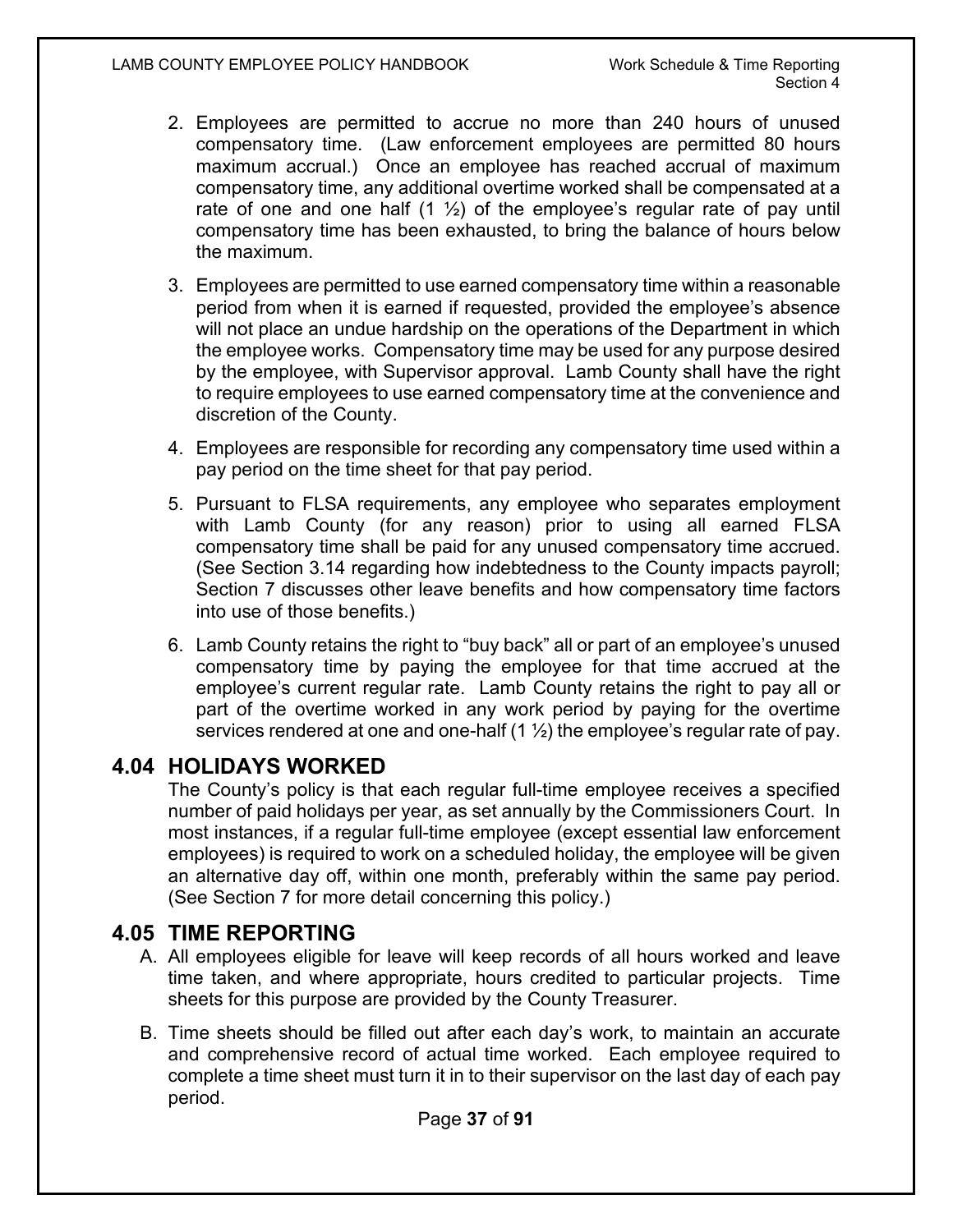2. Employees are permitted to accrue no more than 240 hours of unused compensatory time. (Law enforcement employees are permitted 80 hours maximum accrual.) Once an employee has reached accrual of maximum compensatory time, any additional overtime worked shall be compensated at a rate of one and one half (1 ½) of the employee's regular rate of pay until compensatory time has been exhausted, to bring the balance of hours below the maximum.

3. Employees are permitted to use earned compensatory time within a reasonable period from when it is earned if requested, provided the employee's absence will not place an undue hardship on the operations of the Department in which the employee works. Compensatory time may be used for any purpose desired by the employee, with Supervisor approval. Lamb County shall have the right to require employees to use earned compensatory time at the convenience and discretion of the County.

4. Employees are responsible for recording any compensatory time used within a pay period on the time sheet for that pay period.

5. Pursuant to FLSA requirements, any employee who separates employment with Lamb County (for any reason) prior to using all earned FLSA compensatory time shall be paid for any unused compensatory time accrued. (See Section 3.14 regarding how indebtedness to the County impacts payroll; Section 7 discusses other leave benefits and how compensatory time factors into use of those benefits.)

6. Lamb County retains the right to "buy back" all or part of an employee's unused compensatory time by paying the employee for that time accrued at the employee's current regular rate. Lamb County retains the right to pay all or part of the overtime worked in any work period by paying for the overtime services rendered at one and one-half (1 ½) the employee's regular rate of pay.

## 4.04 HOLIDAYS WORKED

The County's policy is that each regular full-time employee receives a specified number of paid holidays per year, as set annually by the Commissioners Court. In most instances, if a regular full-time employee (except essential law enforcement employees) is required to work on a scheduled holiday, the employee will be given an alternative day off, within one month, preferably within the same pay period. (See Section 7 for more detail concerning this policy.)

## 4.05 TIME REPORTING

A. All employees eligible for leave will keep records of all hours worked and leave time taken, and where appropriate, hours credited to particular projects. Time sheets for this purpose are provided by the County Treasurer.

B. Time sheets should be filled out after each day's work, to maintain an accurate and comprehensive record of actual time worked. Each employee required to complete a time sheet must turn it in to their supervisor on the last day of each pay period.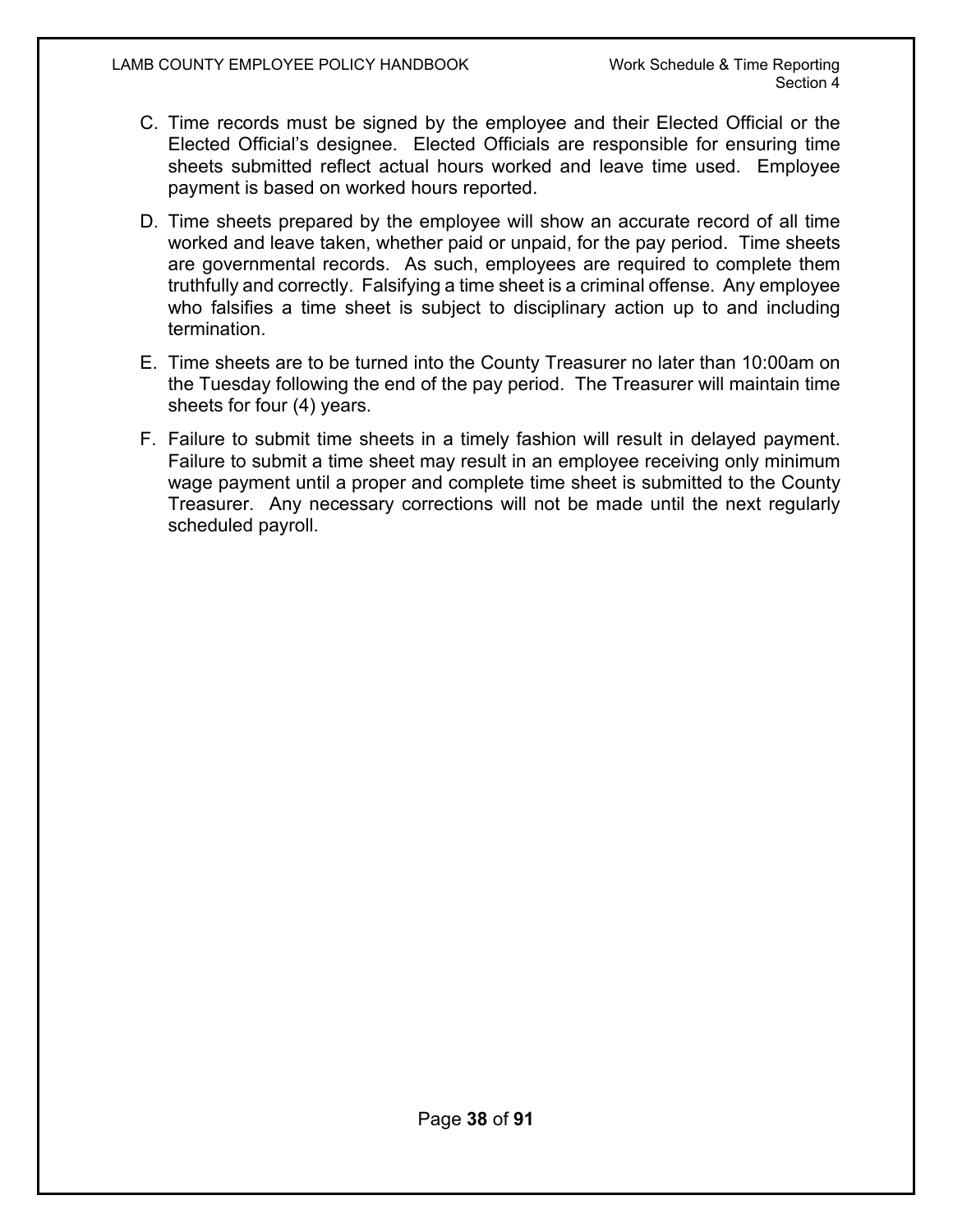C. Time records must be signed by the employee and their Elected Official or the Elected Official's designee. Elected Officials are responsible for ensuring time sheets submitted reflect actual hours worked and leave time used. Employee payment is based on worked hours reported.

D. Time sheets prepared by the employee will show an accurate record of all time worked and leave taken, whether paid or unpaid, for the pay period. Time sheets are governmental records. As such, employees are required to complete them truthfully and correctly. Falsifying a time sheet is a criminal offense. Any employee who falsifies a time sheet is subject to disciplinary action up to and including termination.

E. Time sheets are to be turned into the County Treasurer no later than 10:00am on the Tuesday following the end of the pay period. The Treasurer will maintain time sheets for four (4) years.

F. Failure to submit time sheets in a timely fashion will result in delayed payment. Failure to submit a time sheet may result in an employee receiving only minimum wage payment until a proper and complete time sheet is submitted to the County Treasurer. Any necessary corrections will not be made until the next regularly scheduled payroll.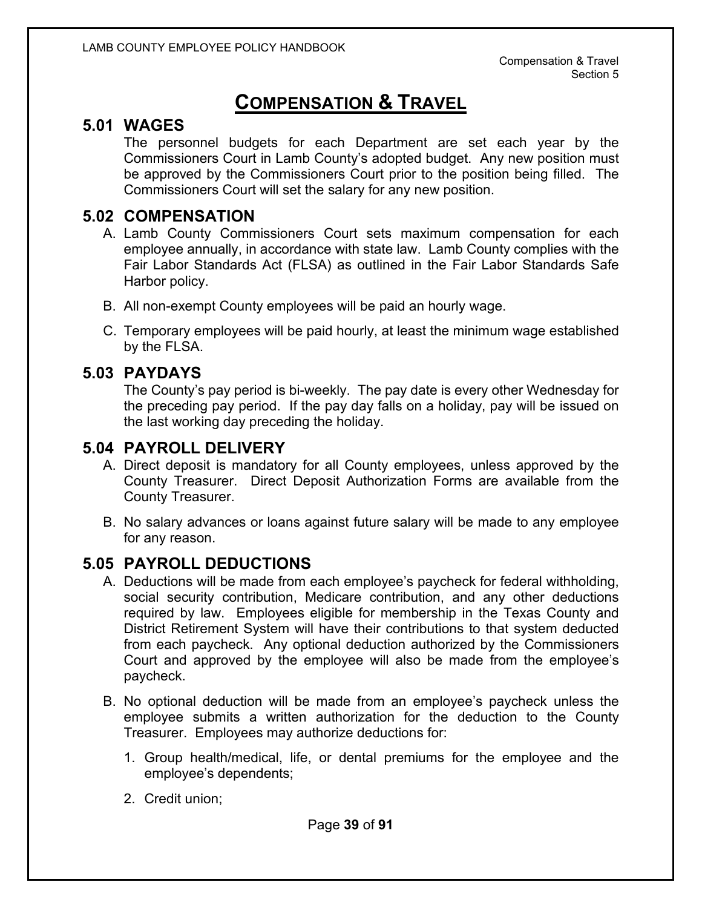# COMPENSATION & TRAVEL

## 5.01 WAGES

The personnel budgets for each Department are set each year by the Commissioners Court in Lamb County's adopted budget. Any new position must be approved by the Commissioners Court prior to the position being filled. The Commissioners Court will set the salary for any new position.

## 5.02 COMPENSATION

A. Lamb County Commissioners Court sets maximum compensation for each employee annually, in accordance with state law. Lamb County complies with the Fair Labor Standards Act (FLSA) as outlined in the Fair Labor Standards Safe Harbor policy.

B. All non-exempt County employees will be paid an hourly wage.

C. Temporary employees will be paid hourly, at least the minimum wage established by the FLSA.

## 5.03 PAYDAYS

The County's pay period is bi-weekly. The pay date is every other Wednesday for the preceding pay period. If the pay day falls on a holiday, pay will be issued on the last working day preceding the holiday.

## 5.04 PAYROLL DELIVERY

A. Direct deposit is mandatory for all County employees, unless approved by the County Treasurer. Direct Deposit Authorization Forms are available from the County Treasurer.

B. No salary advances or loans against future salary will be made to any employee for any reason.

## 5.05 PAYROLL DEDUCTIONS

A. Deductions will be made from each employee's paycheck for federal withholding, social security contribution, Medicare contribution, and any other deductions required by law. Employees eligible for membership in the Texas County and District Retirement System will have their contributions to that system deducted from each paycheck. Any optional deduction authorized by the Commissioners Court and approved by the employee will also be made from the employee's paycheck.

B. No optional deduction will be made from an employee's paycheck unless the employee submits a written authorization for the deduction to the County Treasurer. Employees may authorize deductions for:

1. Group health/medical, life, or dental premiums for the employee and the employee's dependents;

2. Credit union;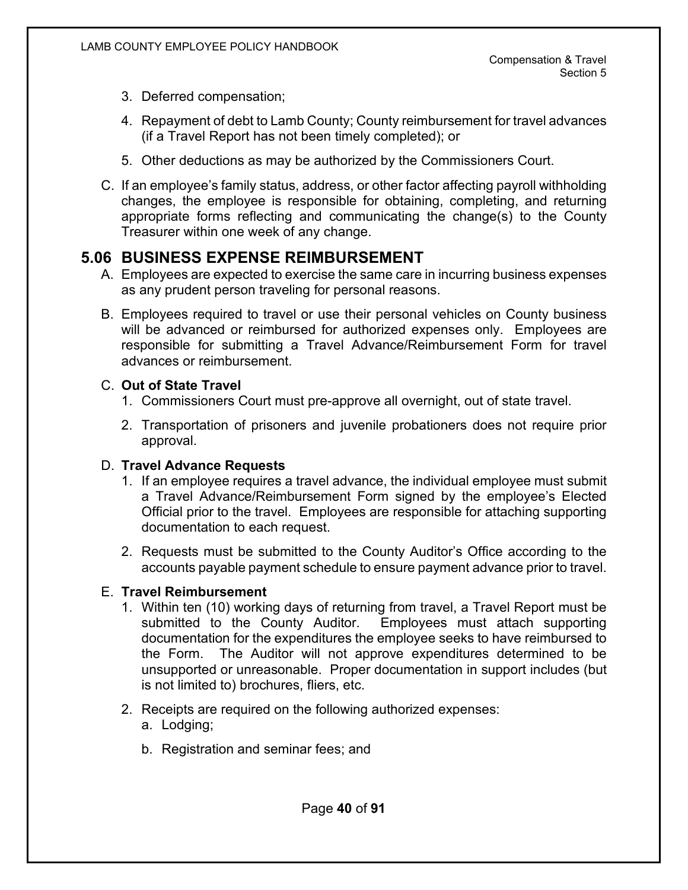3. Deferred compensation;

4. Repayment of debt to Lamb County; County reimbursement for travel advances (if a Travel Report has not been timely completed); or

5. Other deductions as may be authorized by the Commissioners Court.

C. If an employee's family status, address, or other factor affecting payroll withholding changes, the employee is responsible for obtaining, completing, and returning appropriate forms reflecting and communicating the change(s) to the County Treasurer within one week of any change.

## 5.06 BUSINESS EXPENSE REIMBURSEMENT

A. Employees are expected to exercise the same care in incurring business expenses as any prudent person traveling for personal reasons.

B. Employees required to travel or use their personal vehicles on County business will be advanced or reimbursed for authorized expenses only. Employees are responsible for submitting a Travel Advance/Reimbursement Form for travel advances or reimbursement.

C. **Out of State Travel**

1. Commissioners Court must pre-approve all overnight, out of state travel.

2. Transportation of prisoners and juvenile probationers does not require prior approval.

D. **Travel Advance Requests**

1. If an employee requires a travel advance, the individual employee must submit a Travel Advance/Reimbursement Form signed by the employee's Elected Official prior to the travel. Employees are responsible for attaching supporting documentation to each request.

2. Requests must be submitted to the County Auditor's Office according to the accounts payable payment schedule to ensure payment advance prior to travel.

E. **Travel Reimbursement**

1. Within ten (10) working days of returning from travel, a Travel Report must be submitted to the County Auditor. Employees must attach supporting documentation for the expenditures the employee seeks to have reimbursed to the Form. The Auditor will not approve expenditures determined to be unsupported or unreasonable. Proper documentation in support includes (but is not limited to) brochures, fliers, etc.

2. Receipts are required on the following authorized expenses:

   a. Lodging;

   b. Registration and seminar fees; and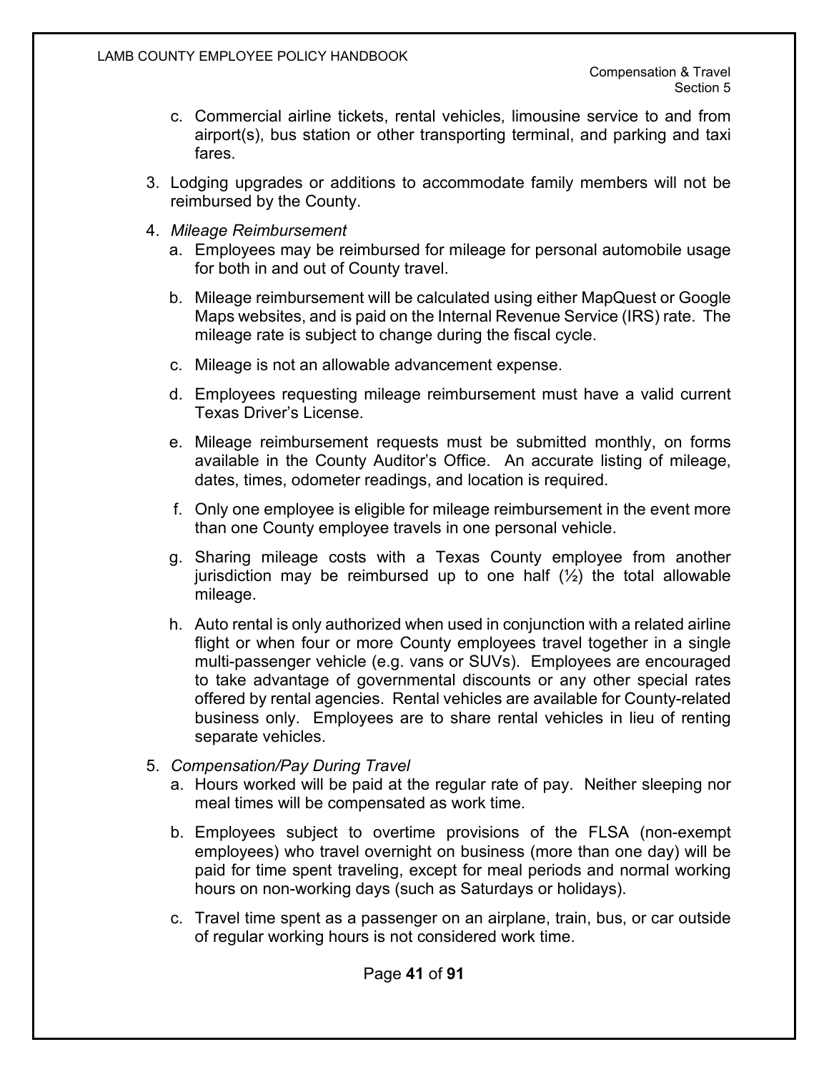c. Commercial airline tickets, rental vehicles, limousine service to and from airport(s), bus station or other transporting terminal, and parking and taxi fares.

3. Lodging upgrades or additions to accommodate family members will not be reimbursed by the County.

4. *Mileage Reimbursement*
   a. Employees may be reimbursed for mileage for personal automobile usage for both in and out of County travel.

   b. Mileage reimbursement will be calculated using either MapQuest or Google Maps websites, and is paid on the Internal Revenue Service (IRS) rate. The mileage rate is subject to change during the fiscal cycle.

   c. Mileage is not an allowable advancement expense.

   d. Employees requesting mileage reimbursement must have a valid current Texas Driver's License.

   e. Mileage reimbursement requests must be submitted monthly, on forms available in the County Auditor's Office. An accurate listing of mileage, dates, times, odometer readings, and location is required.

   f. Only one employee is eligible for mileage reimbursement in the event more than one County employee travels in one personal vehicle.

   g. Sharing mileage costs with a Texas County employee from another jurisdiction may be reimbursed up to one half (½) the total allowable mileage.

   h. Auto rental is only authorized when used in conjunction with a related airline flight or when four or more County employees travel together in a single multi-passenger vehicle (e.g. vans or SUVs). Employees are encouraged to take advantage of governmental discounts or any other special rates offered by rental agencies. Rental vehicles are available for County-related business only. Employees are to share rental vehicles in lieu of renting separate vehicles.

5. *Compensation/Pay During Travel*
   a. Hours worked will be paid at the regular rate of pay. Neither sleeping nor meal times will be compensated as work time.

   b. Employees subject to overtime provisions of the FLSA (non-exempt employees) who travel overnight on business (more than one day) will be paid for time spent traveling, except for meal periods and normal working hours on non-working days (such as Saturdays or holidays).

   c. Travel time spent as a passenger on an airplane, train, bus, or car outside of regular working hours is not considered work time.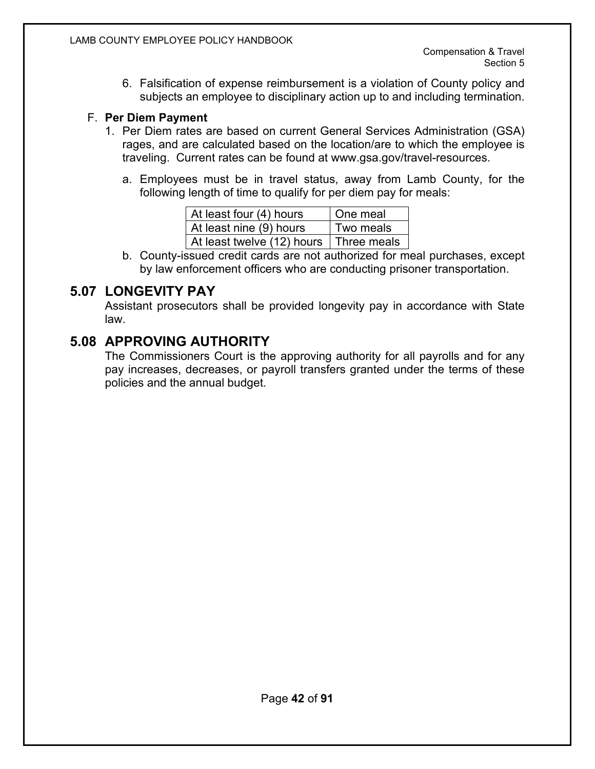6. Falsification of expense reimbursement is a violation of County policy and subjects an employee to disciplinary action up to and including termination.

F. **Per Diem Payment**

1. Per Diem rates are based on current General Services Administration (GSA) rages, and are calculated based on the location/are to which the employee is traveling. Current rates can be found at www.gsa.gov/travel-resources.

   a. Employees must be in travel status, away from Lamb County, for the following length of time to qualify for per diem pay for meals:

| At least four (4) hours | One meal |
|---|---|
| At least nine (9) hours | Two meals |
| At least twelve (12) hours | Three meals |

   b. County-issued credit cards are not authorized for meal purchases, except by law enforcement officers who are conducting prisoner transportation.

## 5.07 LONGEVITY PAY

Assistant prosecutors shall be provided longevity pay in accordance with State law.

## 5.08 APPROVING AUTHORITY

The Commissioners Court is the approving authority for all payrolls and for any pay increases, decreases, or payroll transfers granted under the terms of these policies and the annual budget.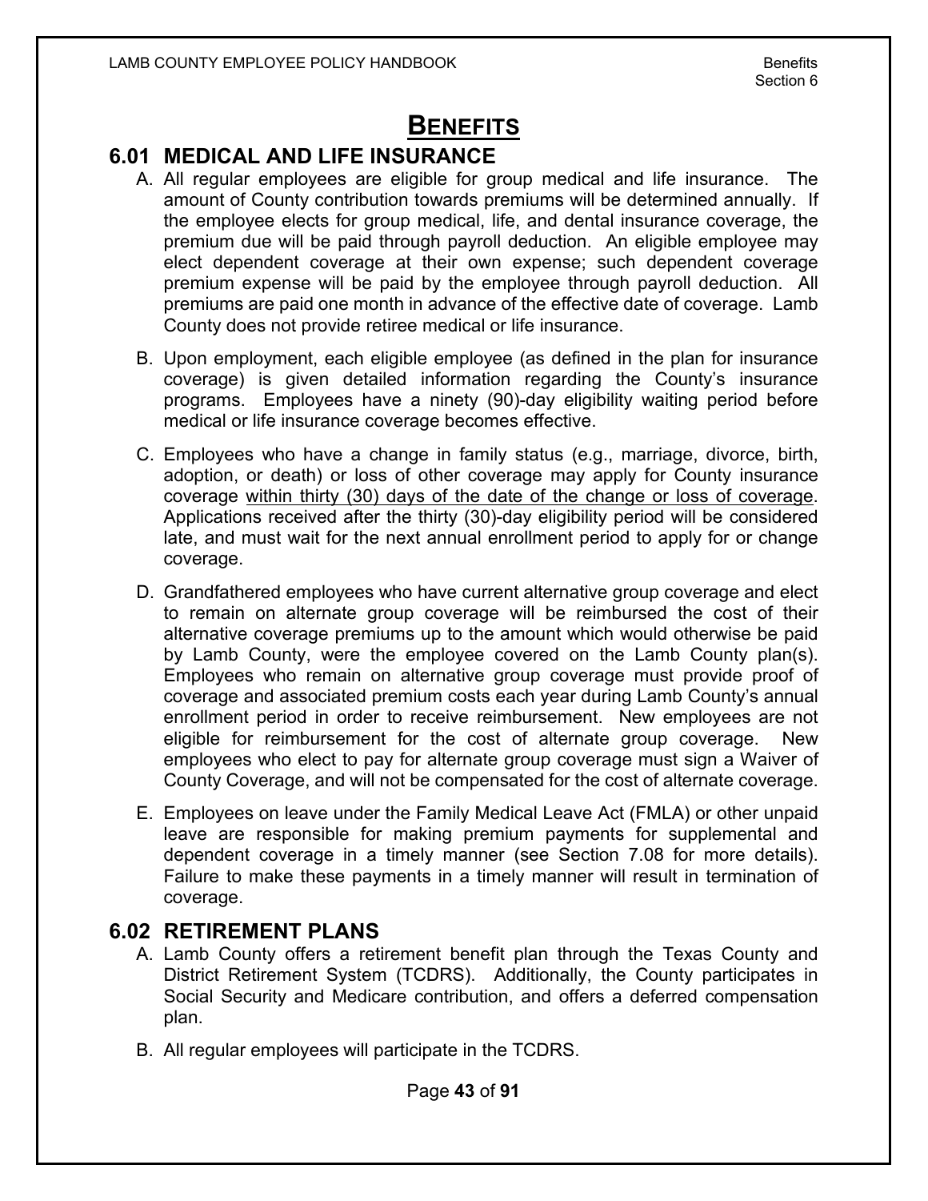# BENEFITS

## 6.01 MEDICAL AND LIFE INSURANCE

A. All regular employees are eligible for group medical and life insurance. The amount of County contribution towards premiums will be determined annually. If the employee elects for group medical, life, and dental insurance coverage, the premium due will be paid through payroll deduction. An eligible employee may elect dependent coverage at their own expense; such dependent coverage premium expense will be paid by the employee through payroll deduction. All premiums are paid one month in advance of the effective date of coverage. Lamb County does not provide retiree medical or life insurance.

B. Upon employment, each eligible employee (as defined in the plan for insurance coverage) is given detailed information regarding the County's insurance programs. Employees have a ninety (90)-day eligibility waiting period before medical or life insurance coverage becomes effective.

C. Employees who have a change in family status (e.g., marriage, divorce, birth, adoption, or death) or loss of other coverage may apply for County insurance coverage <u>within thirty (30) days of the date of the change or loss of coverage</u>. Applications received after the thirty (30)-day eligibility period will be considered late, and must wait for the next annual enrollment period to apply for or change coverage.

D. Grandfathered employees who have current alternative group coverage and elect to remain on alternate group coverage will be reimbursed the cost of their alternative coverage premiums up to the amount which would otherwise be paid by Lamb County, were the employee covered on the Lamb County plan(s). Employees who remain on alternative group coverage must provide proof of coverage and associated premium costs each year during Lamb County's annual enrollment period in order to receive reimbursement. New employees are not eligible for reimbursement for the cost of alternate group coverage. New employees who elect to pay for alternate group coverage must sign a Waiver of County Coverage, and will not be compensated for the cost of alternate coverage.

E. Employees on leave under the Family Medical Leave Act (FMLA) or other unpaid leave are responsible for making premium payments for supplemental and dependent coverage in a timely manner (see Section 7.08 for more details). Failure to make these payments in a timely manner will result in termination of coverage.

## 6.02 RETIREMENT PLANS

A. Lamb County offers a retirement benefit plan through the Texas County and District Retirement System (TCDRS). Additionally, the County participates in Social Security and Medicare contribution, and offers a deferred compensation plan.

B. All regular employees will participate in the TCDRS.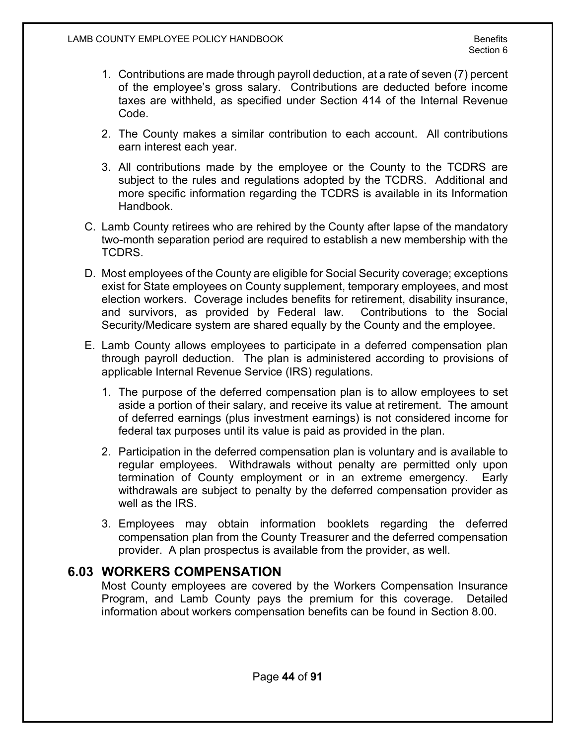1. Contributions are made through payroll deduction, at a rate of seven (7) percent of the employee's gross salary. Contributions are deducted before income taxes are withheld, as specified under Section 414 of the Internal Revenue Code.

2. The County makes a similar contribution to each account. All contributions earn interest each year.

3. All contributions made by the employee or the County to the TCDRS are subject to the rules and regulations adopted by the TCDRS. Additional and more specific information regarding the TCDRS is available in its Information Handbook.

C. Lamb County retirees who are rehired by the County after lapse of the mandatory two-month separation period are required to establish a new membership with the TCDRS.

D. Most employees of the County are eligible for Social Security coverage; exceptions exist for State employees on County supplement, temporary employees, and most election workers. Coverage includes benefits for retirement, disability insurance, and survivors, as provided by Federal law. Contributions to the Social Security/Medicare system are shared equally by the County and the employee.

E. Lamb County allows employees to participate in a deferred compensation plan through payroll deduction. The plan is administered according to provisions of applicable Internal Revenue Service (IRS) regulations.

   1. The purpose of the deferred compensation plan is to allow employees to set aside a portion of their salary, and receive its value at retirement. The amount of deferred earnings (plus investment earnings) is not considered income for federal tax purposes until its value is paid as provided in the plan.

   2. Participation in the deferred compensation plan is voluntary and is available to regular employees. Withdrawals without penalty are permitted only upon termination of County employment or in an extreme emergency. Early withdrawals are subject to penalty by the deferred compensation provider as well as the IRS.

   3. Employees may obtain information booklets regarding the deferred compensation plan from the County Treasurer and the deferred compensation provider. A plan prospectus is available from the provider, as well.

## 6.03 WORKERS COMPENSATION

Most County employees are covered by the Workers Compensation Insurance Program, and Lamb County pays the premium for this coverage. Detailed information about workers compensation benefits can be found in Section 8.00.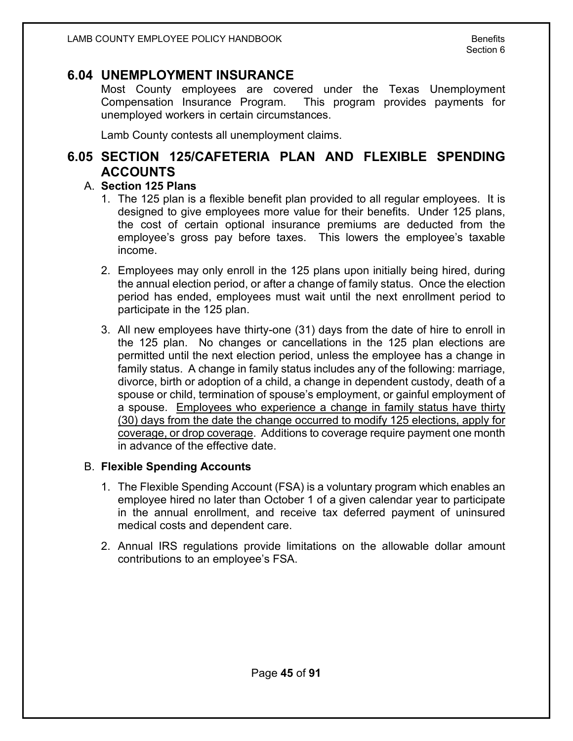## 6.04 UNEMPLOYMENT INSURANCE

Most County employees are covered under the Texas Unemployment Compensation Insurance Program. This program provides payments for unemployed workers in certain circumstances.

Lamb County contests all unemployment claims.

## 6.05 SECTION 125/CAFETERIA PLAN AND FLEXIBLE SPENDING ACCOUNTS

A. **Section 125 Plans**

1. The 125 plan is a flexible benefit plan provided to all regular employees. It is designed to give employees more value for their benefits. Under 125 plans, the cost of certain optional insurance premiums are deducted from the employee's gross pay before taxes. This lowers the employee's taxable income.

2. Employees may only enroll in the 125 plans upon initially being hired, during the annual election period, or after a change of family status. Once the election period has ended, employees must wait until the next enrollment period to participate in the 125 plan.

3. All new employees have thirty-one (31) days from the date of hire to enroll in the 125 plan. No changes or cancellations in the 125 plan elections are permitted until the next election period, unless the employee has a change in family status. A change in family status includes any of the following: marriage, divorce, birth or adoption of a child, a change in dependent custody, death of a spouse or child, termination of spouse's employment, or gainful employment of a spouse. <u>Employees who experience a change in family status have thirty (30) days from the date the change occurred to modify 125 elections, apply for coverage, or drop coverage</u>. Additions to coverage require payment one month in advance of the effective date.

B. **Flexible Spending Accounts**

1. The Flexible Spending Account (FSA) is a voluntary program which enables an employee hired no later than October 1 of a given calendar year to participate in the annual enrollment, and receive tax deferred payment of uninsured medical costs and dependent care.

2. Annual IRS regulations provide limitations on the allowable dollar amount contributions to an employee's FSA.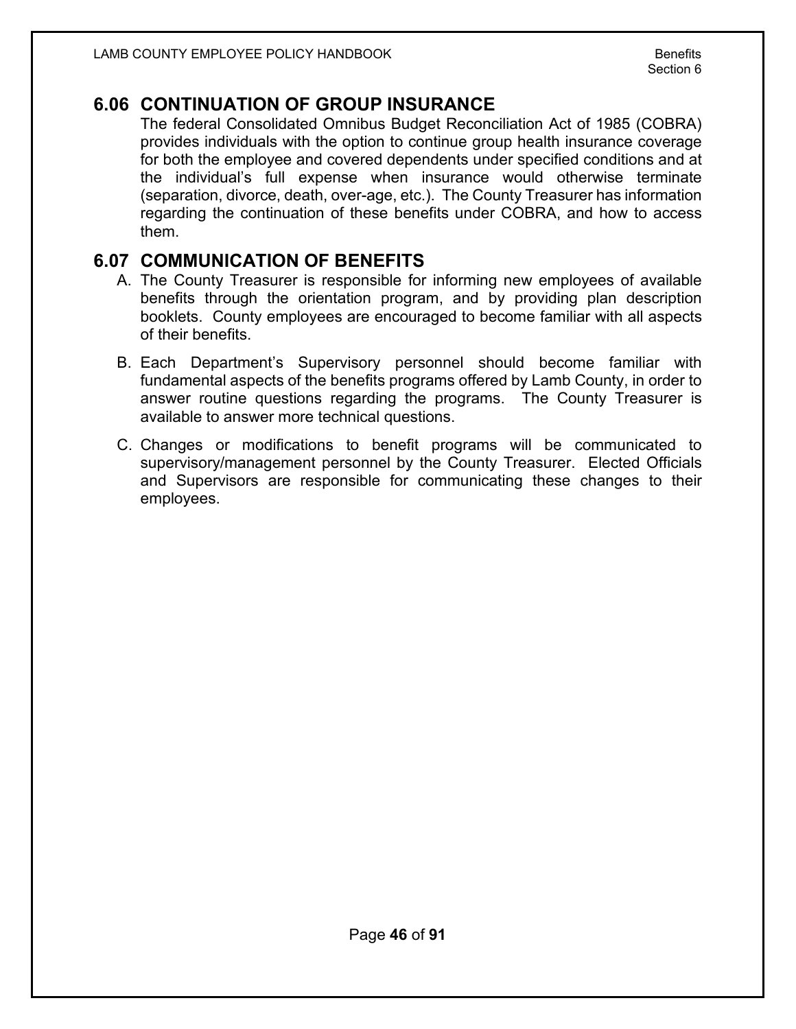## 6.06 CONTINUATION OF GROUP INSURANCE

The federal Consolidated Omnibus Budget Reconciliation Act of 1985 (COBRA) provides individuals with the option to continue group health insurance coverage for both the employee and covered dependents under specified conditions and at the individual's full expense when insurance would otherwise terminate (separation, divorce, death, over-age, etc.). The County Treasurer has information regarding the continuation of these benefits under COBRA, and how to access them.

## 6.07 COMMUNICATION OF BENEFITS

A. The County Treasurer is responsible for informing new employees of available benefits through the orientation program, and by providing plan description booklets. County employees are encouraged to become familiar with all aspects of their benefits.

B. Each Department's Supervisory personnel should become familiar with fundamental aspects of the benefits programs offered by Lamb County, in order to answer routine questions regarding the programs. The County Treasurer is available to answer more technical questions.

C. Changes or modifications to benefit programs will be communicated to supervisory/management personnel by the County Treasurer. Elected Officials and Supervisors are responsible for communicating these changes to their employees.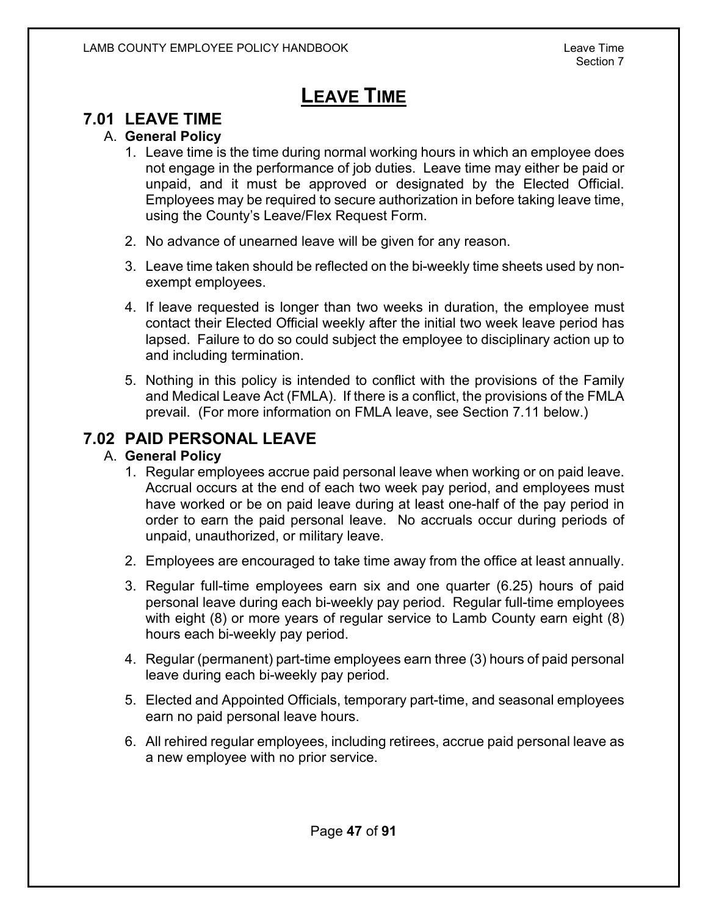# LEAVE TIME

## 7.01 LEAVE TIME

A. **General Policy**

1. Leave time is the time during normal working hours in which an employee does not engage in the performance of job duties. Leave time may either be paid or unpaid, and it must be approved or designated by the Elected Official. Employees may be required to secure authorization in before taking leave time, using the County's Leave/Flex Request Form.

2. No advance of unearned leave will be given for any reason.

3. Leave time taken should be reflected on the bi-weekly time sheets used by non-exempt employees.

4. If leave requested is longer than two weeks in duration, the employee must contact their Elected Official weekly after the initial two week leave period has lapsed. Failure to do so could subject the employee to disciplinary action up to and including termination.

5. Nothing in this policy is intended to conflict with the provisions of the Family and Medical Leave Act (FMLA). If there is a conflict, the provisions of the FMLA prevail. (For more information on FMLA leave, see Section 7.11 below.)

## 7.02 PAID PERSONAL LEAVE

A. **General Policy**

1. Regular employees accrue paid personal leave when working or on paid leave. Accrual occurs at the end of each two week pay period, and employees must have worked or be on paid leave during at least one-half of the pay period in order to earn the paid personal leave. No accruals occur during periods of unpaid, unauthorized, or military leave.

2. Employees are encouraged to take time away from the office at least annually.

3. Regular full-time employees earn six and one quarter (6.25) hours of paid personal leave during each bi-weekly pay period. Regular full-time employees with eight (8) or more years of regular service to Lamb County earn eight (8) hours each bi-weekly pay period.

4. Regular (permanent) part-time employees earn three (3) hours of paid personal leave during each bi-weekly pay period.

5. Elected and Appointed Officials, temporary part-time, and seasonal employees earn no paid personal leave hours.

6. All rehired regular employees, including retirees, accrue paid personal leave as a new employee with no prior service.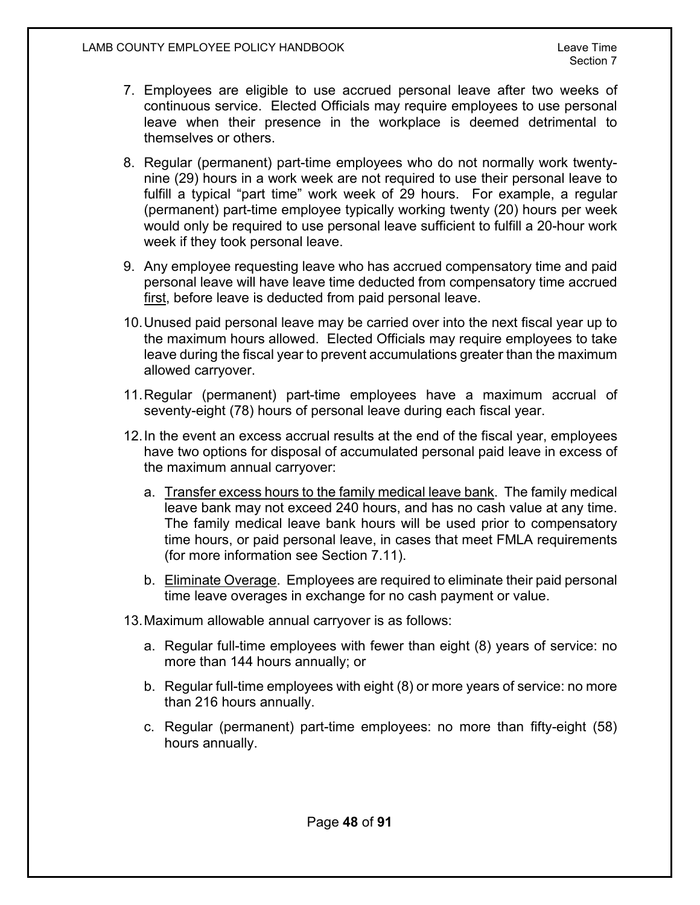7. Employees are eligible to use accrued personal leave after two weeks of continuous service. Elected Officials may require employees to use personal leave when their presence in the workplace is deemed detrimental to themselves or others.

8. Regular (permanent) part-time employees who do not normally work twenty-nine (29) hours in a work week are not required to use their personal leave to fulfill a typical "part time" work week of 29 hours. For example, a regular (permanent) part-time employee typically working twenty (20) hours per week would only be required to use personal leave sufficient to fulfill a 20-hour work week if they took personal leave.

9. Any employee requesting leave who has accrued compensatory time and paid personal leave will have leave time deducted from compensatory time accrued <u>first</u>, before leave is deducted from paid personal leave.

10. Unused paid personal leave may be carried over into the next fiscal year up to the maximum hours allowed. Elected Officials may require employees to take leave during the fiscal year to prevent accumulations greater than the maximum allowed carryover.

11. Regular (permanent) part-time employees have a maximum accrual of seventy-eight (78) hours of personal leave during each fiscal year.

12. In the event an excess accrual results at the end of the fiscal year, employees have two options for disposal of accumulated personal paid leave in excess of the maximum annual carryover:

    a. <u>Transfer excess hours to the family medical leave bank</u>. The family medical leave bank may not exceed 240 hours, and has no cash value at any time. The family medical leave bank hours will be used prior to compensatory time hours, or paid personal leave, in cases that meet FMLA requirements (for more information see Section 7.11).

    b. <u>Eliminate Overage</u>. Employees are required to eliminate their paid personal time leave overages in exchange for no cash payment or value.

13. Maximum allowable annual carryover is as follows:

    a. Regular full-time employees with fewer than eight (8) years of service: no more than 144 hours annually; or

    b. Regular full-time employees with eight (8) or more years of service: no more than 216 hours annually.

    c. Regular (permanent) part-time employees: no more than fifty-eight (58) hours annually.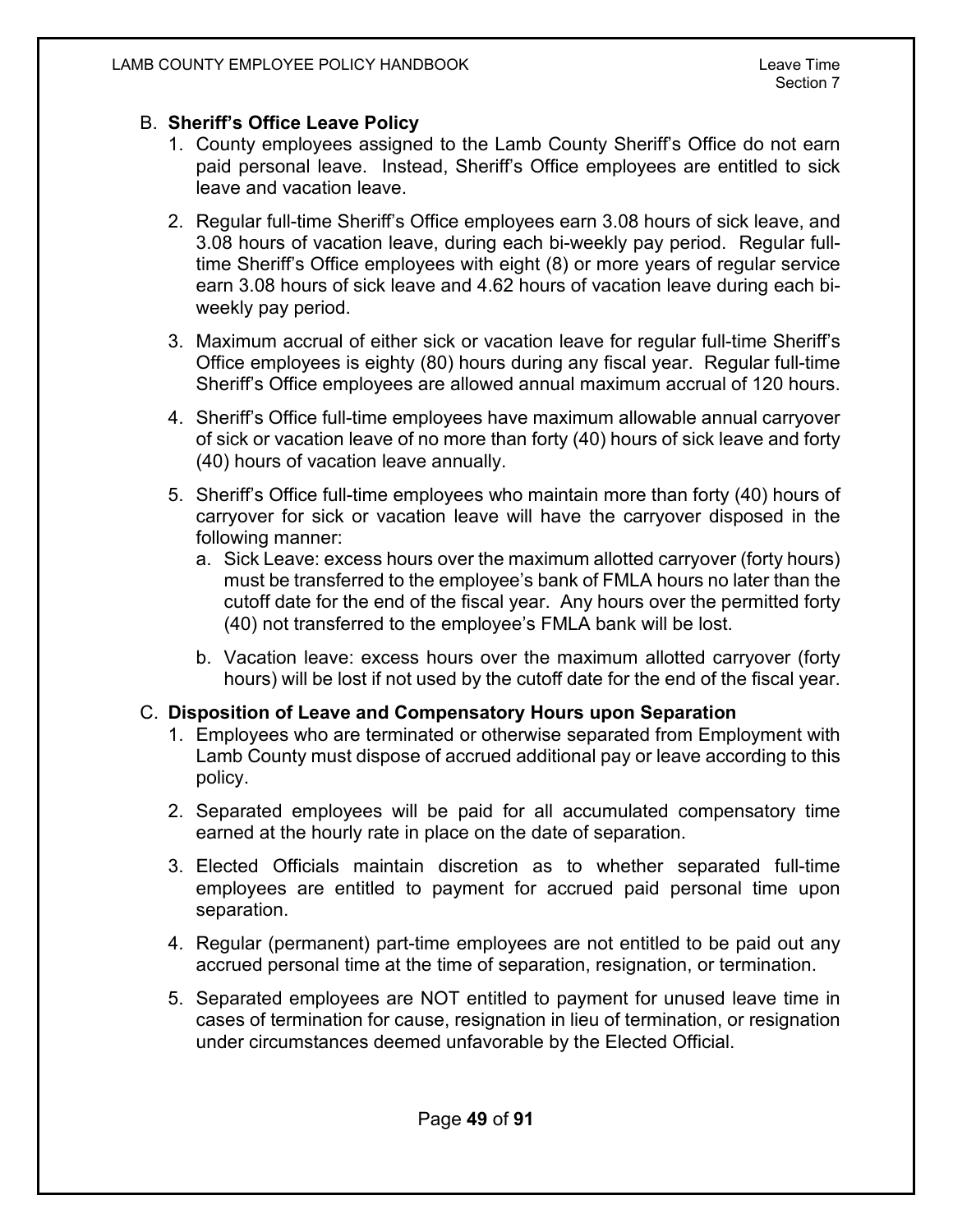## B. **Sheriff's Office Leave Policy**

1. County employees assigned to the Lamb County Sheriff's Office do not earn paid personal leave. Instead, Sheriff's Office employees are entitled to sick leave and vacation leave.

2. Regular full-time Sheriff's Office employees earn 3.08 hours of sick leave, and 3.08 hours of vacation leave, during each bi-weekly pay period. Regular full-time Sheriff's Office employees with eight (8) or more years of regular service earn 3.08 hours of sick leave and 4.62 hours of vacation leave during each bi-weekly pay period.

3. Maximum accrual of either sick or vacation leave for regular full-time Sheriff's Office employees is eighty (80) hours during any fiscal year. Regular full-time Sheriff's Office employees are allowed annual maximum accrual of 120 hours.

4. Sheriff's Office full-time employees have maximum allowable annual carryover of sick or vacation leave of no more than forty (40) hours of sick leave and forty (40) hours of vacation leave annually.

5. Sheriff's Office full-time employees who maintain more than forty (40) hours of carryover for sick or vacation leave will have the carryover disposed in the following manner:
   a. Sick Leave: excess hours over the maximum allotted carryover (forty hours) must be transferred to the employee's bank of FMLA hours no later than the cutoff date for the end of the fiscal year. Any hours over the permitted forty (40) not transferred to the employee's FMLA bank will be lost.

   b. Vacation leave: excess hours over the maximum allotted carryover (forty hours) will be lost if not used by the cutoff date for the end of the fiscal year.

## C. **Disposition of Leave and Compensatory Hours upon Separation**

1. Employees who are terminated or otherwise separated from Employment with Lamb County must dispose of accrued additional pay or leave according to this policy.

2. Separated employees will be paid for all accumulated compensatory time earned at the hourly rate in place on the date of separation.

3. Elected Officials maintain discretion as to whether separated full-time employees are entitled to payment for accrued paid personal time upon separation.

4. Regular (permanent) part-time employees are not entitled to be paid out any accrued personal time at the time of separation, resignation, or termination.

5. Separated employees are NOT entitled to payment for unused leave time in cases of termination for cause, resignation in lieu of termination, or resignation under circumstances deemed unfavorable by the Elected Official.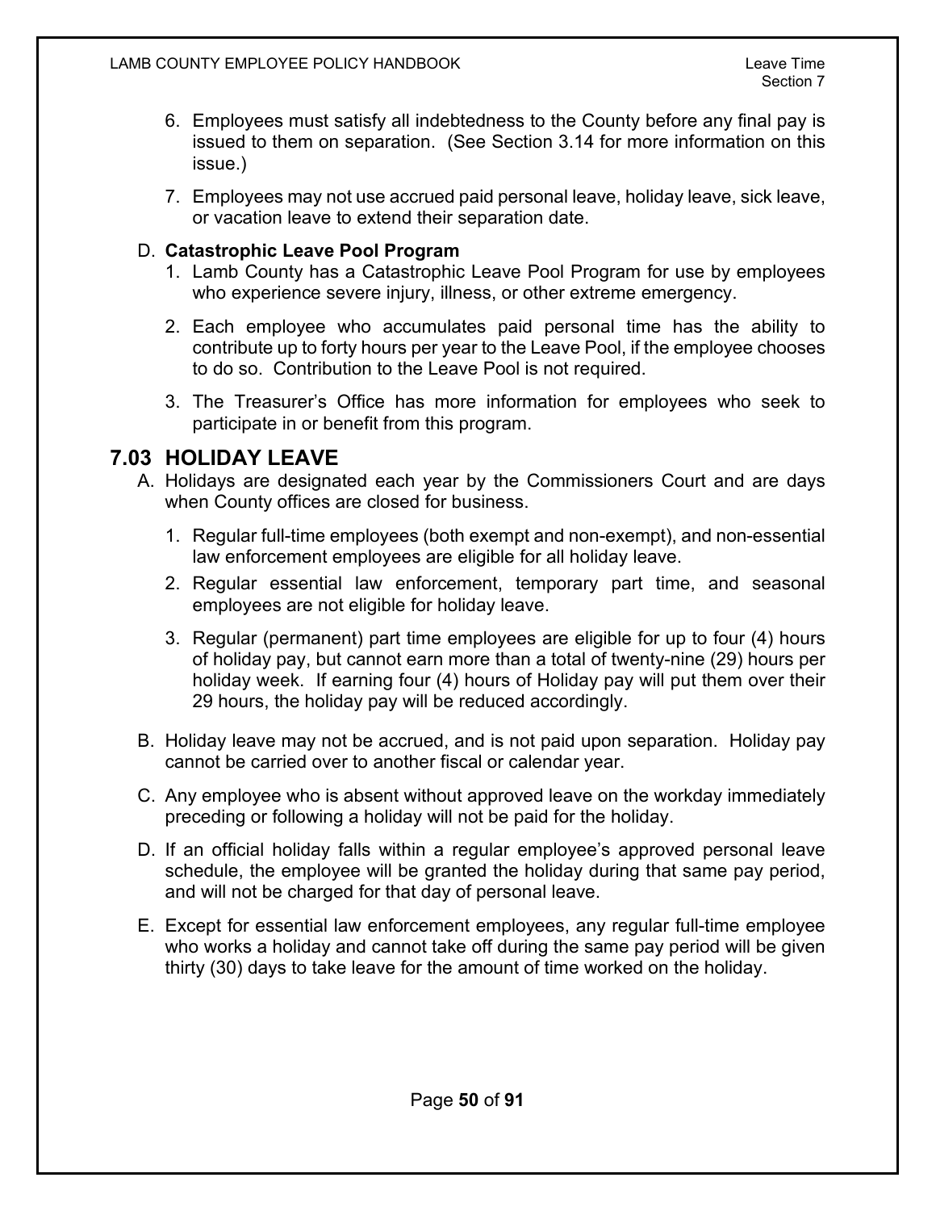6. Employees must satisfy all indebtedness to the County before any final pay is issued to them on separation. (See Section 3.14 for more information on this issue.)

7. Employees may not use accrued paid personal leave, holiday leave, sick leave, or vacation leave to extend their separation date.

D. **Catastrophic Leave Pool Program**

1. Lamb County has a Catastrophic Leave Pool Program for use by employees who experience severe injury, illness, or other extreme emergency.

2. Each employee who accumulates paid personal time has the ability to contribute up to forty hours per year to the Leave Pool, if the employee chooses to do so. Contribution to the Leave Pool is not required.

3. The Treasurer's Office has more information for employees who seek to participate in or benefit from this program.

## 7.03 HOLIDAY LEAVE

A. Holidays are designated each year by the Commissioners Court and are days when County offices are closed for business.

1. Regular full-time employees (both exempt and non-exempt), and non-essential law enforcement employees are eligible for all holiday leave.
2. Regular essential law enforcement, temporary part time, and seasonal employees are not eligible for holiday leave.
3. Regular (permanent) part time employees are eligible for up to four (4) hours of holiday pay, but cannot earn more than a total of twenty-nine (29) hours per holiday week. If earning four (4) hours of Holiday pay will put them over their 29 hours, the holiday pay will be reduced accordingly.

B. Holiday leave may not be accrued, and is not paid upon separation. Holiday pay cannot be carried over to another fiscal or calendar year.

C. Any employee who is absent without approved leave on the workday immediately preceding or following a holiday will not be paid for the holiday.

D. If an official holiday falls within a regular employee's approved personal leave schedule, the employee will be granted the holiday during that same pay period, and will not be charged for that day of personal leave.

E. Except for essential law enforcement employees, any regular full-time employee who works a holiday and cannot take off during the same pay period will be given thirty (30) days to take leave for the amount of time worked on the holiday.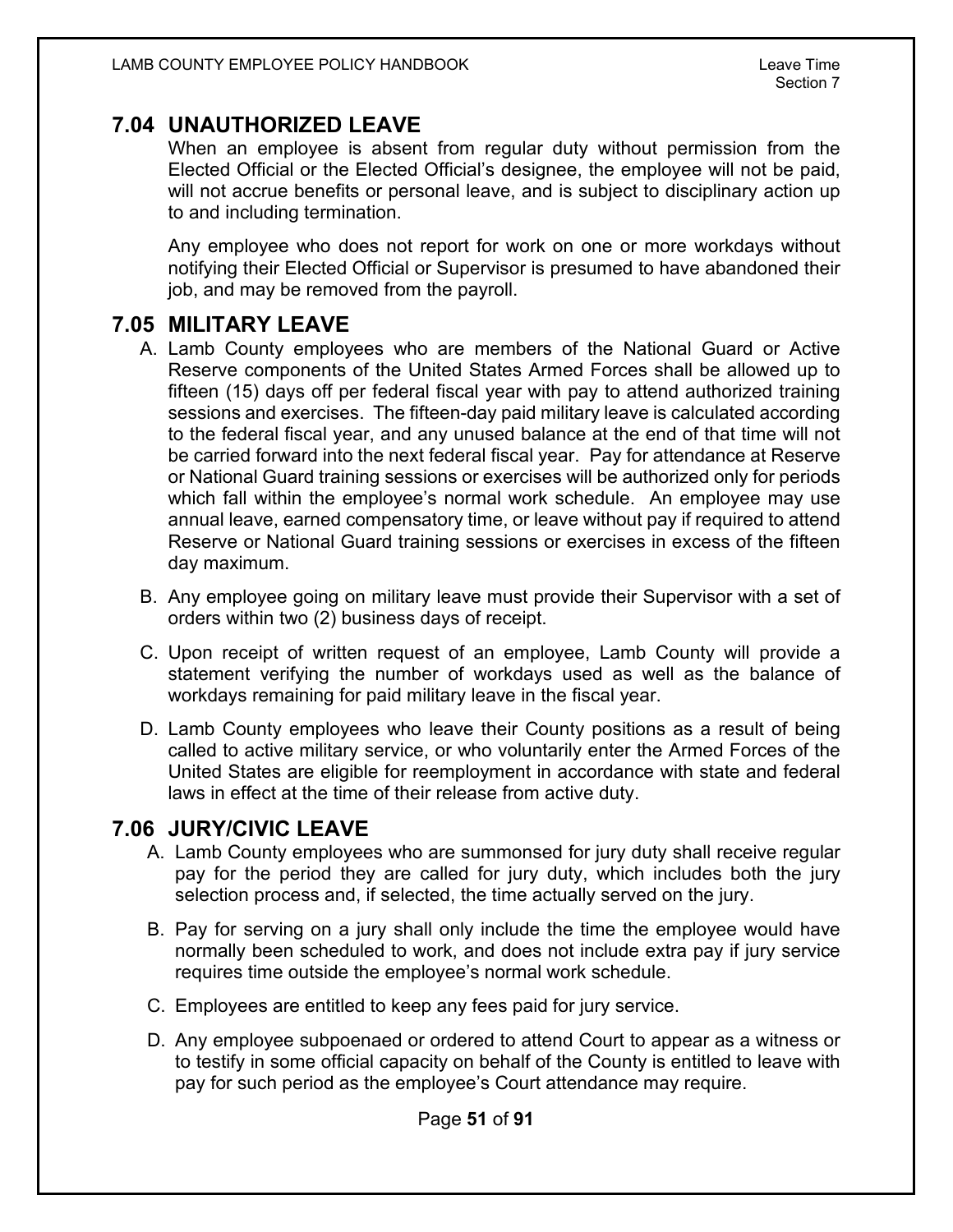## 7.04 UNAUTHORIZED LEAVE

When an employee is absent from regular duty without permission from the Elected Official or the Elected Official's designee, the employee will not be paid, will not accrue benefits or personal leave, and is subject to disciplinary action up to and including termination.

Any employee who does not report for work on one or more workdays without notifying their Elected Official or Supervisor is presumed to have abandoned their job, and may be removed from the payroll.

## 7.05 MILITARY LEAVE

A. Lamb County employees who are members of the National Guard or Active Reserve components of the United States Armed Forces shall be allowed up to fifteen (15) days off per federal fiscal year with pay to attend authorized training sessions and exercises. The fifteen-day paid military leave is calculated according to the federal fiscal year, and any unused balance at the end of that time will not be carried forward into the next federal fiscal year. Pay for attendance at Reserve or National Guard training sessions or exercises will be authorized only for periods which fall within the employee's normal work schedule. An employee may use annual leave, earned compensatory time, or leave without pay if required to attend Reserve or National Guard training sessions or exercises in excess of the fifteen day maximum.

B. Any employee going on military leave must provide their Supervisor with a set of orders within two (2) business days of receipt.

C. Upon receipt of written request of an employee, Lamb County will provide a statement verifying the number of workdays used as well as the balance of workdays remaining for paid military leave in the fiscal year.

D. Lamb County employees who leave their County positions as a result of being called to active military service, or who voluntarily enter the Armed Forces of the United States are eligible for reemployment in accordance with state and federal laws in effect at the time of their release from active duty.

## 7.06 JURY/CIVIC LEAVE

A. Lamb County employees who are summonsed for jury duty shall receive regular pay for the period they are called for jury duty, which includes both the jury selection process and, if selected, the time actually served on the jury.

B. Pay for serving on a jury shall only include the time the employee would have normally been scheduled to work, and does not include extra pay if jury service requires time outside the employee's normal work schedule.

C. Employees are entitled to keep any fees paid for jury service.

D. Any employee subpoenaed or ordered to attend Court to appear as a witness or to testify in some official capacity on behalf of the County is entitled to leave with pay for such period as the employee's Court attendance may require.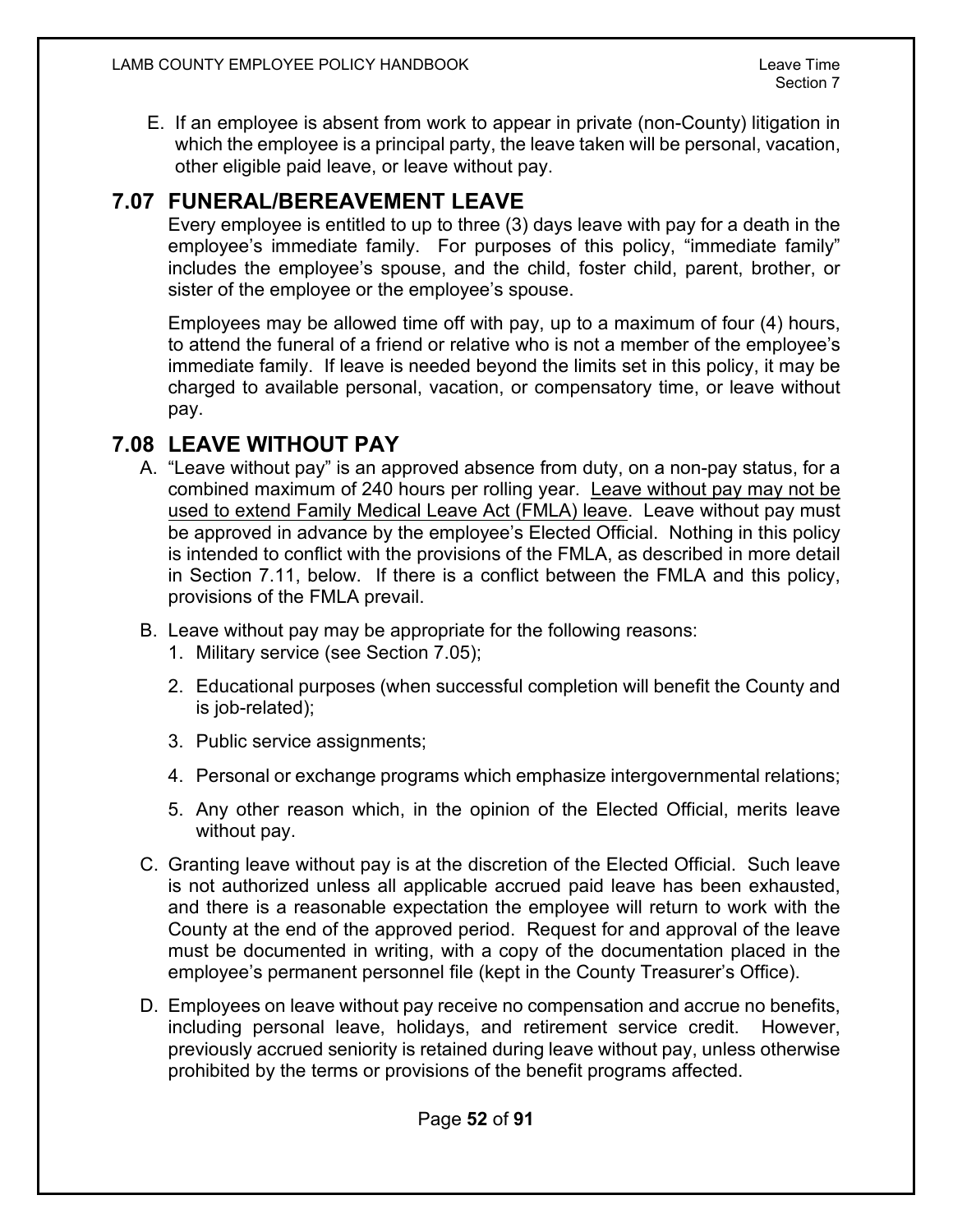E. If an employee is absent from work to appear in private (non-County) litigation in which the employee is a principal party, the leave taken will be personal, vacation, other eligible paid leave, or leave without pay.

## 7.07 FUNERAL/BEREAVEMENT LEAVE

Every employee is entitled to up to three (3) days leave with pay for a death in the employee's immediate family. For purposes of this policy, "immediate family" includes the employee's spouse, and the child, foster child, parent, brother, or sister of the employee or the employee's spouse.

Employees may be allowed time off with pay, up to a maximum of four (4) hours, to attend the funeral of a friend or relative who is not a member of the employee's immediate family. If leave is needed beyond the limits set in this policy, it may be charged to available personal, vacation, or compensatory time, or leave without pay.

## 7.08 LEAVE WITHOUT PAY

A. "Leave without pay" is an approved absence from duty, on a non-pay status, for a combined maximum of 240 hours per rolling year. <u>Leave without pay may not be used to extend Family Medical Leave Act (FMLA) leave</u>. Leave without pay must be approved in advance by the employee's Elected Official. Nothing in this policy is intended to conflict with the provisions of the FMLA, as described in more detail in Section 7.11, below. If there is a conflict between the FMLA and this policy, provisions of the FMLA prevail.

B. Leave without pay may be appropriate for the following reasons:
   1. Military service (see Section 7.05);
   2. Educational purposes (when successful completion will benefit the County and is job-related);
   3. Public service assignments;
   4. Personal or exchange programs which emphasize intergovernmental relations;
   5. Any other reason which, in the opinion of the Elected Official, merits leave without pay.

C. Granting leave without pay is at the discretion of the Elected Official. Such leave is not authorized unless all applicable accrued paid leave has been exhausted, and there is a reasonable expectation the employee will return to work with the County at the end of the approved period. Request for and approval of the leave must be documented in writing, with a copy of the documentation placed in the employee's permanent personnel file (kept in the County Treasurer's Office).

D. Employees on leave without pay receive no compensation and accrue no benefits, including personal leave, holidays, and retirement service credit. However, previously accrued seniority is retained during leave without pay, unless otherwise prohibited by the terms or provisions of the benefit programs affected.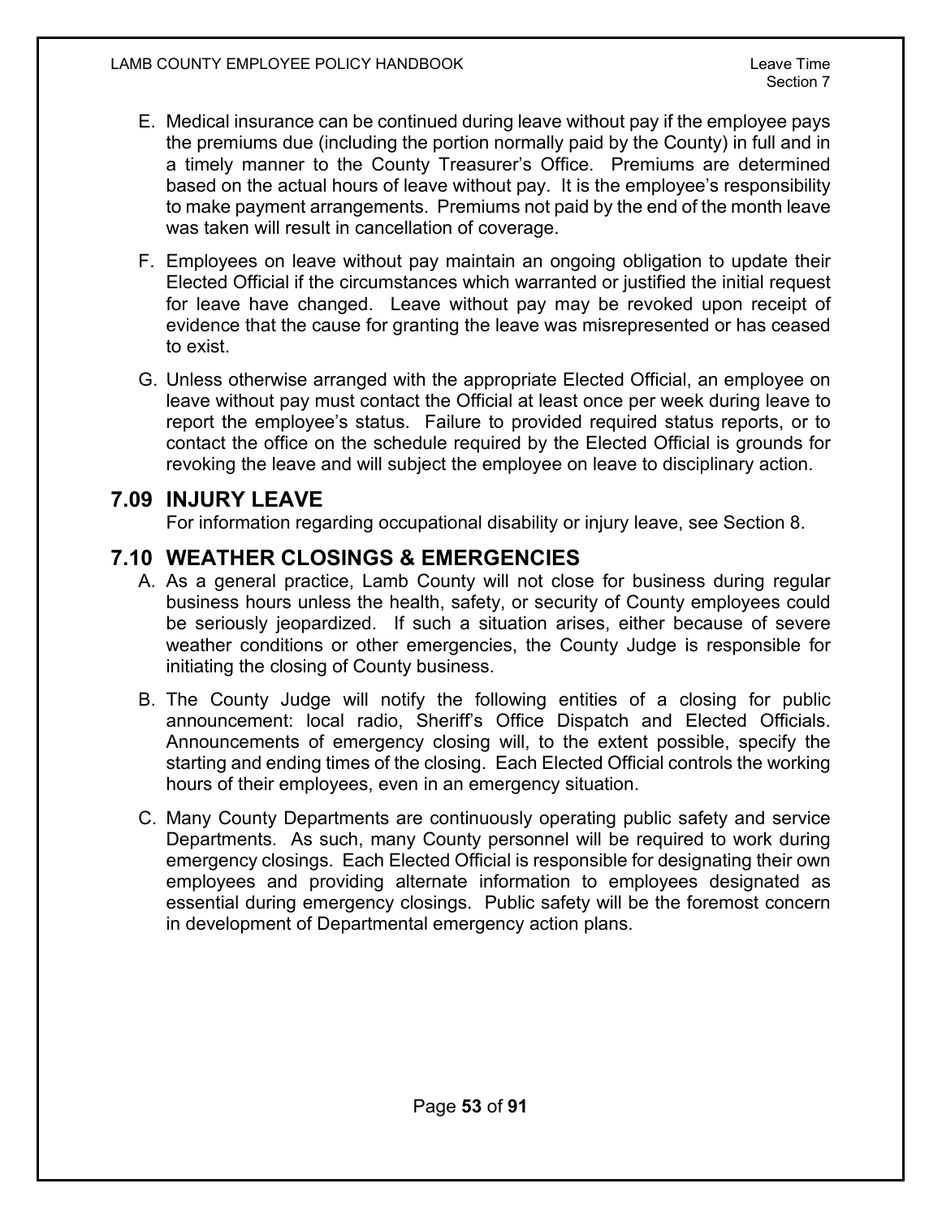E. Medical insurance can be continued during leave without pay if the employee pays the premiums due (including the portion normally paid by the County) in full and in a timely manner to the County Treasurer's Office. Premiums are determined based on the actual hours of leave without pay. It is the employee's responsibility to make payment arrangements. Premiums not paid by the end of the month leave was taken will result in cancellation of coverage.

F. Employees on leave without pay maintain an ongoing obligation to update their Elected Official if the circumstances which warranted or justified the initial request for leave have changed. Leave without pay may be revoked upon receipt of evidence that the cause for granting the leave was misrepresented or has ceased to exist.

G. Unless otherwise arranged with the appropriate Elected Official, an employee on leave without pay must contact the Official at least once per week during leave to report the employee's status. Failure to provided required status reports, or to contact the office on the schedule required by the Elected Official is grounds for revoking the leave and will subject the employee on leave to disciplinary action.

## 7.09 INJURY LEAVE

For information regarding occupational disability or injury leave, see Section 8.

## 7.10 WEATHER CLOSINGS & EMERGENCIES

A. As a general practice, Lamb County will not close for business during regular business hours unless the health, safety, or security of County employees could be seriously jeopardized. If such a situation arises, either because of severe weather conditions or other emergencies, the County Judge is responsible for initiating the closing of County business.

B. The County Judge will notify the following entities of a closing for public announcement: local radio, Sheriff's Office Dispatch and Elected Officials. Announcements of emergency closing will, to the extent possible, specify the starting and ending times of the closing. Each Elected Official controls the working hours of their employees, even in an emergency situation.

C. Many County Departments are continuously operating public safety and service Departments. As such, many County personnel will be required to work during emergency closings. Each Elected Official is responsible for designating their own employees and providing alternate information to employees designated as essential during emergency closings. Public safety will be the foremost concern in development of Departmental emergency action plans.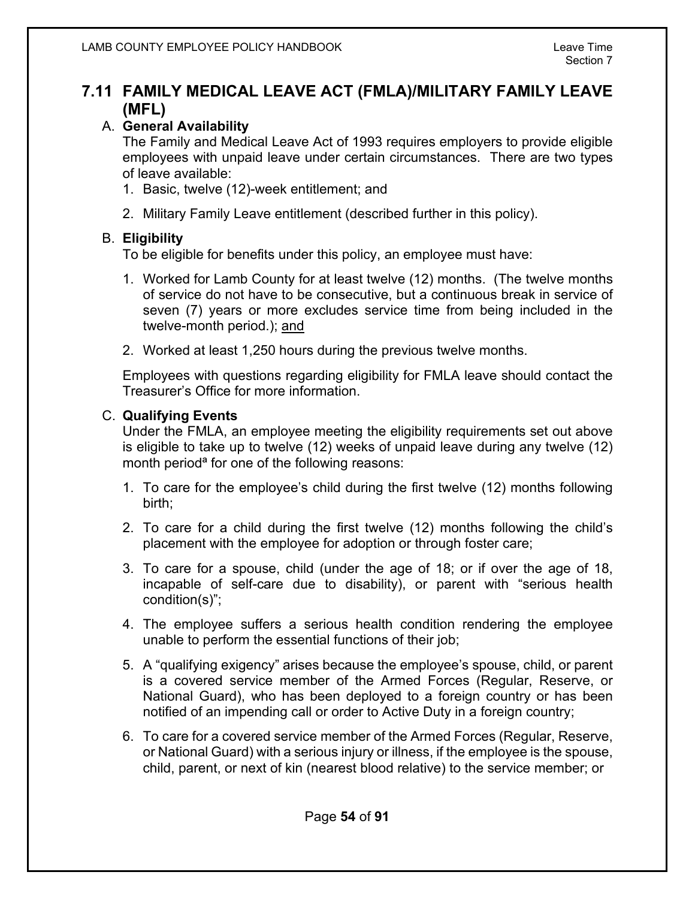## 7.11 FAMILY MEDICAL LEAVE ACT (FMLA)/MILITARY FAMILY LEAVE (MFL)

A. **General Availability**

The Family and Medical Leave Act of 1993 requires employers to provide eligible employees with unpaid leave under certain circumstances. There are two types of leave available:

1. Basic, twelve (12)-week entitlement; and
2. Military Family Leave entitlement (described further in this policy).

B. **Eligibility**

To be eligible for benefits under this policy, an employee must have:

1. Worked for Lamb County for at least twelve (12) months. (The twelve months of service do not have to be consecutive, but a continuous break in service of seven (7) years or more excludes service time from being included in the twelve-month period.); <u>and</u>
2. Worked at least 1,250 hours during the previous twelve months.

Employees with questions regarding eligibility for FMLA leave should contact the Treasurer's Office for more information.

C. **Qualifying Events**

Under the FMLA, an employee meeting the eligibility requirements set out above is eligible to take up to twelve (12) weeks of unpaid leave during any twelve (12) month period[a] for one of the following reasons:

1. To care for the employee's child during the first twelve (12) months following birth;
2. To care for a child during the first twelve (12) months following the child's placement with the employee for adoption or through foster care;
3. To care for a spouse, child (under the age of 18; or if over the age of 18, incapable of self-care due to disability), or parent with "serious health condition(s)";
4. The employee suffers a serious health condition rendering the employee unable to perform the essential functions of their job;
5. A "qualifying exigency" arises because the employee's spouse, child, or parent is a covered service member of the Armed Forces (Regular, Reserve, or National Guard), who has been deployed to a foreign country or has been notified of an impending call or order to Active Duty in a foreign country;
6. To care for a covered service member of the Armed Forces (Regular, Reserve, or National Guard) with a serious injury or illness, if the employee is the spouse, child, parent, or next of kin (nearest blood relative) to the service member; or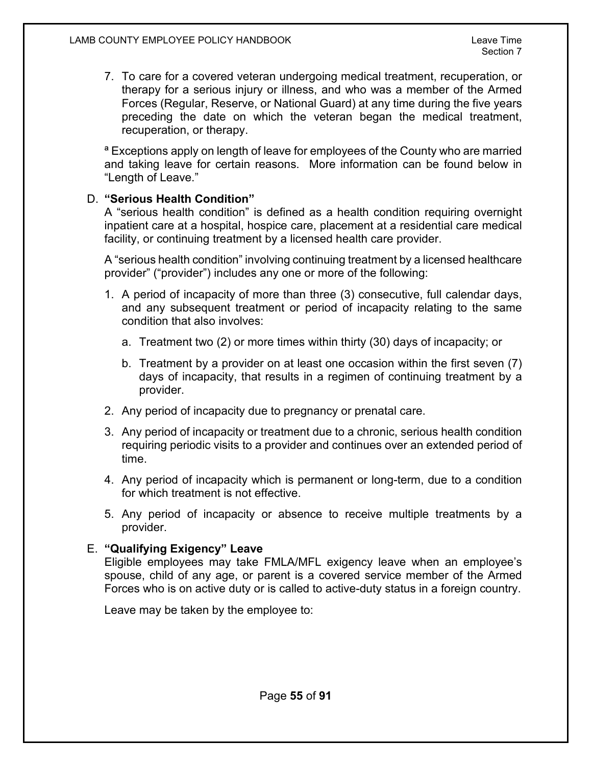7. To care for a covered veteran undergoing medical treatment, recuperation, or therapy for a serious injury or illness, and who was a member of the Armed Forces (Regular, Reserve, or National Guard) at any time during the five years preceding the date on which the veteran began the medical treatment, recuperation, or therapy.

[a] Exceptions apply on length of leave for employees of the County who are married and taking leave for certain reasons. More information can be found below in "Length of Leave."

D. **"Serious Health Condition"**

A "serious health condition" is defined as a health condition requiring overnight inpatient care at a hospital, hospice care, placement at a residential care medical facility, or continuing treatment by a licensed health care provider.

A "serious health condition" involving continuing treatment by a licensed healthcare provider" ("provider") includes any one or more of the following:

1. A period of incapacity of more than three (3) consecutive, full calendar days, and any subsequent treatment or period of incapacity relating to the same condition that also involves:
   a. Treatment two (2) or more times within thirty (30) days of incapacity; or
   b. Treatment by a provider on at least one occasion within the first seven (7) days of incapacity, that results in a regimen of continuing treatment by a provider.
2. Any period of incapacity due to pregnancy or prenatal care.
3. Any period of incapacity or treatment due to a chronic, serious health condition requiring periodic visits to a provider and continues over an extended period of time.
4. Any period of incapacity which is permanent or long-term, due to a condition for which treatment is not effective.
5. Any period of incapacity or absence to receive multiple treatments by a provider.

E. **"Qualifying Exigency" Leave**

Eligible employees may take FMLA/MFL exigency leave when an employee's spouse, child of any age, or parent is a covered service member of the Armed Forces who is on active duty or is called to active-duty status in a foreign country.

Leave may be taken by the employee to: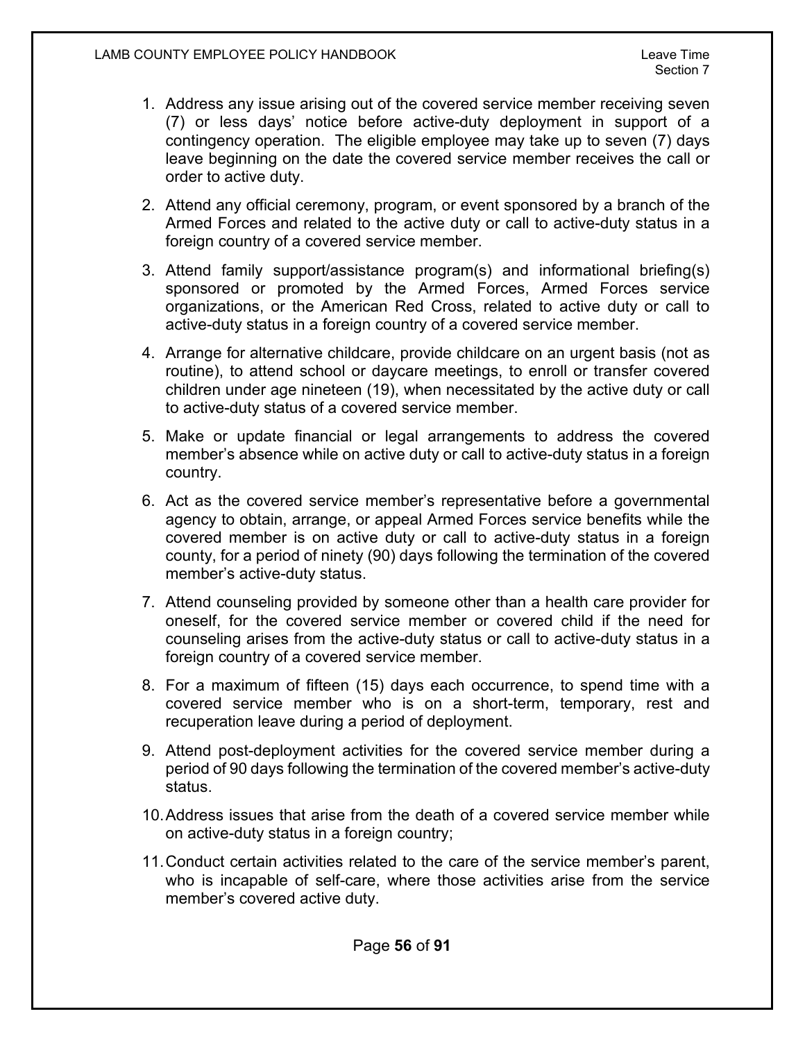1. Address any issue arising out of the covered service member receiving seven (7) or less days' notice before active-duty deployment in support of a contingency operation. The eligible employee may take up to seven (7) days leave beginning on the date the covered service member receives the call or order to active duty.
2. Attend any official ceremony, program, or event sponsored by a branch of the Armed Forces and related to the active duty or call to active-duty status in a foreign country of a covered service member.
3. Attend family support/assistance program(s) and informational briefing(s) sponsored or promoted by the Armed Forces, Armed Forces service organizations, or the American Red Cross, related to active duty or call to active-duty status in a foreign country of a covered service member.
4. Arrange for alternative childcare, provide childcare on an urgent basis (not as routine), to attend school or daycare meetings, to enroll or transfer covered children under age nineteen (19), when necessitated by the active duty or call to active-duty status of a covered service member.
5. Make or update financial or legal arrangements to address the covered member's absence while on active duty or call to active-duty status in a foreign country.
6. Act as the covered service member's representative before a governmental agency to obtain, arrange, or appeal Armed Forces service benefits while the covered member is on active duty or call to active-duty status in a foreign county, for a period of ninety (90) days following the termination of the covered member's active-duty status.
7. Attend counseling provided by someone other than a health care provider for oneself, for the covered service member or covered child if the need for counseling arises from the active-duty status or call to active-duty status in a foreign country of a covered service member.
8. For a maximum of fifteen (15) days each occurrence, to spend time with a covered service member who is on a short-term, temporary, rest and recuperation leave during a period of deployment.
9. Attend post-deployment activities for the covered service member during a period of 90 days following the termination of the covered member's active-duty status.
10. Address issues that arise from the death of a covered service member while on active-duty status in a foreign country;
11. Conduct certain activities related to the care of the service member's parent, who is incapable of self-care, where those activities arise from the service member's covered active duty.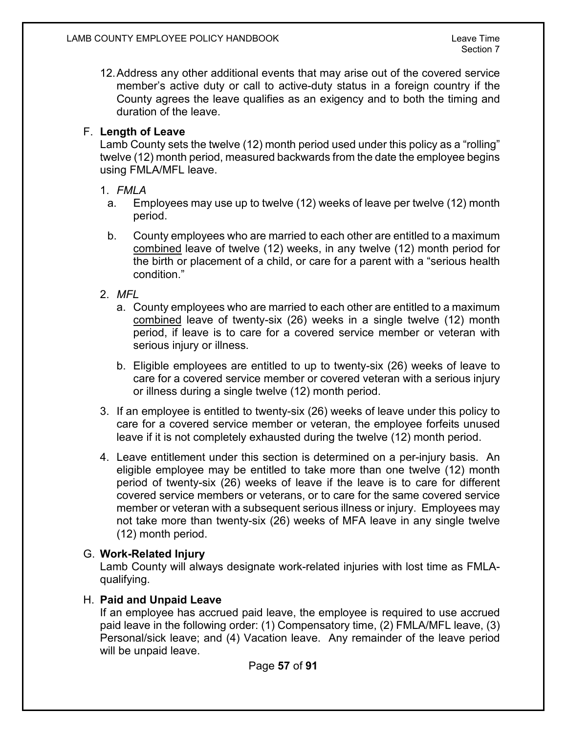12. Address any other additional events that may arise out of the covered service member's active duty or call to active-duty status in a foreign country if the County agrees the leave qualifies as an exigency and to both the timing and duration of the leave.

F. **Length of Leave**

Lamb County sets the twelve (12) month period used under this policy as a "rolling" twelve (12) month period, measured backwards from the date the employee begins using FMLA/MFL leave.

1. *FMLA*
   a. Employees may use up to twelve (12) weeks of leave per twelve (12) month period.
   b. County employees who are married to each other are entitled to a maximum <u>combined</u> leave of twelve (12) weeks, in any twelve (12) month period for the birth or placement of a child, or care for a parent with a "serious health condition."
2. *MFL*
   a. County employees who are married to each other are entitled to a maximum <u>combined</u> leave of twenty-six (26) weeks in a single twelve (12) month period, if leave is to care for a covered service member or veteran with serious injury or illness.
   b. Eligible employees are entitled to up to twenty-six (26) weeks of leave to care for a covered service member or covered veteran with a serious injury or illness during a single twelve (12) month period.
3. If an employee is entitled to twenty-six (26) weeks of leave under this policy to care for a covered service member or veteran, the employee forfeits unused leave if it is not completely exhausted during the twelve (12) month period.
4. Leave entitlement under this section is determined on a per-injury basis. An eligible employee may be entitled to take more than one twelve (12) month period of twenty-six (26) weeks of leave if the leave is to care for different covered service members or veterans, or to care for the same covered service member or veteran with a subsequent serious illness or injury. Employees may not take more than twenty-six (26) weeks of MFA leave in any single twelve (12) month period.

G. **Work-Related Injury**

Lamb County will always designate work-related injuries with lost time as FMLA-qualifying.

H. **Paid and Unpaid Leave**

If an employee has accrued paid leave, the employee is required to use accrued paid leave in the following order: (1) Compensatory time, (2) FMLA/MFL leave, (3) Personal/sick leave; and (4) Vacation leave. Any remainder of the leave period will be unpaid leave.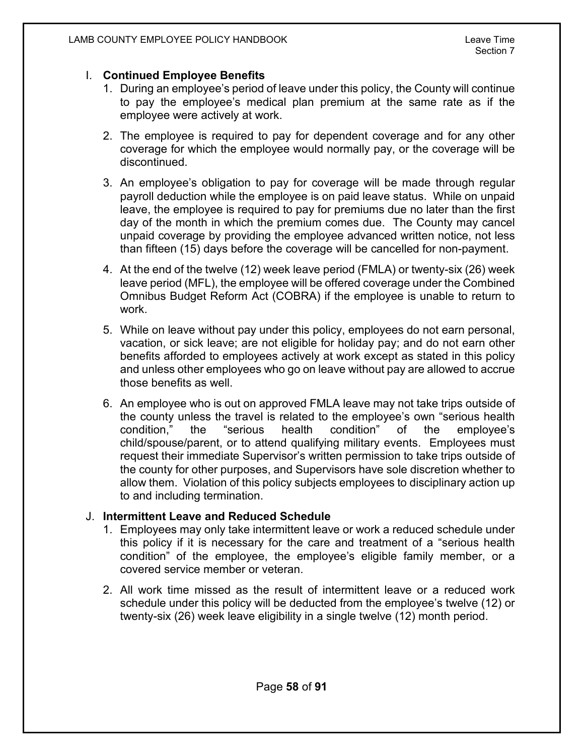### I. **Continued Employee Benefits**

1. During an employee's period of leave under this policy, the County will continue to pay the employee's medical plan premium at the same rate as if the employee were actively at work.

2. The employee is required to pay for dependent coverage and for any other coverage for which the employee would normally pay, or the coverage will be discontinued.

3. An employee's obligation to pay for coverage will be made through regular payroll deduction while the employee is on paid leave status. While on unpaid leave, the employee is required to pay for premiums due no later than the first day of the month in which the premium comes due. The County may cancel unpaid coverage by providing the employee advanced written notice, not less than fifteen (15) days before the coverage will be cancelled for non-payment.

4. At the end of the twelve (12) week leave period (FMLA) or twenty-six (26) week leave period (MFL), the employee will be offered coverage under the Combined Omnibus Budget Reform Act (COBRA) if the employee is unable to return to work.

5. While on leave without pay under this policy, employees do not earn personal, vacation, or sick leave; are not eligible for holiday pay; and do not earn other benefits afforded to employees actively at work except as stated in this policy and unless other employees who go on leave without pay are allowed to accrue those benefits as well.

6. An employee who is out on approved FMLA leave may not take trips outside of the county unless the travel is related to the employee's own "serious health condition," the "serious health condition" of the employee's child/spouse/parent, or to attend qualifying military events. Employees must request their immediate Supervisor's written permission to take trips outside of the county for other purposes, and Supervisors have sole discretion whether to allow them. Violation of this policy subjects employees to disciplinary action up to and including termination.

### J. **Intermittent Leave and Reduced Schedule**

1. Employees may only take intermittent leave or work a reduced schedule under this policy if it is necessary for the care and treatment of a "serious health condition" of the employee, the employee's eligible family member, or a covered service member or veteran.

2. All work time missed as the result of intermittent leave or a reduced work schedule under this policy will be deducted from the employee's twelve (12) or twenty-six (26) week leave eligibility in a single twelve (12) month period.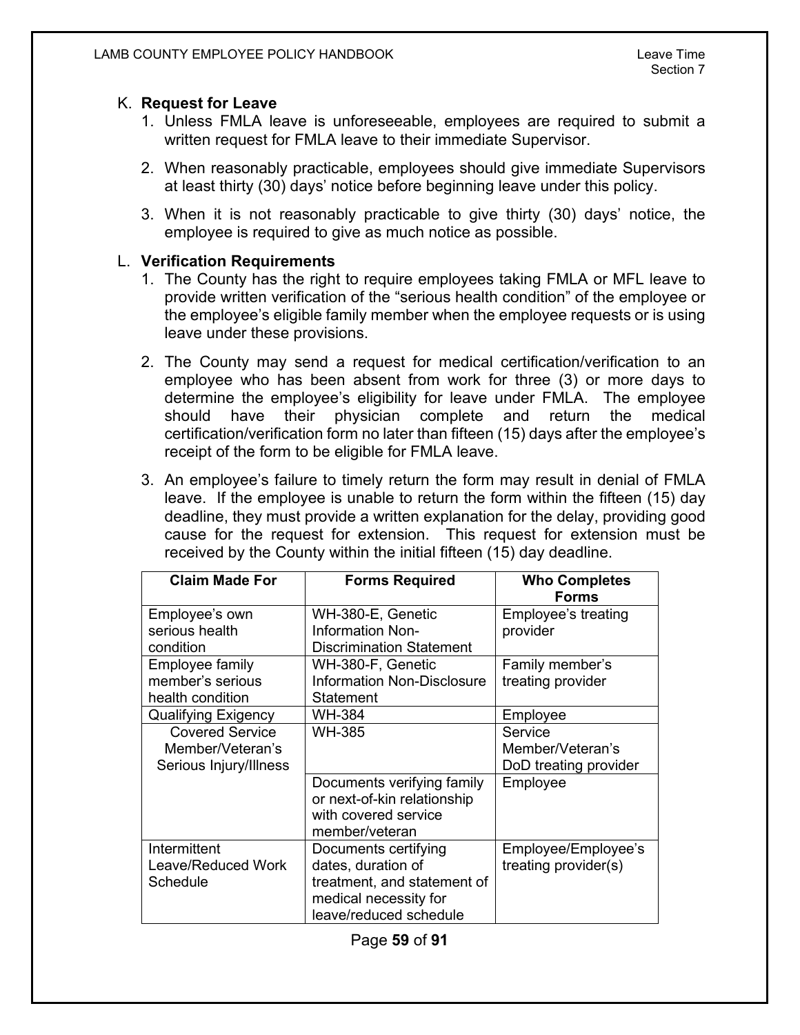K. **Request for Leave**

1. Unless FMLA leave is unforeseeable, employees are required to submit a written request for FMLA leave to their immediate Supervisor.
2. When reasonably practicable, employees should give immediate Supervisors at least thirty (30) days' notice before beginning leave under this policy.
3. When it is not reasonably practicable to give thirty (30) days' notice, the employee is required to give as much notice as possible.

L. **Verification Requirements**

1. The County has the right to require employees taking FMLA or MFL leave to provide written verification of the "serious health condition" of the employee or the employee's eligible family member when the employee requests or is using leave under these provisions.
2. The County may send a request for medical certification/verification to an employee who has been absent from work for three (3) or more days to determine the employee's eligibility for leave under FMLA. The employee should have their physician complete and return the medical certification/verification form no later than fifteen (15) days after the employee's receipt of the form to be eligible for FMLA leave.
3. An employee's failure to timely return the form may result in denial of FMLA leave. If the employee is unable to return the form within the fifteen (15) day deadline, they must provide a written explanation for the delay, providing good cause for the request for extension. This request for extension must be received by the County within the initial fifteen (15) day deadline.

| Claim Made For | Forms Required | Who Completes Forms |
|---|---|---|
| Employee's own serious health condition | WH-380-E, Genetic Information Non-Discrimination Statement | Employee's treating provider |
| Employee family member's serious health condition | WH-380-F, Genetic Information Non-Disclosure Statement | Family member's treating provider |
| Qualifying Exigency | WH-384 | Employee |
| Covered Service Member/Veteran's Serious Injury/Illness | WH-385 | Service Member/Veteran's DoD treating provider |
| | Documents verifying family or next-of-kin relationship with covered service member/veteran | Employee |
| Intermittent Leave/Reduced Work Schedule | Documents certifying dates, duration of treatment, and statement of medical necessity for leave/reduced schedule | Employee/Employee's treating provider(s) |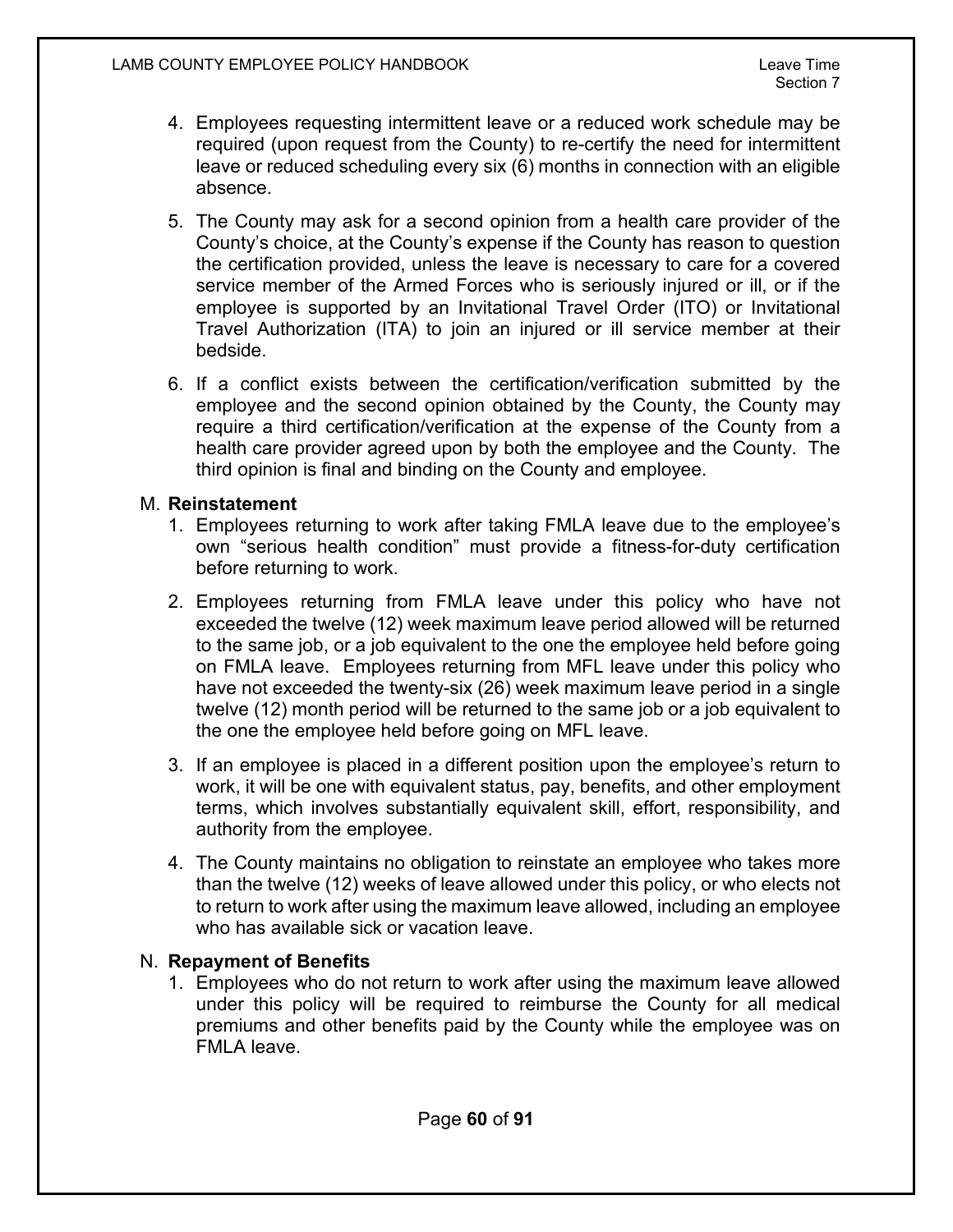4. Employees requesting intermittent leave or a reduced work schedule may be required (upon request from the County) to re-certify the need for intermittent leave or reduced scheduling every six (6) months in connection with an eligible absence.

5. The County may ask for a second opinion from a health care provider of the County's choice, at the County's expense if the County has reason to question the certification provided, unless the leave is necessary to care for a covered service member of the Armed Forces who is seriously injured or ill, or if the employee is supported by an Invitational Travel Order (ITO) or Invitational Travel Authorization (ITA) to join an injured or ill service member at their bedside.

6. If a conflict exists between the certification/verification submitted by the employee and the second opinion obtained by the County, the County may require a third certification/verification at the expense of the County from a health care provider agreed upon by both the employee and the County. The third opinion is final and binding on the County and employee.

M. **Reinstatement**

1. Employees returning to work after taking FMLA leave due to the employee's own "serious health condition" must provide a fitness-for-duty certification before returning to work.

2. Employees returning from FMLA leave under this policy who have not exceeded the twelve (12) week maximum leave period allowed will be returned to the same job, or a job equivalent to the one the employee held before going on FMLA leave. Employees returning from MFL leave under this policy who have not exceeded the twenty-six (26) week maximum leave period in a single twelve (12) month period will be returned to the same job or a job equivalent to the one the employee held before going on MFL leave.

3. If an employee is placed in a different position upon the employee's return to work, it will be one with equivalent status, pay, benefits, and other employment terms, which involves substantially equivalent skill, effort, responsibility, and authority from the employee.

4. The County maintains no obligation to reinstate an employee who takes more than the twelve (12) weeks of leave allowed under this policy, or who elects not to return to work after using the maximum leave allowed, including an employee who has available sick or vacation leave.

N. **Repayment of Benefits**

1. Employees who do not return to work after using the maximum leave allowed under this policy will be required to reimburse the County for all medical premiums and other benefits paid by the County while the employee was on FMLA leave.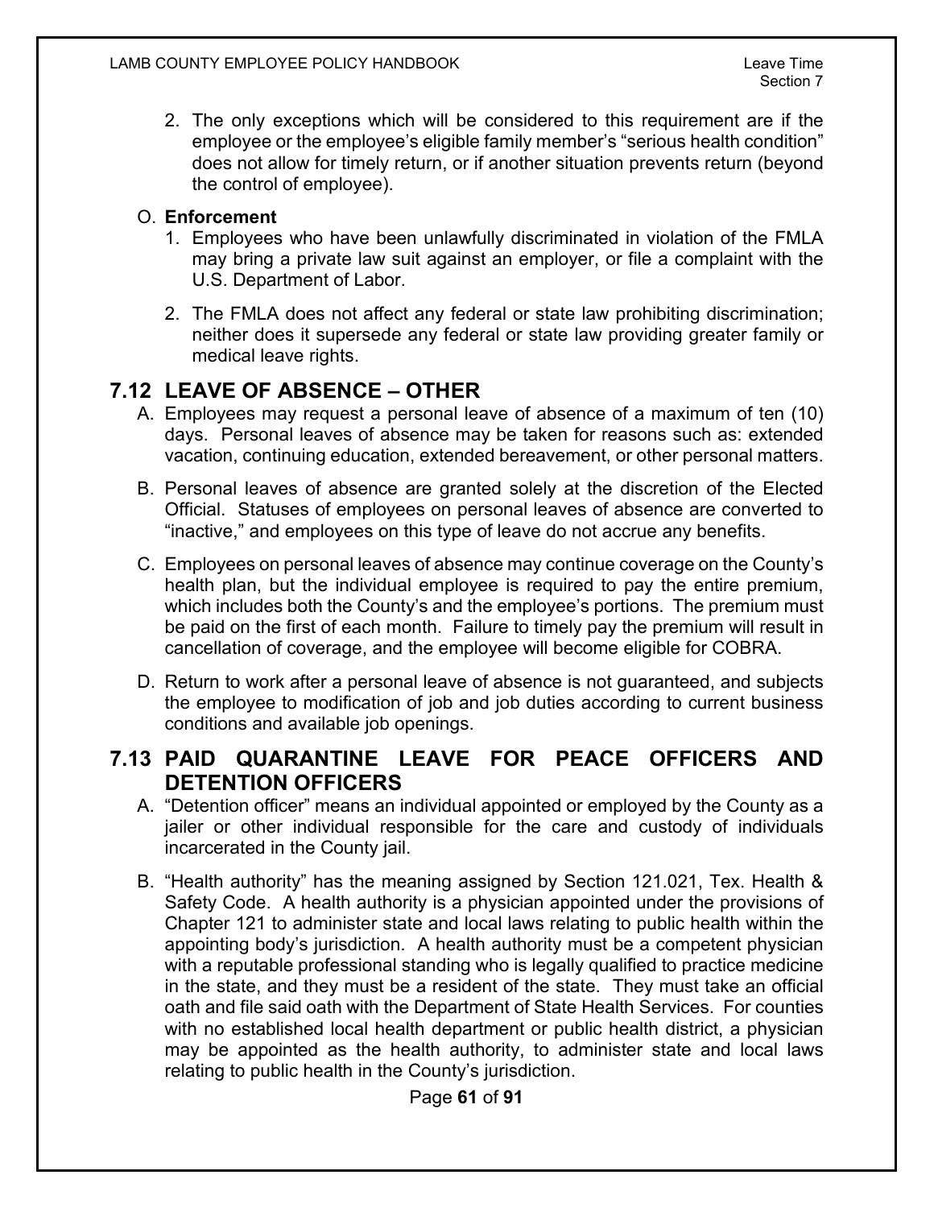2. The only exceptions which will be considered to this requirement are if the employee or the employee's eligible family member's "serious health condition" does not allow for timely return, or if another situation prevents return (beyond the control of employee).

O. **Enforcement**

1. Employees who have been unlawfully discriminated in violation of the FMLA may bring a private law suit against an employer, or file a complaint with the U.S. Department of Labor.

2. The FMLA does not affect any federal or state law prohibiting discrimination; neither does it supersede any federal or state law providing greater family or medical leave rights.

## 7.12 LEAVE OF ABSENCE – OTHER

A. Employees may request a personal leave of absence of a maximum of ten (10) days. Personal leaves of absence may be taken for reasons such as: extended vacation, continuing education, extended bereavement, or other personal matters.

B. Personal leaves of absence are granted solely at the discretion of the Elected Official. Statuses of employees on personal leaves of absence are converted to "inactive," and employees on this type of leave do not accrue any benefits.

C. Employees on personal leaves of absence may continue coverage on the County's health plan, but the individual employee is required to pay the entire premium, which includes both the County's and the employee's portions. The premium must be paid on the first of each month. Failure to timely pay the premium will result in cancellation of coverage, and the employee will become eligible for COBRA.

D. Return to work after a personal leave of absence is not guaranteed, and subjects the employee to modification of job and job duties according to current business conditions and available job openings.

## 7.13 PAID QUARANTINE LEAVE FOR PEACE OFFICERS AND DETENTION OFFICERS

A. "Detention officer" means an individual appointed or employed by the County as a jailer or other individual responsible for the care and custody of individuals incarcerated in the County jail.

B. "Health authority" has the meaning assigned by Section 121.021, Tex. Health & Safety Code. A health authority is a physician appointed under the provisions of Chapter 121 to administer state and local laws relating to public health within the appointing body's jurisdiction. A health authority must be a competent physician with a reputable professional standing who is legally qualified to practice medicine in the state, and they must be a resident of the state. They must take an official oath and file said oath with the Department of State Health Services. For counties with no established local health department or public health district, a physician may be appointed as the health authority, to administer state and local laws relating to public health in the County's jurisdiction.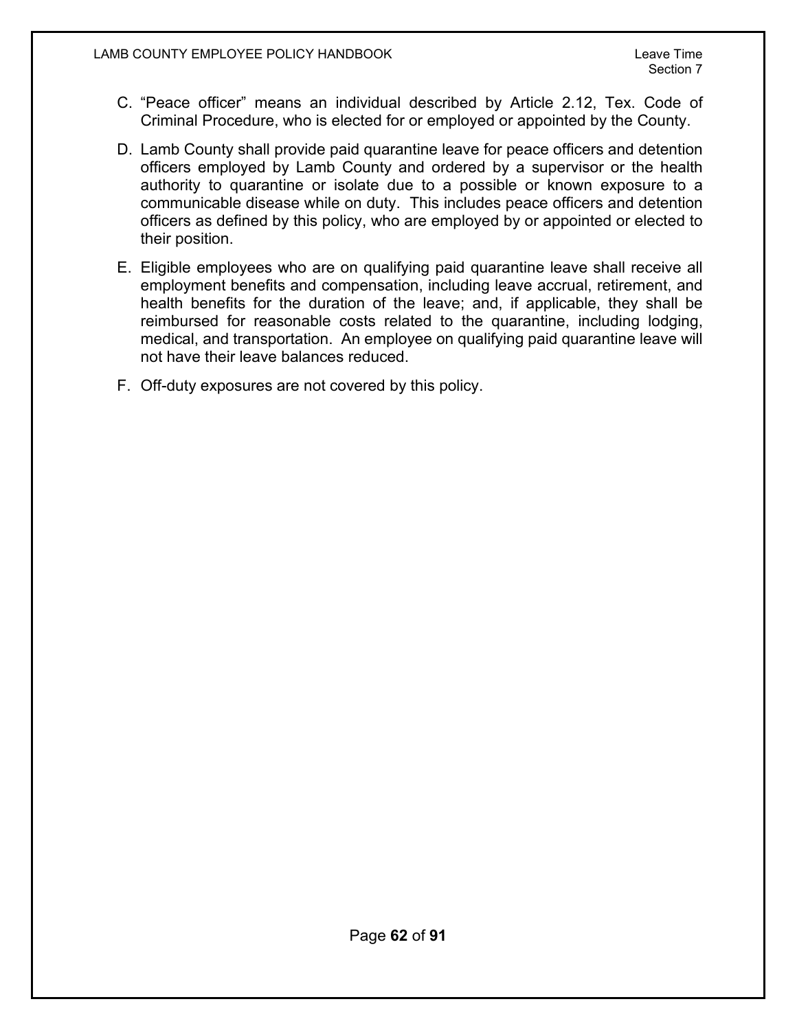C. "Peace officer" means an individual described by Article 2.12, Tex. Code of Criminal Procedure, who is elected for or employed or appointed by the County.

D. Lamb County shall provide paid quarantine leave for peace officers and detention officers employed by Lamb County and ordered by a supervisor or the health authority to quarantine or isolate due to a possible or known exposure to a communicable disease while on duty. This includes peace officers and detention officers as defined by this policy, who are employed by or appointed or elected to their position.

E. Eligible employees who are on qualifying paid quarantine leave shall receive all employment benefits and compensation, including leave accrual, retirement, and health benefits for the duration of the leave; and, if applicable, they shall be reimbursed for reasonable costs related to the quarantine, including lodging, medical, and transportation. An employee on qualifying paid quarantine leave will not have their leave balances reduced.

F. Off-duty exposures are not covered by this policy.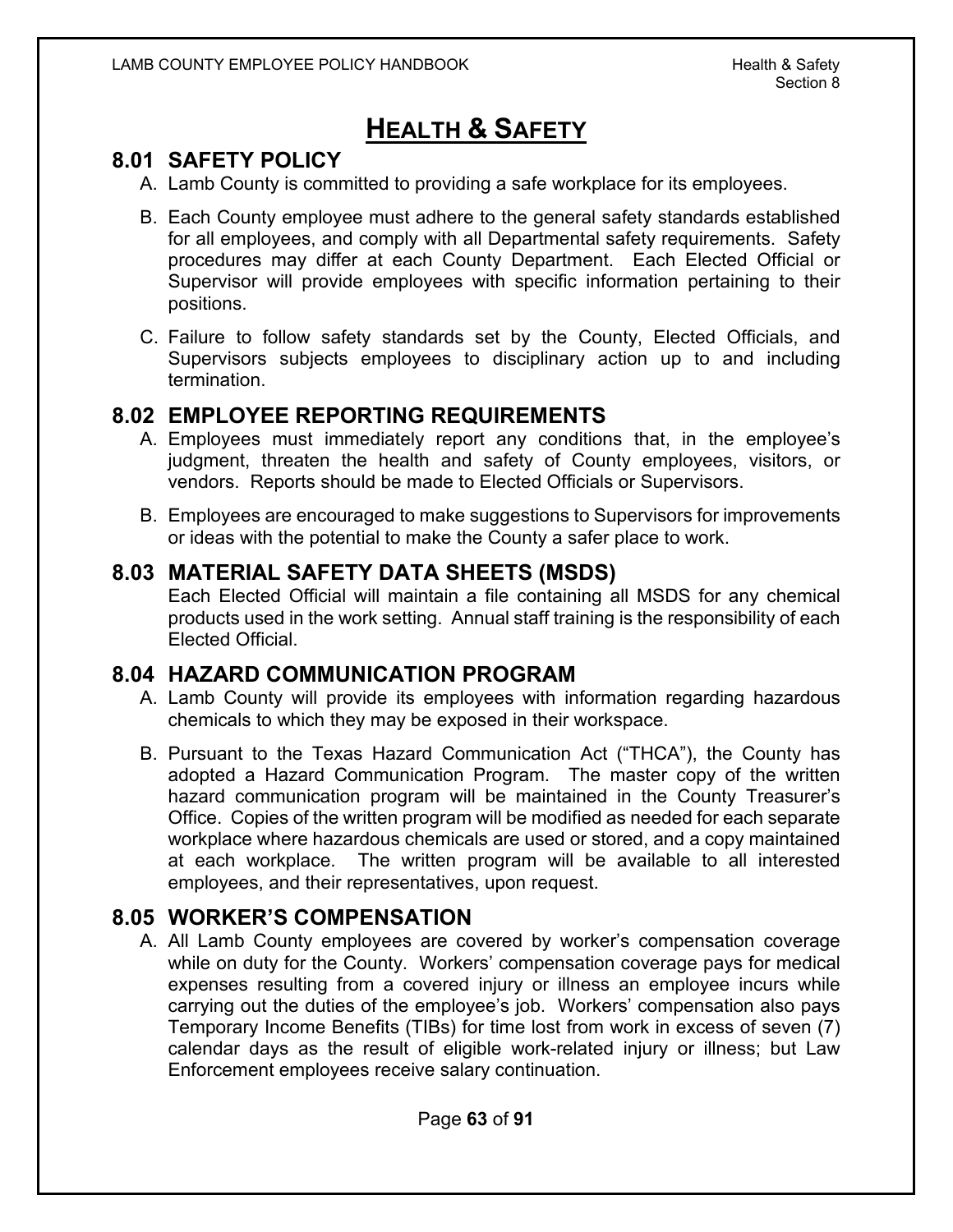# HEALTH & SAFETY

## 8.01 SAFETY POLICY

A. Lamb County is committed to providing a safe workplace for its employees.

B. Each County employee must adhere to the general safety standards established for all employees, and comply with all Departmental safety requirements. Safety procedures may differ at each County Department. Each Elected Official or Supervisor will provide employees with specific information pertaining to their positions.

C. Failure to follow safety standards set by the County, Elected Officials, and Supervisors subjects employees to disciplinary action up to and including termination.

## 8.02 EMPLOYEE REPORTING REQUIREMENTS

A. Employees must immediately report any conditions that, in the employee's judgment, threaten the health and safety of County employees, visitors, or vendors. Reports should be made to Elected Officials or Supervisors.

B. Employees are encouraged to make suggestions to Supervisors for improvements or ideas with the potential to make the County a safer place to work.

## 8.03 MATERIAL SAFETY DATA SHEETS (MSDS)

Each Elected Official will maintain a file containing all MSDS for any chemical products used in the work setting. Annual staff training is the responsibility of each Elected Official.

## 8.04 HAZARD COMMUNICATION PROGRAM

A. Lamb County will provide its employees with information regarding hazardous chemicals to which they may be exposed in their workspace.

B. Pursuant to the Texas Hazard Communication Act ("THCA"), the County has adopted a Hazard Communication Program. The master copy of the written hazard communication program will be maintained in the County Treasurer's Office. Copies of the written program will be modified as needed for each separate workplace where hazardous chemicals are used or stored, and a copy maintained at each workplace. The written program will be available to all interested employees, and their representatives, upon request.

## 8.05 WORKER'S COMPENSATION

A. All Lamb County employees are covered by worker's compensation coverage while on duty for the County. Workers' compensation coverage pays for medical expenses resulting from a covered injury or illness an employee incurs while carrying out the duties of the employee's job. Workers' compensation also pays Temporary Income Benefits (TIBs) for time lost from work in excess of seven (7) calendar days as the result of eligible work-related injury or illness; but Law Enforcement employees receive salary continuation.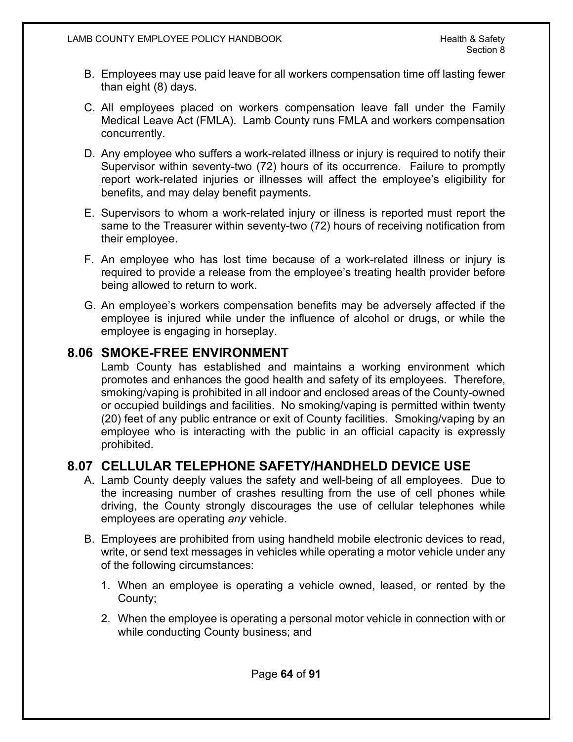B. Employees may use paid leave for all workers compensation time off lasting fewer than eight (8) days.

C. All employees placed on workers compensation leave fall under the Family Medical Leave Act (FMLA). Lamb County runs FMLA and workers compensation concurrently.

D. Any employee who suffers a work-related illness or injury is required to notify their Supervisor within seventy-two (72) hours of its occurrence. Failure to promptly report work-related injuries or illnesses will affect the employee's eligibility for benefits, and may delay benefit payments.

E. Supervisors to whom a work-related injury or illness is reported must report the same to the Treasurer within seventy-two (72) hours of receiving notification from their employee.

F. An employee who has lost time because of a work-related illness or injury is required to provide a release from the employee's treating health provider before being allowed to return to work.

G. An employee's workers compensation benefits may be adversely affected if the employee is injured while under the influence of alcohol or drugs, or while the employee is engaging in horseplay.

## 8.06 SMOKE-FREE ENVIRONMENT

Lamb County has established and maintains a working environment which promotes and enhances the good health and safety of its employees. Therefore, smoking/vaping is prohibited in all indoor and enclosed areas of the County-owned or occupied buildings and facilities. No smoking/vaping is permitted within twenty (20) feet of any public entrance or exit of County facilities. Smoking/vaping by an employee who is interacting with the public in an official capacity is expressly prohibited.

## 8.07 CELLULAR TELEPHONE SAFETY/HANDHELD DEVICE USE

A. Lamb County deeply values the safety and well-being of all employees. Due to the increasing number of crashes resulting from the use of cell phones while driving, the County strongly discourages the use of cellular telephones while employees are operating *any* vehicle.

B. Employees are prohibited from using handheld mobile electronic devices to read, write, or send text messages in vehicles while operating a motor vehicle under any of the following circumstances:

   1. When an employee is operating a vehicle owned, leased, or rented by the County;

   2. When the employee is operating a personal motor vehicle in connection with or while conducting County business; and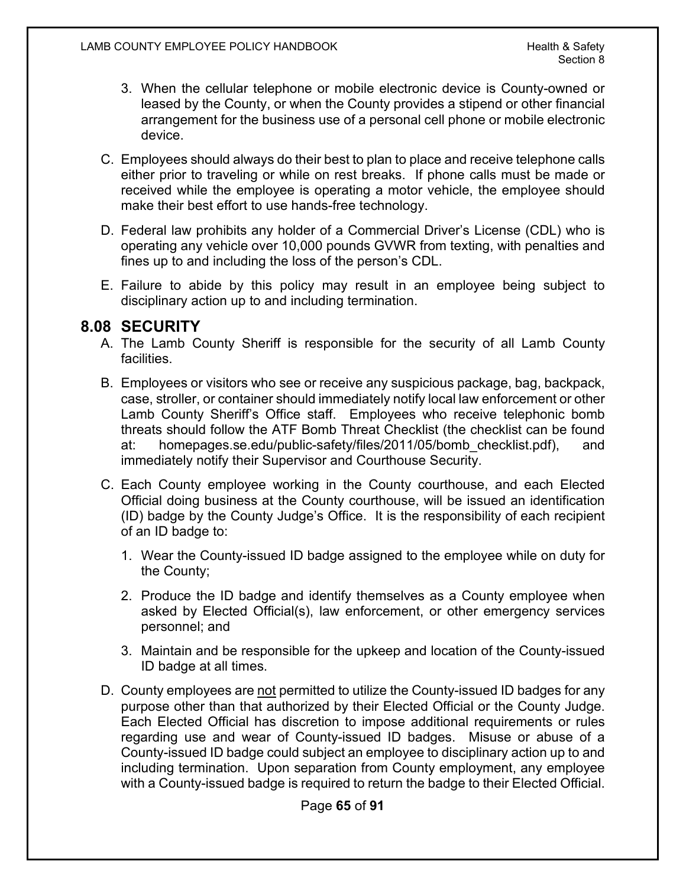3. When the cellular telephone or mobile electronic device is County-owned or leased by the County, or when the County provides a stipend or other financial arrangement for the business use of a personal cell phone or mobile electronic device.

C. Employees should always do their best to plan to place and receive telephone calls either prior to traveling or while on rest breaks. If phone calls must be made or received while the employee is operating a motor vehicle, the employee should make their best effort to use hands-free technology.

D. Federal law prohibits any holder of a Commercial Driver's License (CDL) who is operating any vehicle over 10,000 pounds GVWR from texting, with penalties and fines up to and including the loss of the person's CDL.

E. Failure to abide by this policy may result in an employee being subject to disciplinary action up to and including termination.

## 8.08 SECURITY

A. The Lamb County Sheriff is responsible for the security of all Lamb County facilities.

B. Employees or visitors who see or receive any suspicious package, bag, backpack, case, stroller, or container should immediately notify local law enforcement or other Lamb County Sheriff's Office staff. Employees who receive telephonic bomb threats should follow the ATF Bomb Threat Checklist (the checklist can be found at: homepages.se.edu/public-safety/files/2011/05/bomb_checklist.pdf), and immediately notify their Supervisor and Courthouse Security.

C. Each County employee working in the County courthouse, and each Elected Official doing business at the County courthouse, will be issued an identification (ID) badge by the County Judge's Office. It is the responsibility of each recipient of an ID badge to:

   1. Wear the County-issued ID badge assigned to the employee while on duty for the County;

   2. Produce the ID badge and identify themselves as a County employee when asked by Elected Official(s), law enforcement, or other emergency services personnel; and

   3. Maintain and be responsible for the upkeep and location of the County-issued ID badge at all times.

D. County employees are <u>not</u> permitted to utilize the County-issued ID badges for any purpose other than that authorized by their Elected Official or the County Judge. Each Elected Official has discretion to impose additional requirements or rules regarding use and wear of County-issued ID badges. Misuse or abuse of a County-issued ID badge could subject an employee to disciplinary action up to and including termination. Upon separation from County employment, any employee with a County-issued badge is required to return the badge to their Elected Official.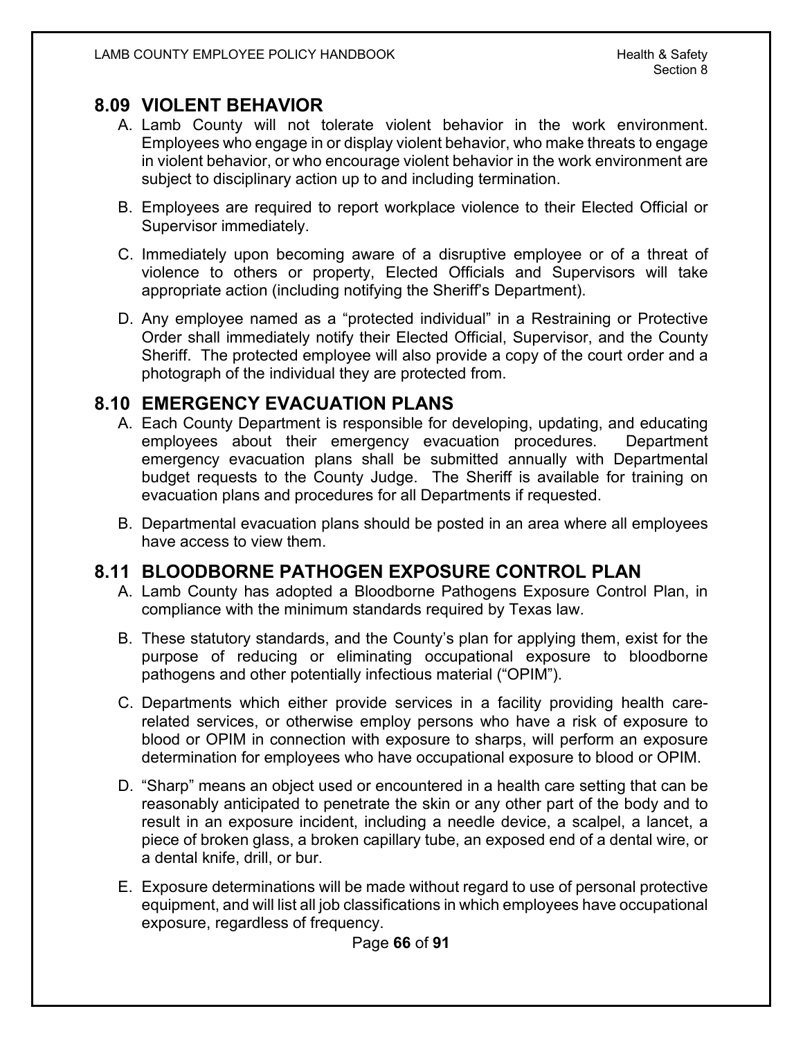## 8.09 VIOLENT BEHAVIOR

A. Lamb County will not tolerate violent behavior in the work environment. Employees who engage in or display violent behavior, who make threats to engage in violent behavior, or who encourage violent behavior in the work environment are subject to disciplinary action up to and including termination.

B. Employees are required to report workplace violence to their Elected Official or Supervisor immediately.

C. Immediately upon becoming aware of a disruptive employee or of a threat of violence to others or property, Elected Officials and Supervisors will take appropriate action (including notifying the Sheriff's Department).

D. Any employee named as a "protected individual" in a Restraining or Protective Order shall immediately notify their Elected Official, Supervisor, and the County Sheriff. The protected employee will also provide a copy of the court order and a photograph of the individual they are protected from.

## 8.10 EMERGENCY EVACUATION PLANS

A. Each County Department is responsible for developing, updating, and educating employees about their emergency evacuation procedures. Department emergency evacuation plans shall be submitted annually with Departmental budget requests to the County Judge. The Sheriff is available for training on evacuation plans and procedures for all Departments if requested.

B. Departmental evacuation plans should be posted in an area where all employees have access to view them.

## 8.11 BLOODBORNE PATHOGEN EXPOSURE CONTROL PLAN

A. Lamb County has adopted a Bloodborne Pathogens Exposure Control Plan, in compliance with the minimum standards required by Texas law.

B. These statutory standards, and the County's plan for applying them, exist for the purpose of reducing or eliminating occupational exposure to bloodborne pathogens and other potentially infectious material ("OPIM").

C. Departments which either provide services in a facility providing health care-related services, or otherwise employ persons who have a risk of exposure to blood or OPIM in connection with exposure to sharps, will perform an exposure determination for employees who have occupational exposure to blood or OPIM.

D. "Sharp" means an object used or encountered in a health care setting that can be reasonably anticipated to penetrate the skin or any other part of the body and to result in an exposure incident, including a needle device, a scalpel, a lancet, a piece of broken glass, a broken capillary tube, an exposed end of a dental wire, or a dental knife, drill, or bur.

E. Exposure determinations will be made without regard to use of personal protective equipment, and will list all job classifications in which employees have occupational exposure, regardless of frequency.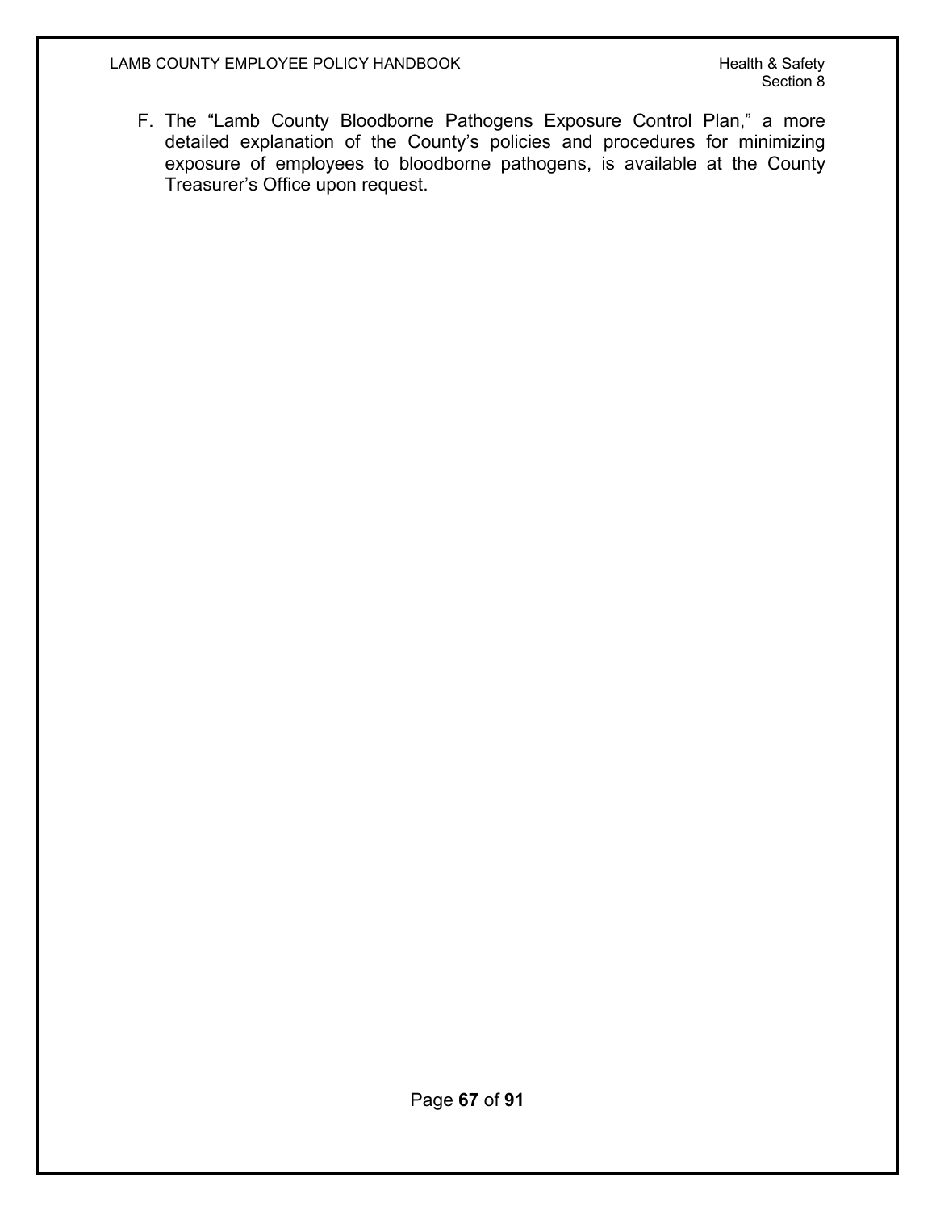F. The "Lamb County Bloodborne Pathogens Exposure Control Plan," a more detailed explanation of the County's policies and procedures for minimizing exposure of employees to bloodborne pathogens, is available at the County Treasurer's Office upon request.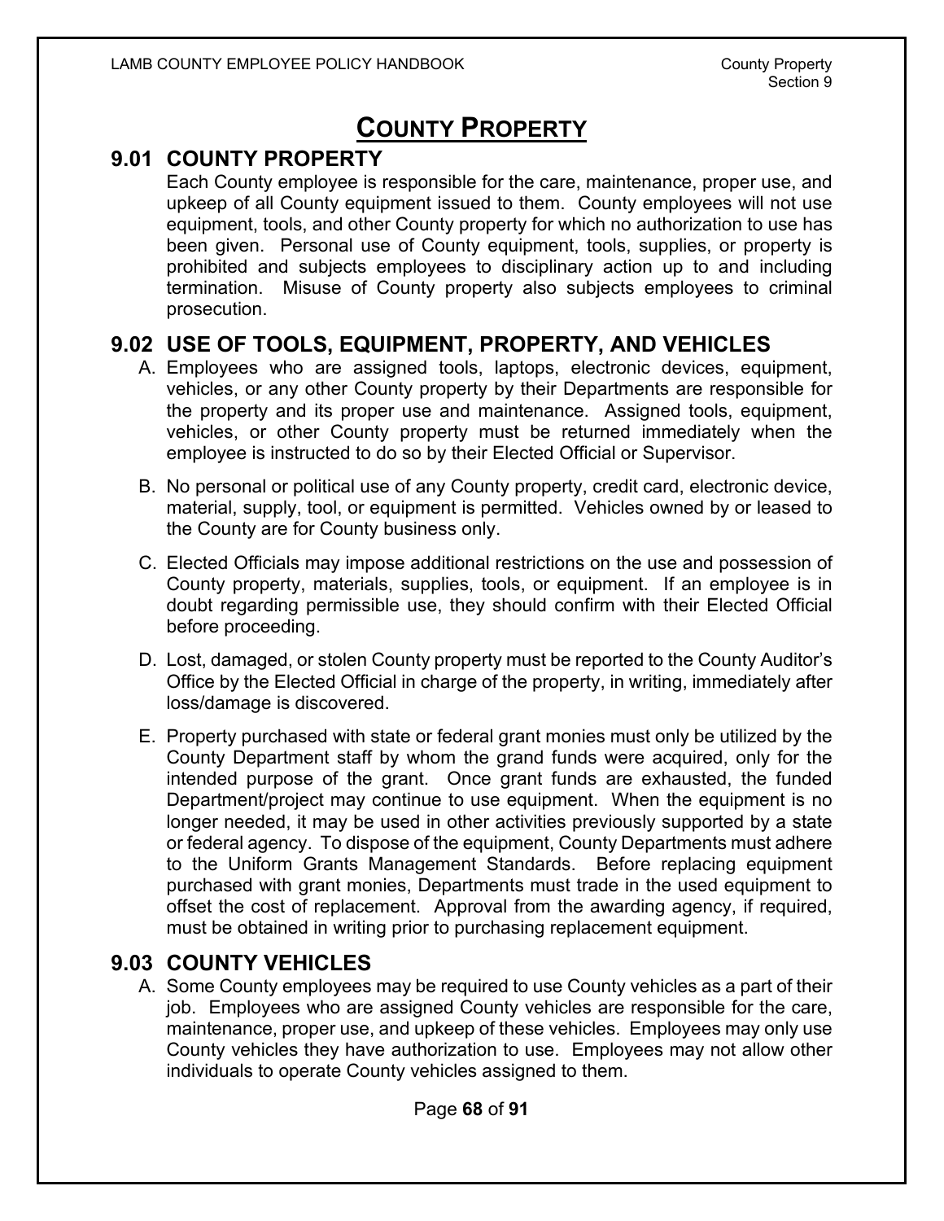# COUNTY PROPERTY

## 9.01 COUNTY PROPERTY

Each County employee is responsible for the care, maintenance, proper use, and upkeep of all County equipment issued to them. County employees will not use equipment, tools, and other County property for which no authorization to use has been given. Personal use of County equipment, tools, supplies, or property is prohibited and subjects employees to disciplinary action up to and including termination. Misuse of County property also subjects employees to criminal prosecution.

## 9.02 USE OF TOOLS, EQUIPMENT, PROPERTY, AND VEHICLES

A. Employees who are assigned tools, laptops, electronic devices, equipment, vehicles, or any other County property by their Departments are responsible for the property and its proper use and maintenance. Assigned tools, equipment, vehicles, or other County property must be returned immediately when the employee is instructed to do so by their Elected Official or Supervisor.

B. No personal or political use of any County property, credit card, electronic device, material, supply, tool, or equipment is permitted. Vehicles owned by or leased to the County are for County business only.

C. Elected Officials may impose additional restrictions on the use and possession of County property, materials, supplies, tools, or equipment. If an employee is in doubt regarding permissible use, they should confirm with their Elected Official before proceeding.

D. Lost, damaged, or stolen County property must be reported to the County Auditor's Office by the Elected Official in charge of the property, in writing, immediately after loss/damage is discovered.

E. Property purchased with state or federal grant monies must only be utilized by the County Department staff by whom the grand funds were acquired, only for the intended purpose of the grant. Once grant funds are exhausted, the funded Department/project may continue to use equipment. When the equipment is no longer needed, it may be used in other activities previously supported by a state or federal agency. To dispose of the equipment, County Departments must adhere to the Uniform Grants Management Standards. Before replacing equipment purchased with grant monies, Departments must trade in the used equipment to offset the cost of replacement. Approval from the awarding agency, if required, must be obtained in writing prior to purchasing replacement equipment.

## 9.03 COUNTY VEHICLES

A. Some County employees may be required to use County vehicles as a part of their job. Employees who are assigned County vehicles are responsible for the care, maintenance, proper use, and upkeep of these vehicles. Employees may only use County vehicles they have authorization to use. Employees may not allow other individuals to operate County vehicles assigned to them.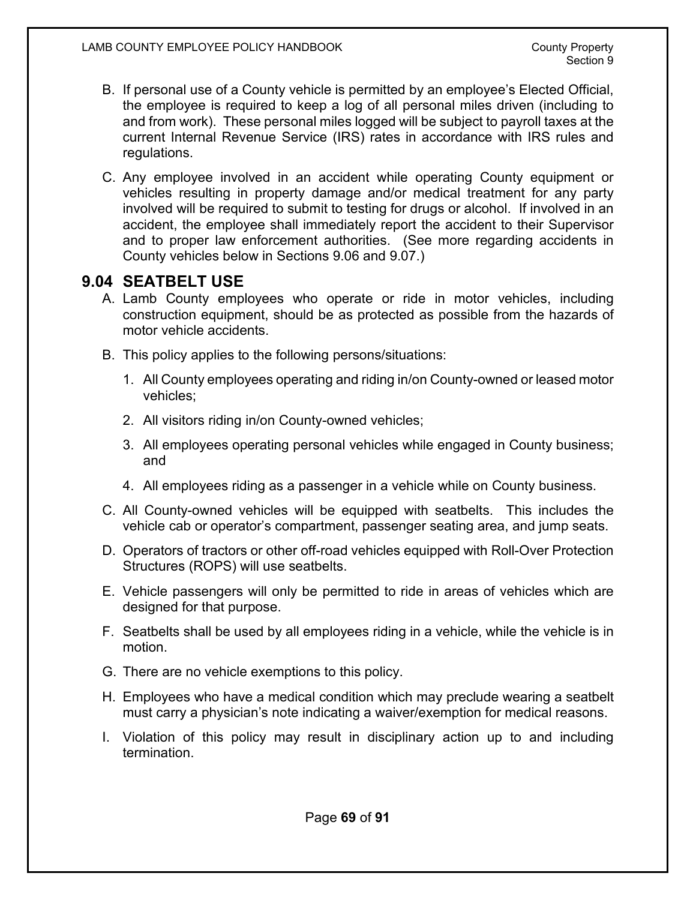B. If personal use of a County vehicle is permitted by an employee's Elected Official, the employee is required to keep a log of all personal miles driven (including to and from work). These personal miles logged will be subject to payroll taxes at the current Internal Revenue Service (IRS) rates in accordance with IRS rules and regulations.

C. Any employee involved in an accident while operating County equipment or vehicles resulting in property damage and/or medical treatment for any party involved will be required to submit to testing for drugs or alcohol. If involved in an accident, the employee shall immediately report the accident to their Supervisor and to proper law enforcement authorities. (See more regarding accidents in County vehicles below in Sections 9.06 and 9.07.)

## 9.04 SEATBELT USE

A. Lamb County employees who operate or ride in motor vehicles, including construction equipment, should be as protected as possible from the hazards of motor vehicle accidents.

B. This policy applies to the following persons/situations:

   1. All County employees operating and riding in/on County-owned or leased motor vehicles;
   2. All visitors riding in/on County-owned vehicles;
   3. All employees operating personal vehicles while engaged in County business; and
   4. All employees riding as a passenger in a vehicle while on County business.

C. All County-owned vehicles will be equipped with seatbelts. This includes the vehicle cab or operator's compartment, passenger seating area, and jump seats.

D. Operators of tractors or other off-road vehicles equipped with Roll-Over Protection Structures (ROPS) will use seatbelts.

E. Vehicle passengers will only be permitted to ride in areas of vehicles which are designed for that purpose.

F. Seatbelts shall be used by all employees riding in a vehicle, while the vehicle is in motion.

G. There are no vehicle exemptions to this policy.

H. Employees who have a medical condition which may preclude wearing a seatbelt must carry a physician's note indicating a waiver/exemption for medical reasons.

I. Violation of this policy may result in disciplinary action up to and including termination.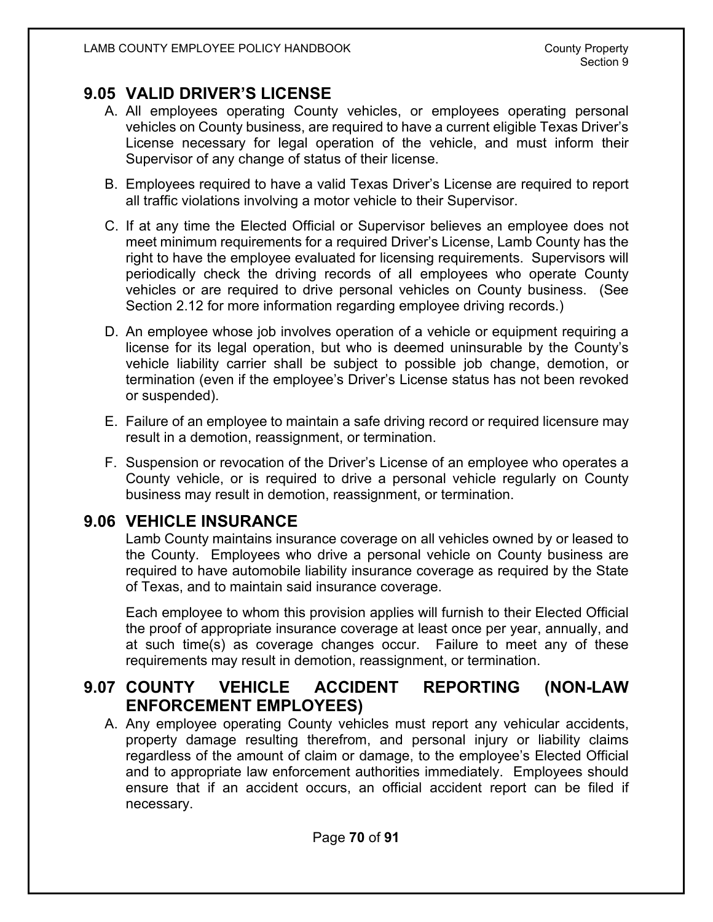## 9.05 VALID DRIVER'S LICENSE

A. All employees operating County vehicles, or employees operating personal vehicles on County business, are required to have a current eligible Texas Driver's License necessary for legal operation of the vehicle, and must inform their Supervisor of any change of status of their license.

B. Employees required to have a valid Texas Driver's License are required to report all traffic violations involving a motor vehicle to their Supervisor.

C. If at any time the Elected Official or Supervisor believes an employee does not meet minimum requirements for a required Driver's License, Lamb County has the right to have the employee evaluated for licensing requirements. Supervisors will periodically check the driving records of all employees who operate County vehicles or are required to drive personal vehicles on County business. (See Section 2.12 for more information regarding employee driving records.)

D. An employee whose job involves operation of a vehicle or equipment requiring a license for its legal operation, but who is deemed uninsurable by the County's vehicle liability carrier shall be subject to possible job change, demotion, or termination (even if the employee's Driver's License status has not been revoked or suspended).

E. Failure of an employee to maintain a safe driving record or required licensure may result in a demotion, reassignment, or termination.

F. Suspension or revocation of the Driver's License of an employee who operates a County vehicle, or is required to drive a personal vehicle regularly on County business may result in demotion, reassignment, or termination.

## 9.06 VEHICLE INSURANCE

Lamb County maintains insurance coverage on all vehicles owned by or leased to the County. Employees who drive a personal vehicle on County business are required to have automobile liability insurance coverage as required by the State of Texas, and to maintain said insurance coverage.

Each employee to whom this provision applies will furnish to their Elected Official the proof of appropriate insurance coverage at least once per year, annually, and at such time(s) as coverage changes occur. Failure to meet any of these requirements may result in demotion, reassignment, or termination.

## 9.07 COUNTY VEHICLE ACCIDENT REPORTING (NON-LAW ENFORCEMENT EMPLOYEES)

A. Any employee operating County vehicles must report any vehicular accidents, property damage resulting therefrom, and personal injury or liability claims regardless of the amount of claim or damage, to the employee's Elected Official and to appropriate law enforcement authorities immediately. Employees should ensure that if an accident occurs, an official accident report can be filed if necessary.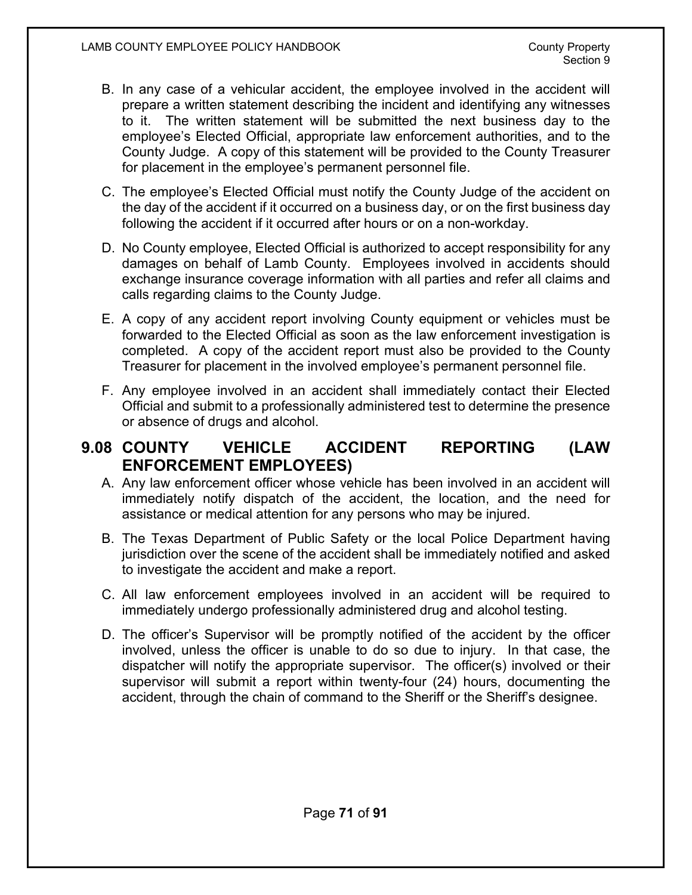B. In any case of a vehicular accident, the employee involved in the accident will prepare a written statement describing the incident and identifying any witnesses to it. The written statement will be submitted the next business day to the employee's Elected Official, appropriate law enforcement authorities, and to the County Judge. A copy of this statement will be provided to the County Treasurer for placement in the employee's permanent personnel file.

C. The employee's Elected Official must notify the County Judge of the accident on the day of the accident if it occurred on a business day, or on the first business day following the accident if it occurred after hours or on a non-workday.

D. No County employee, Elected Official is authorized to accept responsibility for any damages on behalf of Lamb County. Employees involved in accidents should exchange insurance coverage information with all parties and refer all claims and calls regarding claims to the County Judge.

E. A copy of any accident report involving County equipment or vehicles must be forwarded to the Elected Official as soon as the law enforcement investigation is completed. A copy of the accident report must also be provided to the County Treasurer for placement in the involved employee's permanent personnel file.

F. Any employee involved in an accident shall immediately contact their Elected Official and submit to a professionally administered test to determine the presence or absence of drugs and alcohol.

## 9.08 COUNTY VEHICLE ACCIDENT REPORTING (LAW ENFORCEMENT EMPLOYEES)

A. Any law enforcement officer whose vehicle has been involved in an accident will immediately notify dispatch of the accident, the location, and the need for assistance or medical attention for any persons who may be injured.

B. The Texas Department of Public Safety or the local Police Department having jurisdiction over the scene of the accident shall be immediately notified and asked to investigate the accident and make a report.

C. All law enforcement employees involved in an accident will be required to immediately undergo professionally administered drug and alcohol testing.

D. The officer's Supervisor will be promptly notified of the accident by the officer involved, unless the officer is unable to do so due to injury. In that case, the dispatcher will notify the appropriate supervisor. The officer(s) involved or their supervisor will submit a report within twenty-four (24) hours, documenting the accident, through the chain of command to the Sheriff or the Sheriff's designee.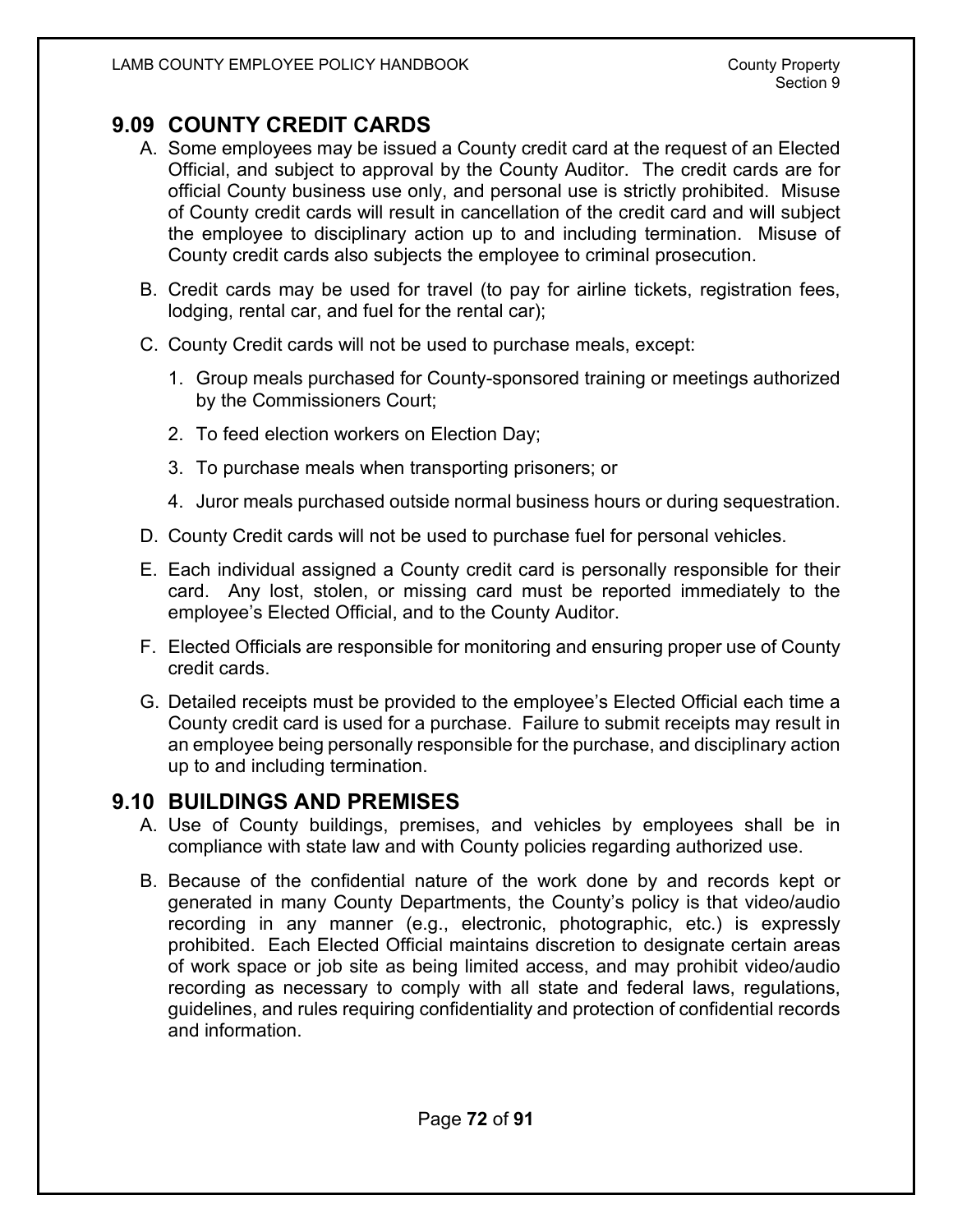## 9.09 COUNTY CREDIT CARDS

A. Some employees may be issued a County credit card at the request of an Elected Official, and subject to approval by the County Auditor. The credit cards are for official County business use only, and personal use is strictly prohibited. Misuse of County credit cards will result in cancellation of the credit card and will subject the employee to disciplinary action up to and including termination. Misuse of County credit cards also subjects the employee to criminal prosecution.

B. Credit cards may be used for travel (to pay for airline tickets, registration fees, lodging, rental car, and fuel for the rental car);

C. County Credit cards will not be used to purchase meals, except:

   1. Group meals purchased for County-sponsored training or meetings authorized by the Commissioners Court;
   2. To feed election workers on Election Day;
   3. To purchase meals when transporting prisoners; or
   4. Juror meals purchased outside normal business hours or during sequestration.

D. County Credit cards will not be used to purchase fuel for personal vehicles.

E. Each individual assigned a County credit card is personally responsible for their card. Any lost, stolen, or missing card must be reported immediately to the employee's Elected Official, and to the County Auditor.

F. Elected Officials are responsible for monitoring and ensuring proper use of County credit cards.

G. Detailed receipts must be provided to the employee's Elected Official each time a County credit card is used for a purchase. Failure to submit receipts may result in an employee being personally responsible for the purchase, and disciplinary action up to and including termination.

## 9.10 BUILDINGS AND PREMISES

A. Use of County buildings, premises, and vehicles by employees shall be in compliance with state law and with County policies regarding authorized use.

B. Because of the confidential nature of the work done by and records kept or generated in many County Departments, the County's policy is that video/audio recording in any manner (e.g., electronic, photographic, etc.) is expressly prohibited. Each Elected Official maintains discretion to designate certain areas of work space or job site as being limited access, and may prohibit video/audio recording as necessary to comply with all state and federal laws, regulations, guidelines, and rules requiring confidentiality and protection of confidential records and information.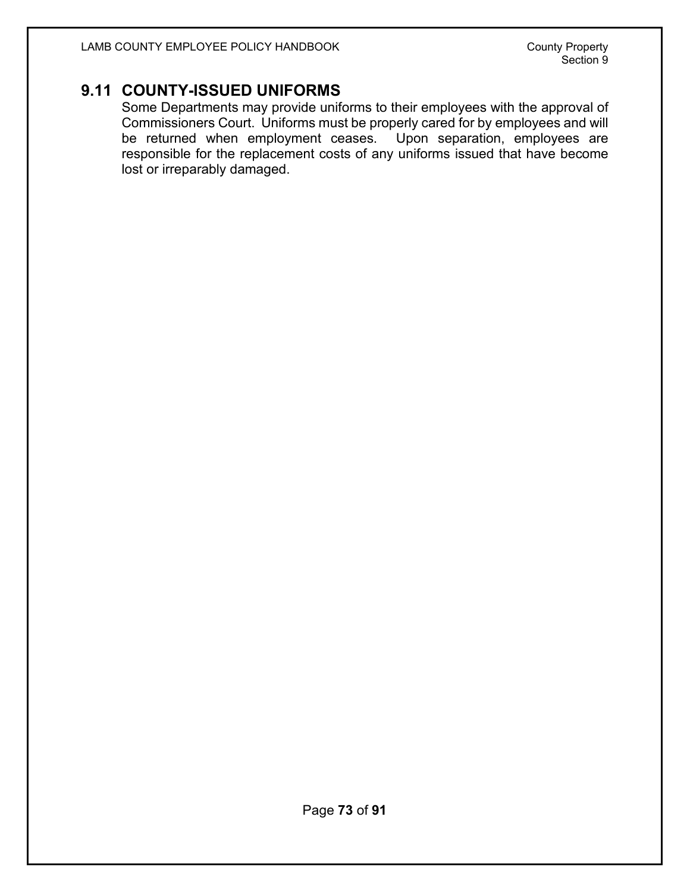## 9.11 COUNTY-ISSUED UNIFORMS

Some Departments may provide uniforms to their employees with the approval of Commissioners Court. Uniforms must be properly cared for by employees and will be returned when employment ceases. Upon separation, employees are responsible for the replacement costs of any uniforms issued that have become lost or irreparably damaged.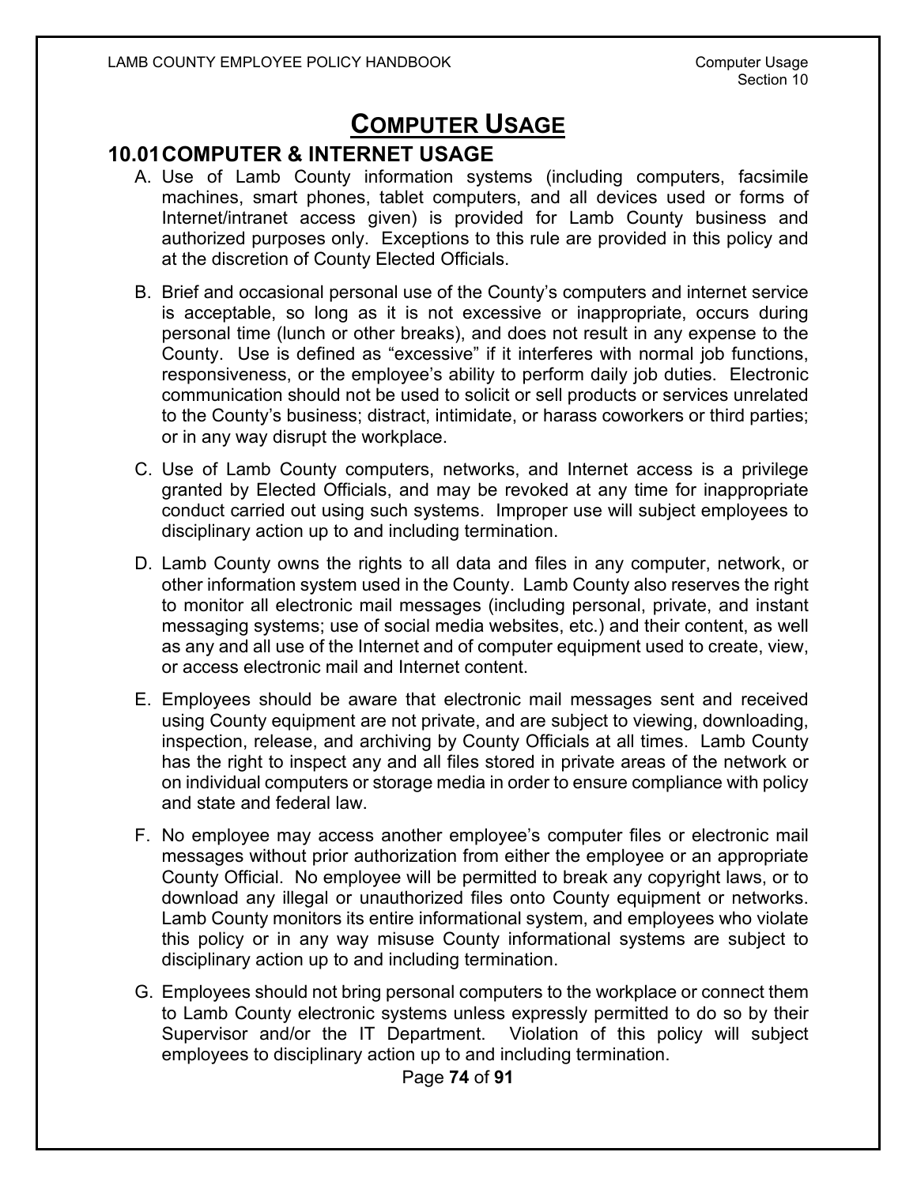# COMPUTER USAGE

## 10.01 COMPUTER & INTERNET USAGE

A. Use of Lamb County information systems (including computers, facsimile machines, smart phones, tablet computers, and all devices used or forms of Internet/intranet access given) is provided for Lamb County business and authorized purposes only. Exceptions to this rule are provided in this policy and at the discretion of County Elected Officials.

B. Brief and occasional personal use of the County's computers and internet service is acceptable, so long as it is not excessive or inappropriate, occurs during personal time (lunch or other breaks), and does not result in any expense to the County. Use is defined as "excessive" if it interferes with normal job functions, responsiveness, or the employee's ability to perform daily job duties. Electronic communication should not be used to solicit or sell products or services unrelated to the County's business; distract, intimidate, or harass coworkers or third parties; or in any way disrupt the workplace.

C. Use of Lamb County computers, networks, and Internet access is a privilege granted by Elected Officials, and may be revoked at any time for inappropriate conduct carried out using such systems. Improper use will subject employees to disciplinary action up to and including termination.

D. Lamb County owns the rights to all data and files in any computer, network, or other information system used in the County. Lamb County also reserves the right to monitor all electronic mail messages (including personal, private, and instant messaging systems; use of social media websites, etc.) and their content, as well as any and all use of the Internet and of computer equipment used to create, view, or access electronic mail and Internet content.

E. Employees should be aware that electronic mail messages sent and received using County equipment are not private, and are subject to viewing, downloading, inspection, release, and archiving by County Officials at all times. Lamb County has the right to inspect any and all files stored in private areas of the network or on individual computers or storage media in order to ensure compliance with policy and state and federal law.

F. No employee may access another employee's computer files or electronic mail messages without prior authorization from either the employee or an appropriate County Official. No employee will be permitted to break any copyright laws, or to download any illegal or unauthorized files onto County equipment or networks. Lamb County monitors its entire informational system, and employees who violate this policy or in any way misuse County informational systems are subject to disciplinary action up to and including termination.

G. Employees should not bring personal computers to the workplace or connect them to Lamb County electronic systems unless expressly permitted to do so by their Supervisor and/or the IT Department. Violation of this policy will subject employees to disciplinary action up to and including termination.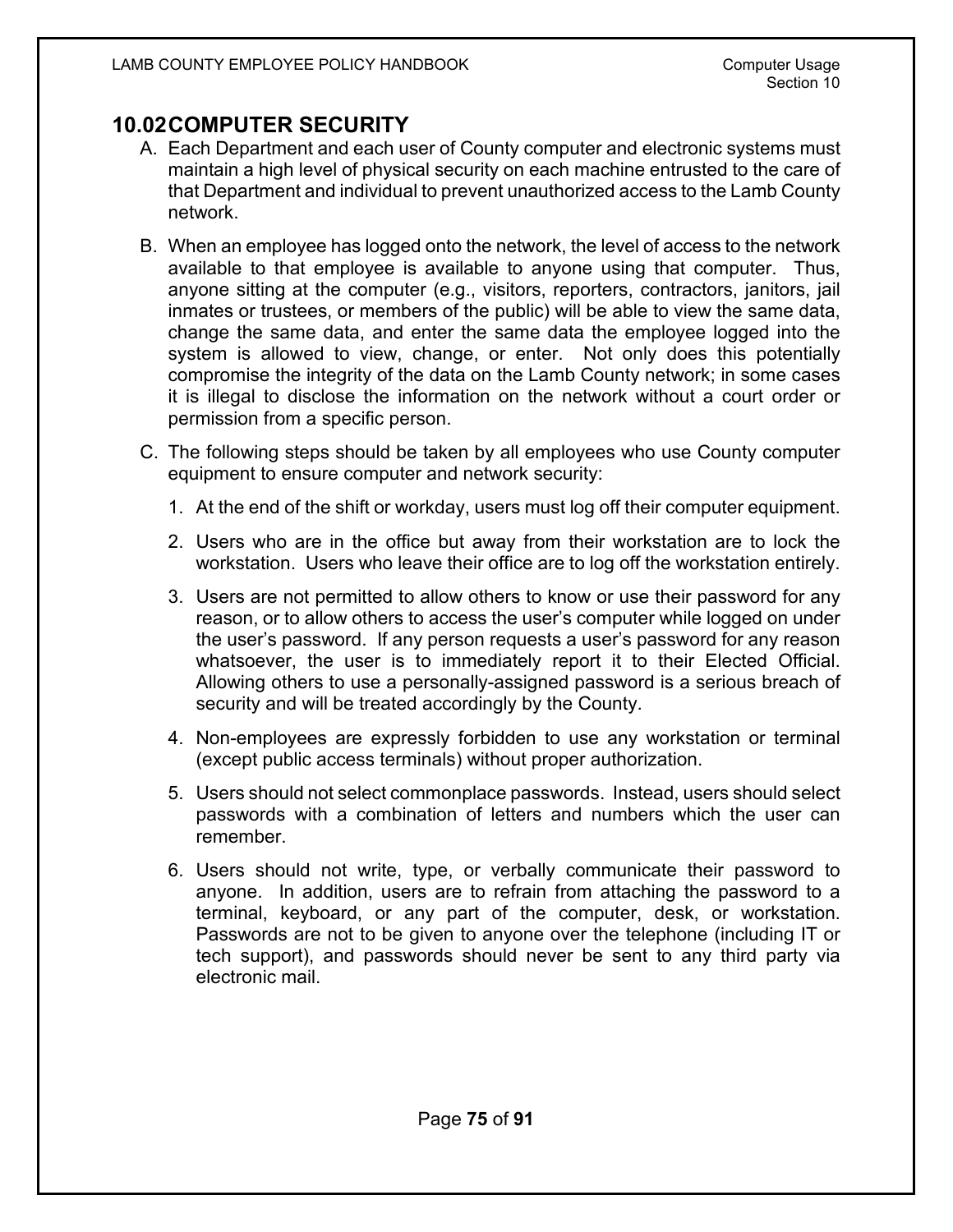## 10.02 COMPUTER SECURITY

A. Each Department and each user of County computer and electronic systems must maintain a high level of physical security on each machine entrusted to the care of that Department and individual to prevent unauthorized access to the Lamb County network.

B. When an employee has logged onto the network, the level of access to the network available to that employee is available to anyone using that computer. Thus, anyone sitting at the computer (e.g., visitors, reporters, contractors, janitors, jail inmates or trustees, or members of the public) will be able to view the same data, change the same data, and enter the same data the employee logged into the system is allowed to view, change, or enter. Not only does this potentially compromise the integrity of the data on the Lamb County network; in some cases it is illegal to disclose the information on the network without a court order or permission from a specific person.

C. The following steps should be taken by all employees who use County computer equipment to ensure computer and network security:

   1. At the end of the shift or workday, users must log off their computer equipment.

   2. Users who are in the office but away from their workstation are to lock the workstation. Users who leave their office are to log off the workstation entirely.

   3. Users are not permitted to allow others to know or use their password for any reason, or to allow others to access the user's computer while logged on under the user's password. If any person requests a user's password for any reason whatsoever, the user is to immediately report it to their Elected Official. Allowing others to use a personally-assigned password is a serious breach of security and will be treated accordingly by the County.

   4. Non-employees are expressly forbidden to use any workstation or terminal (except public access terminals) without proper authorization.

   5. Users should not select commonplace passwords. Instead, users should select passwords with a combination of letters and numbers which the user can remember.

   6. Users should not write, type, or verbally communicate their password to anyone. In addition, users are to refrain from attaching the password to a terminal, keyboard, or any part of the computer, desk, or workstation. Passwords are not to be given to anyone over the telephone (including IT or tech support), and passwords should never be sent to any third party via electronic mail.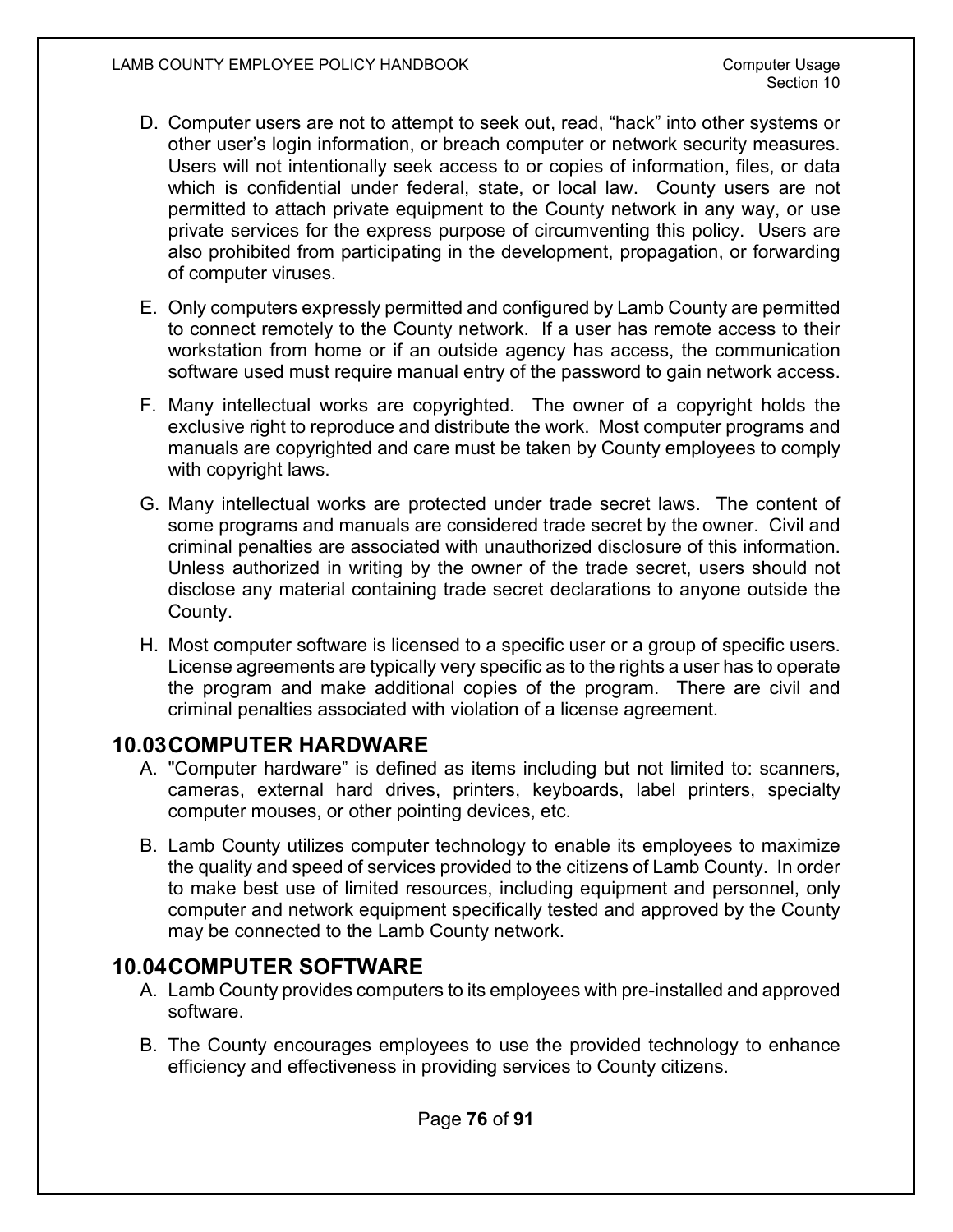D. Computer users are not to attempt to seek out, read, "hack" into other systems or other user's login information, or breach computer or network security measures. Users will not intentionally seek access to or copies of information, files, or data which is confidential under federal, state, or local law. County users are not permitted to attach private equipment to the County network in any way, or use private services for the express purpose of circumventing this policy. Users are also prohibited from participating in the development, propagation, or forwarding of computer viruses.

E. Only computers expressly permitted and configured by Lamb County are permitted to connect remotely to the County network. If a user has remote access to their workstation from home or if an outside agency has access, the communication software used must require manual entry of the password to gain network access.

F. Many intellectual works are copyrighted. The owner of a copyright holds the exclusive right to reproduce and distribute the work. Most computer programs and manuals are copyrighted and care must be taken by County employees to comply with copyright laws.

G. Many intellectual works are protected under trade secret laws. The content of some programs and manuals are considered trade secret by the owner. Civil and criminal penalties are associated with unauthorized disclosure of this information. Unless authorized in writing by the owner of the trade secret, users should not disclose any material containing trade secret declarations to anyone outside the County.

H. Most computer software is licensed to a specific user or a group of specific users. License agreements are typically very specific as to the rights a user has to operate the program and make additional copies of the program. There are civil and criminal penalties associated with violation of a license agreement.

## 10.03 COMPUTER HARDWARE

A. "Computer hardware" is defined as items including but not limited to: scanners, cameras, external hard drives, printers, keyboards, label printers, specialty computer mouses, or other pointing devices, etc.

B. Lamb County utilizes computer technology to enable its employees to maximize the quality and speed of services provided to the citizens of Lamb County. In order to make best use of limited resources, including equipment and personnel, only computer and network equipment specifically tested and approved by the County may be connected to the Lamb County network.

## 10.04 COMPUTER SOFTWARE

A. Lamb County provides computers to its employees with pre-installed and approved software.

B. The County encourages employees to use the provided technology to enhance efficiency and effectiveness in providing services to County citizens.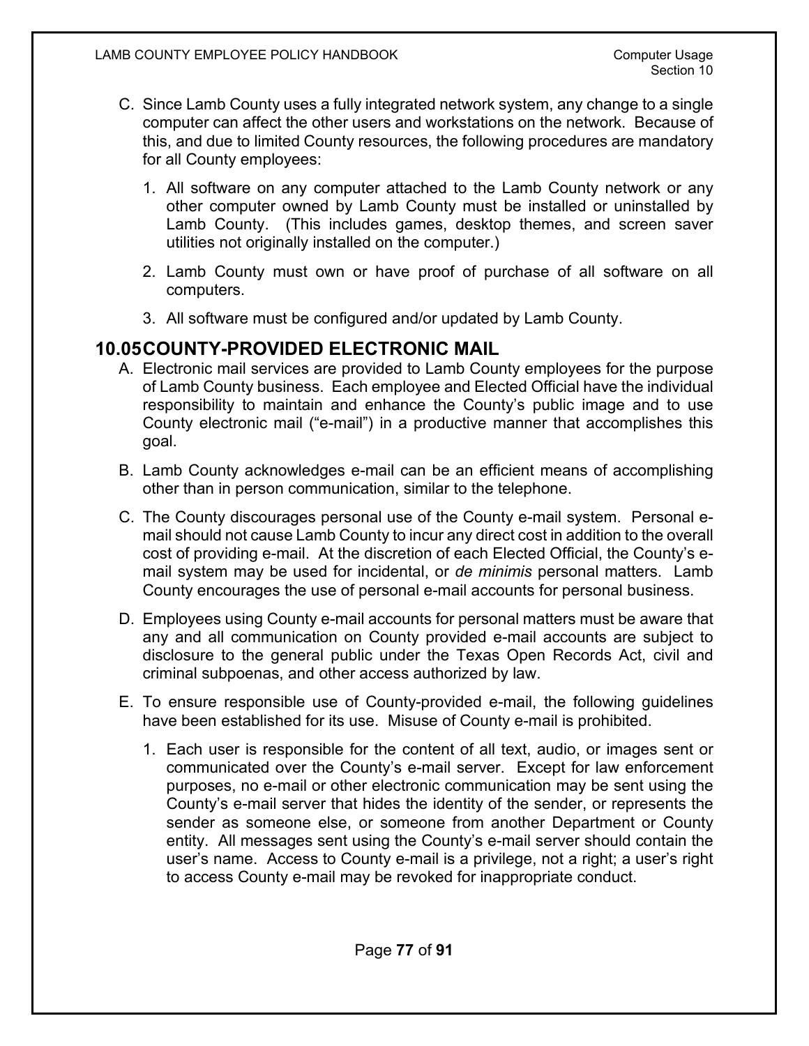C. Since Lamb County uses a fully integrated network system, any change to a single computer can affect the other users and workstations on the network. Because of this, and due to limited County resources, the following procedures are mandatory for all County employees:

   1. All software on any computer attached to the Lamb County network or any other computer owned by Lamb County must be installed or uninstalled by Lamb County. (This includes games, desktop themes, and screen saver utilities not originally installed on the computer.)

   2. Lamb County must own or have proof of purchase of all software on all computers.

   3. All software must be configured and/or updated by Lamb County.

## 10.05 COUNTY-PROVIDED ELECTRONIC MAIL

A. Electronic mail services are provided to Lamb County employees for the purpose of Lamb County business. Each employee and Elected Official have the individual responsibility to maintain and enhance the County's public image and to use County electronic mail ("e-mail") in a productive manner that accomplishes this goal.

B. Lamb County acknowledges e-mail can be an efficient means of accomplishing other than in person communication, similar to the telephone.

C. The County discourages personal use of the County e-mail system. Personal e-mail should not cause Lamb County to incur any direct cost in addition to the overall cost of providing e-mail. At the discretion of each Elected Official, the County's e-mail system may be used for incidental, or *de minimis* personal matters. Lamb County encourages the use of personal e-mail accounts for personal business.

D. Employees using County e-mail accounts for personal matters must be aware that any and all communication on County provided e-mail accounts are subject to disclosure to the general public under the Texas Open Records Act, civil and criminal subpoenas, and other access authorized by law.

E. To ensure responsible use of County-provided e-mail, the following guidelines have been established for its use. Misuse of County e-mail is prohibited.

   1. Each user is responsible for the content of all text, audio, or images sent or communicated over the County's e-mail server. Except for law enforcement purposes, no e-mail or other electronic communication may be sent using the County's e-mail server that hides the identity of the sender, or represents the sender as someone else, or someone from another Department or County entity. All messages sent using the County's e-mail server should contain the user's name. Access to County e-mail is a privilege, not a right; a user's right to access County e-mail may be revoked for inappropriate conduct.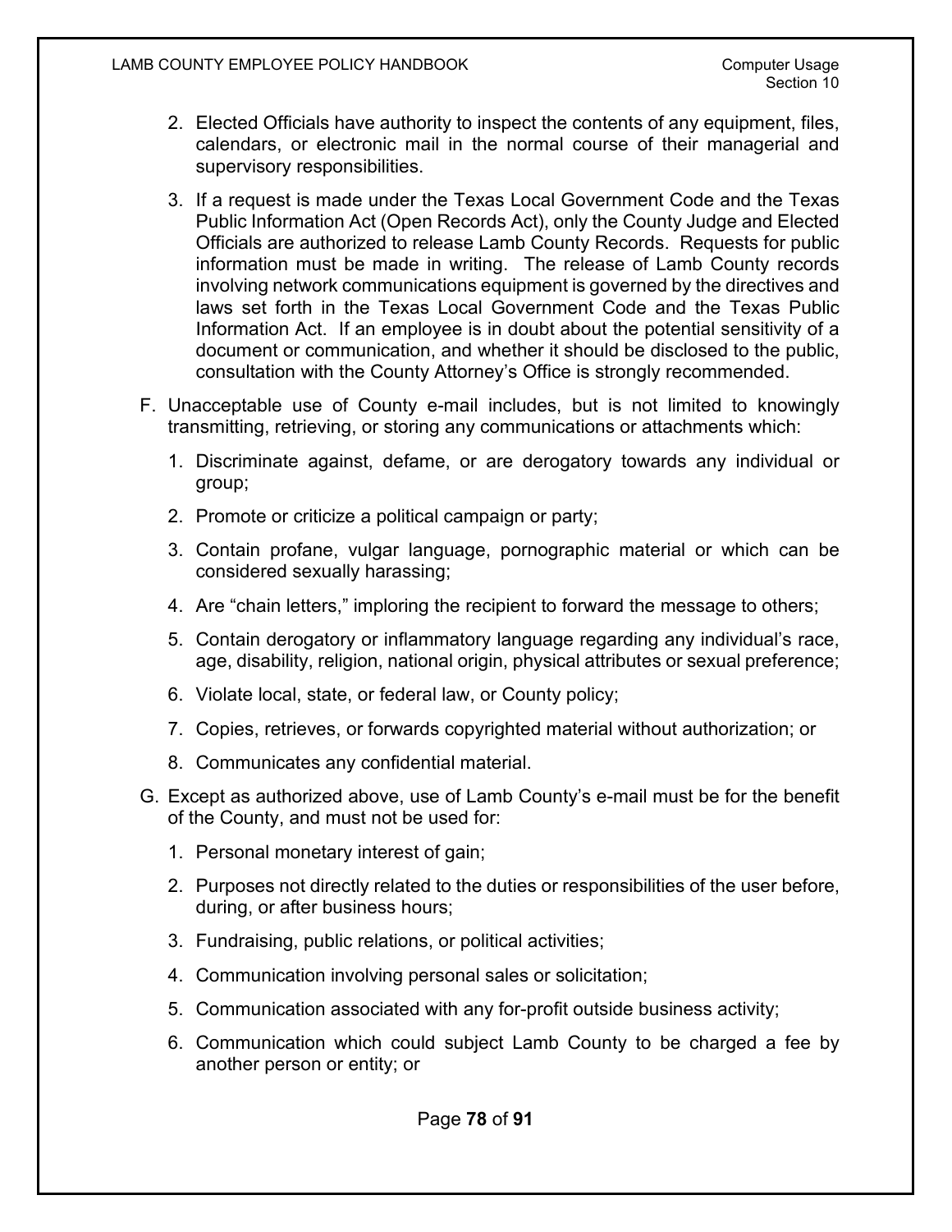2. Elected Officials have authority to inspect the contents of any equipment, files, calendars, or electronic mail in the normal course of their managerial and supervisory responsibilities.

3. If a request is made under the Texas Local Government Code and the Texas Public Information Act (Open Records Act), only the County Judge and Elected Officials are authorized to release Lamb County Records. Requests for public information must be made in writing. The release of Lamb County records involving network communications equipment is governed by the directives and laws set forth in the Texas Local Government Code and the Texas Public Information Act. If an employee is in doubt about the potential sensitivity of a document or communication, and whether it should be disclosed to the public, consultation with the County Attorney's Office is strongly recommended.

F. Unacceptable use of County e-mail includes, but is not limited to knowingly transmitting, retrieving, or storing any communications or attachments which:

1. Discriminate against, defame, or are derogatory towards any individual or group;
2. Promote or criticize a political campaign or party;
3. Contain profane, vulgar language, pornographic material or which can be considered sexually harassing;
4. Are "chain letters," imploring the recipient to forward the message to others;
5. Contain derogatory or inflammatory language regarding any individual's race, age, disability, religion, national origin, physical attributes or sexual preference;
6. Violate local, state, or federal law, or County policy;
7. Copies, retrieves, or forwards copyrighted material without authorization; or
8. Communicates any confidential material.

G. Except as authorized above, use of Lamb County's e-mail must be for the benefit of the County, and must not be used for:

1. Personal monetary interest of gain;
2. Purposes not directly related to the duties or responsibilities of the user before, during, or after business hours;
3. Fundraising, public relations, or political activities;
4. Communication involving personal sales or solicitation;
5. Communication associated with any for-profit outside business activity;
6. Communication which could subject Lamb County to be charged a fee by another person or entity; or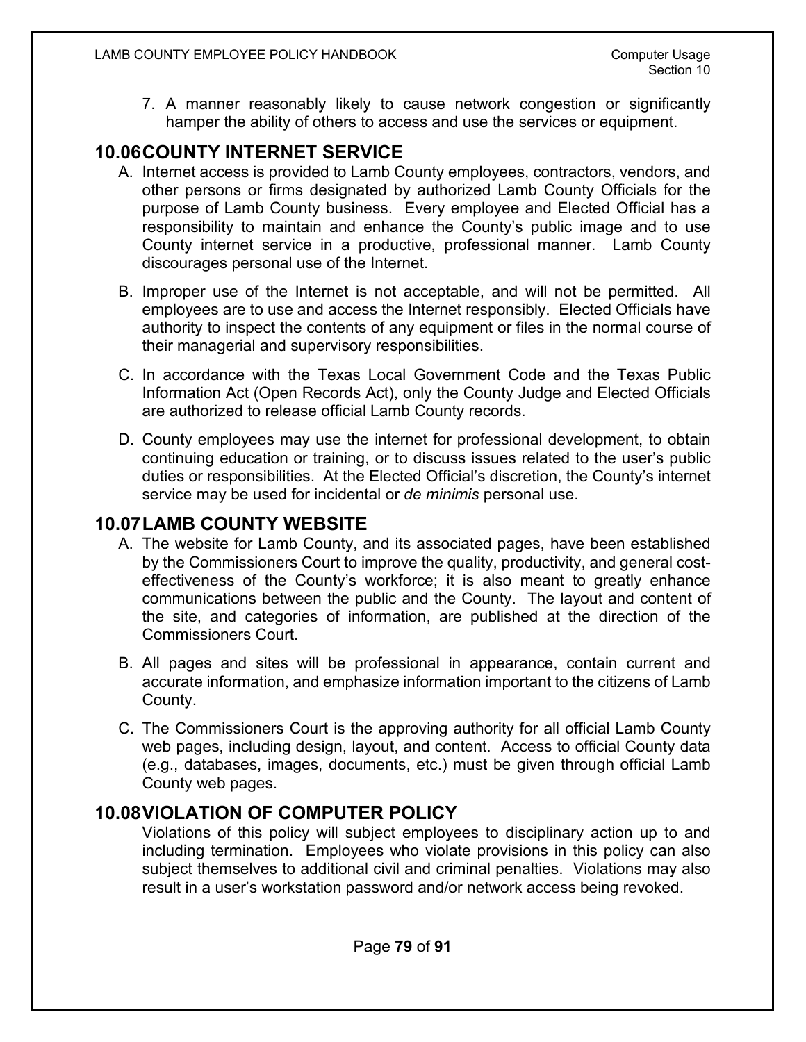7. A manner reasonably likely to cause network congestion or significantly hamper the ability of others to access and use the services or equipment.

## 10.06 COUNTY INTERNET SERVICE

A. Internet access is provided to Lamb County employees, contractors, vendors, and other persons or firms designated by authorized Lamb County Officials for the purpose of Lamb County business. Every employee and Elected Official has a responsibility to maintain and enhance the County's public image and to use County internet service in a productive, professional manner. Lamb County discourages personal use of the Internet.

B. Improper use of the Internet is not acceptable, and will not be permitted. All employees are to use and access the Internet responsibly. Elected Officials have authority to inspect the contents of any equipment or files in the normal course of their managerial and supervisory responsibilities.

C. In accordance with the Texas Local Government Code and the Texas Public Information Act (Open Records Act), only the County Judge and Elected Officials are authorized to release official Lamb County records.

D. County employees may use the internet for professional development, to obtain continuing education or training, or to discuss issues related to the user's public duties or responsibilities. At the Elected Official's discretion, the County's internet service may be used for incidental or *de minimis* personal use.

## 10.07 LAMB COUNTY WEBSITE

A. The website for Lamb County, and its associated pages, have been established by the Commissioners Court to improve the quality, productivity, and general cost-effectiveness of the County's workforce; it is also meant to greatly enhance communications between the public and the County. The layout and content of the site, and categories of information, are published at the direction of the Commissioners Court.

B. All pages and sites will be professional in appearance, contain current and accurate information, and emphasize information important to the citizens of Lamb County.

C. The Commissioners Court is the approving authority for all official Lamb County web pages, including design, layout, and content. Access to official County data (e.g., databases, images, documents, etc.) must be given through official Lamb County web pages.

## 10.08 VIOLATION OF COMPUTER POLICY

Violations of this policy will subject employees to disciplinary action up to and including termination. Employees who violate provisions in this policy can also subject themselves to additional civil and criminal penalties. Violations may also result in a user's workstation password and/or network access being revoked.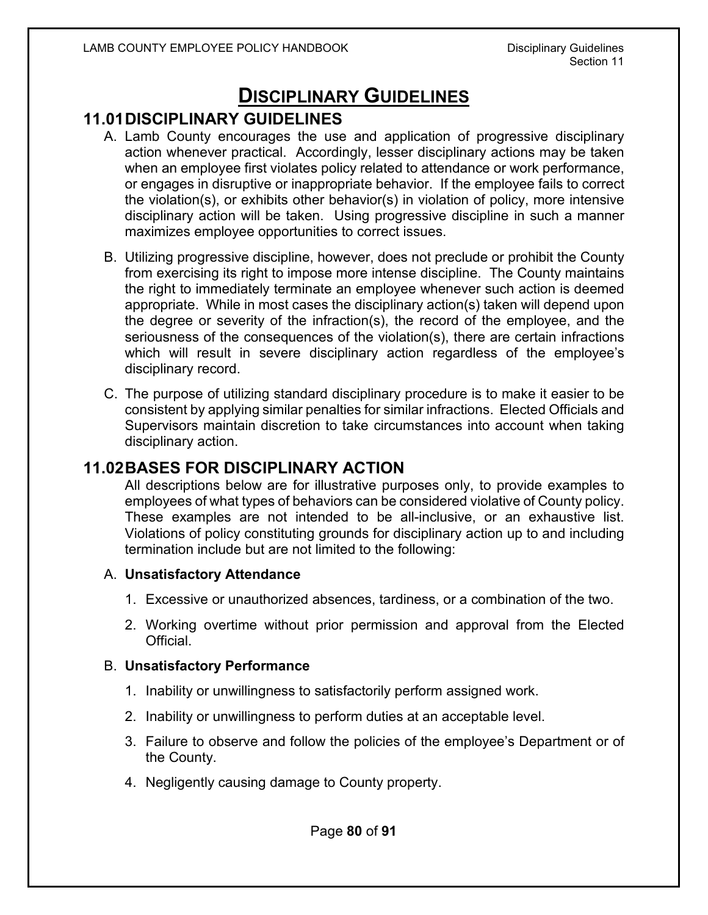# DISCIPLINARY GUIDELINES

## 11.01 DISCIPLINARY GUIDELINES

A. Lamb County encourages the use and application of progressive disciplinary action whenever practical. Accordingly, lesser disciplinary actions may be taken when an employee first violates policy related to attendance or work performance, or engages in disruptive or inappropriate behavior. If the employee fails to correct the violation(s), or exhibits other behavior(s) in violation of policy, more intensive disciplinary action will be taken. Using progressive discipline in such a manner maximizes employee opportunities to correct issues.

B. Utilizing progressive discipline, however, does not preclude or prohibit the County from exercising its right to impose more intense discipline. The County maintains the right to immediately terminate an employee whenever such action is deemed appropriate. While in most cases the disciplinary action(s) taken will depend upon the degree or severity of the infraction(s), the record of the employee, and the seriousness of the consequences of the violation(s), there are certain infractions which will result in severe disciplinary action regardless of the employee's disciplinary record.

C. The purpose of utilizing standard disciplinary procedure is to make it easier to be consistent by applying similar penalties for similar infractions. Elected Officials and Supervisors maintain discretion to take circumstances into account when taking disciplinary action.

## 11.02 BASES FOR DISCIPLINARY ACTION

All descriptions below are for illustrative purposes only, to provide examples to employees of what types of behaviors can be considered violative of County policy. These examples are not intended to be all-inclusive, or an exhaustive list. Violations of policy constituting grounds for disciplinary action up to and including termination include but are not limited to the following:

A. **Unsatisfactory Attendance**

1. Excessive or unauthorized absences, tardiness, or a combination of the two.
2. Working overtime without prior permission and approval from the Elected Official.

B. **Unsatisfactory Performance**

1. Inability or unwillingness to satisfactorily perform assigned work.
2. Inability or unwillingness to perform duties at an acceptable level.
3. Failure to observe and follow the policies of the employee's Department or of the County.
4. Negligently causing damage to County property.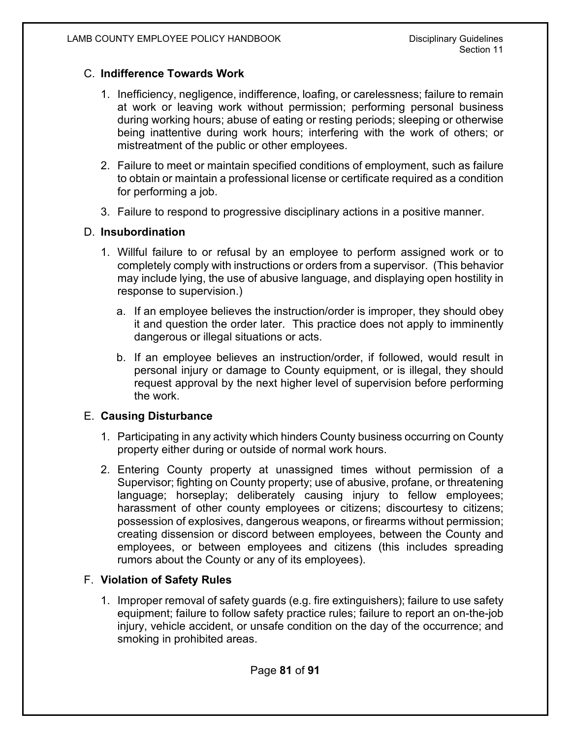C. **Indifference Towards Work**

1. Inefficiency, negligence, indifference, loafing, or carelessness; failure to remain at work or leaving work without permission; performing personal business during working hours; abuse of eating or resting periods; sleeping or otherwise being inattentive during work hours; interfering with the work of others; or mistreatment of the public or other employees.

2. Failure to meet or maintain specified conditions of employment, such as failure to obtain or maintain a professional license or certificate required as a condition for performing a job.

3. Failure to respond to progressive disciplinary actions in a positive manner.

D. **Insubordination**

1. Willful failure to or refusal by an employee to perform assigned work or to completely comply with instructions or orders from a supervisor. (This behavior may include lying, the use of abusive language, and displaying open hostility in response to supervision.)

   a. If an employee believes the instruction/order is improper, they should obey it and question the order later. This practice does not apply to imminently dangerous or illegal situations or acts.

   b. If an employee believes an instruction/order, if followed, would result in personal injury or damage to County equipment, or is illegal, they should request approval by the next higher level of supervision before performing the work.

E. **Causing Disturbance**

1. Participating in any activity which hinders County business occurring on County property either during or outside of normal work hours.

2. Entering County property at unassigned times without permission of a Supervisor; fighting on County property; use of abusive, profane, or threatening language; horseplay; deliberately causing injury to fellow employees; harassment of other county employees or citizens; discourtesy to citizens; possession of explosives, dangerous weapons, or firearms without permission; creating dissension or discord between employees, between the County and employees, or between employees and citizens (this includes spreading rumors about the County or any of its employees).

F. **Violation of Safety Rules**

1. Improper removal of safety guards (e.g. fire extinguishers); failure to use safety equipment; failure to follow safety practice rules; failure to report an on-the-job injury, vehicle accident, or unsafe condition on the day of the occurrence; and smoking in prohibited areas.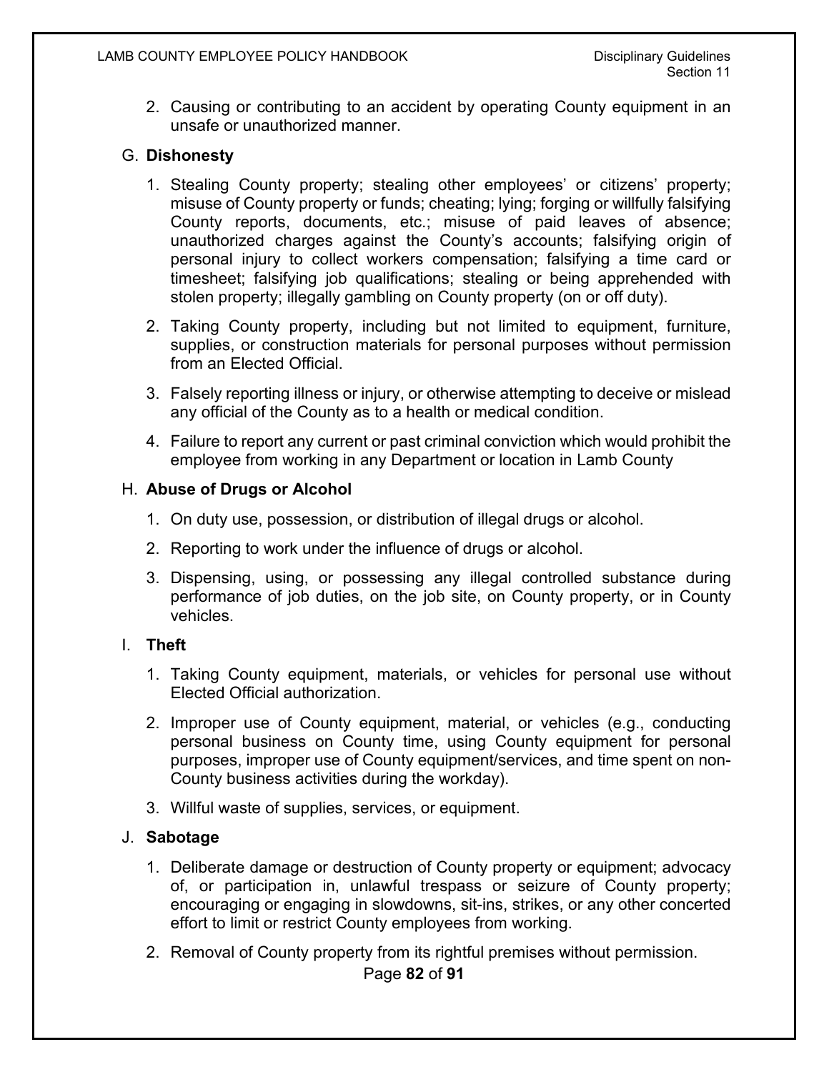2. Causing or contributing to an accident by operating County equipment in an unsafe or unauthorized manner.

G. **Dishonesty**

1. Stealing County property; stealing other employees' or citizens' property; misuse of County property or funds; cheating; lying; forging or willfully falsifying County reports, documents, etc.; misuse of paid leaves of absence; unauthorized charges against the County's accounts; falsifying origin of personal injury to collect workers compensation; falsifying a time card or timesheet; falsifying job qualifications; stealing or being apprehended with stolen property; illegally gambling on County property (on or off duty).

2. Taking County property, including but not limited to equipment, furniture, supplies, or construction materials for personal purposes without permission from an Elected Official.

3. Falsely reporting illness or injury, or otherwise attempting to deceive or mislead any official of the County as to a health or medical condition.

4. Failure to report any current or past criminal conviction which would prohibit the employee from working in any Department or location in Lamb County

H. **Abuse of Drugs or Alcohol**

1. On duty use, possession, or distribution of illegal drugs or alcohol.

2. Reporting to work under the influence of drugs or alcohol.

3. Dispensing, using, or possessing any illegal controlled substance during performance of job duties, on the job site, on County property, or in County vehicles.

I. **Theft**

1. Taking County equipment, materials, or vehicles for personal use without Elected Official authorization.

2. Improper use of County equipment, material, or vehicles (e.g., conducting personal business on County time, using County equipment for personal purposes, improper use of County equipment/services, and time spent on non-County business activities during the workday).

3. Willful waste of supplies, services, or equipment.

J. **Sabotage**

1. Deliberate damage or destruction of County property or equipment; advocacy of, or participation in, unlawful trespass or seizure of County property; encouraging or engaging in slowdowns, sit-ins, strikes, or any other concerted effort to limit or restrict County employees from working.

2. Removal of County property from its rightful premises without permission.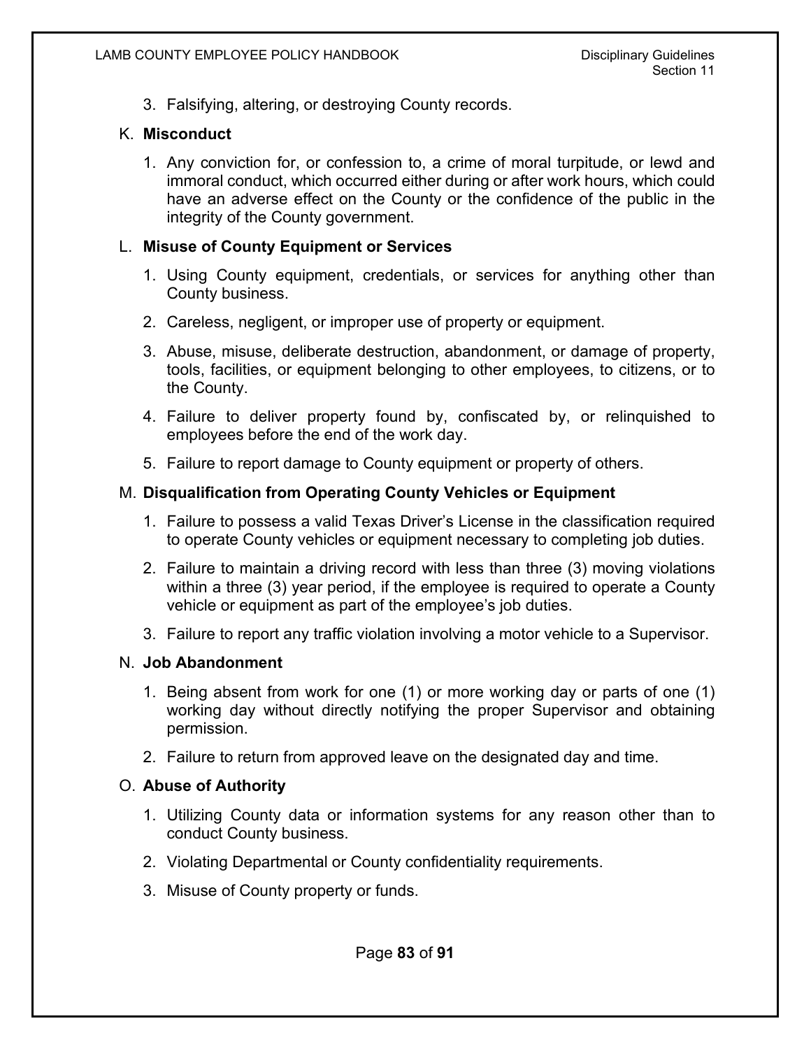3. Falsifying, altering, or destroying County records.

K. **Misconduct**

1. Any conviction for, or confession to, a crime of moral turpitude, or lewd and immoral conduct, which occurred either during or after work hours, which could have an adverse effect on the County or the confidence of the public in the integrity of the County government.

L. **Misuse of County Equipment or Services**

1. Using County equipment, credentials, or services for anything other than County business.
2. Careless, negligent, or improper use of property or equipment.
3. Abuse, misuse, deliberate destruction, abandonment, or damage of property, tools, facilities, or equipment belonging to other employees, to citizens, or to the County.
4. Failure to deliver property found by, confiscated by, or relinquished to employees before the end of the work day.
5. Failure to report damage to County equipment or property of others.

M. **Disqualification from Operating County Vehicles or Equipment**

1. Failure to possess a valid Texas Driver's License in the classification required to operate County vehicles or equipment necessary to completing job duties.
2. Failure to maintain a driving record with less than three (3) moving violations within a three (3) year period, if the employee is required to operate a County vehicle or equipment as part of the employee's job duties.
3. Failure to report any traffic violation involving a motor vehicle to a Supervisor.

N. **Job Abandonment**

1. Being absent from work for one (1) or more working day or parts of one (1) working day without directly notifying the proper Supervisor and obtaining permission.
2. Failure to return from approved leave on the designated day and time.

O. **Abuse of Authority**

1. Utilizing County data or information systems for any reason other than to conduct County business.
2. Violating Departmental or County confidentiality requirements.
3. Misuse of County property or funds.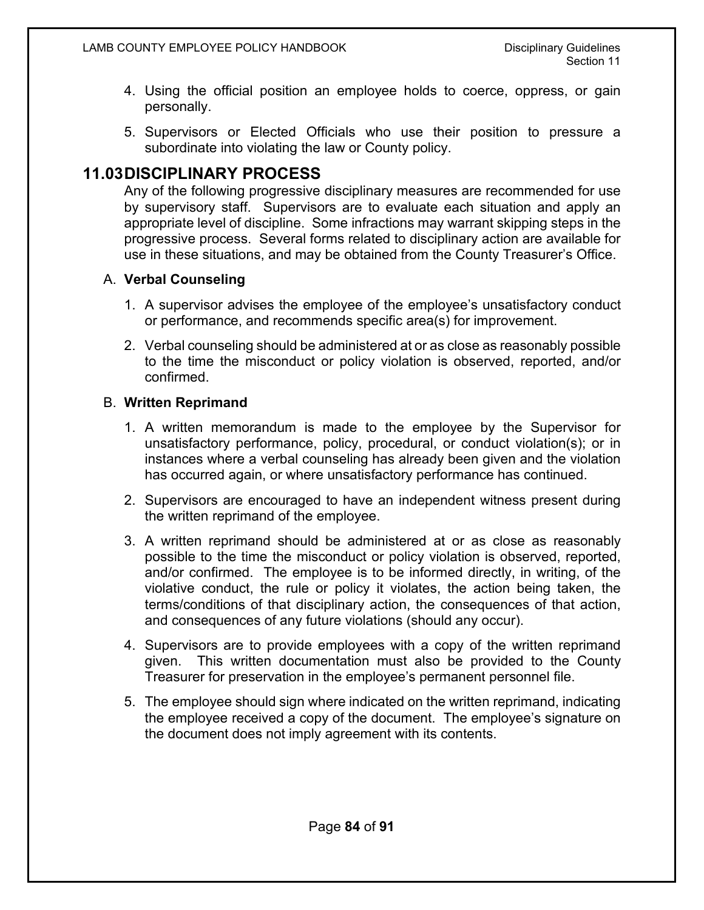4. Using the official position an employee holds to coerce, oppress, or gain personally.

5. Supervisors or Elected Officials who use their position to pressure a subordinate into violating the law or County policy.

## 11.03 DISCIPLINARY PROCESS

Any of the following progressive disciplinary measures are recommended for use by supervisory staff. Supervisors are to evaluate each situation and apply an appropriate level of discipline. Some infractions may warrant skipping steps in the progressive process. Several forms related to disciplinary action are available for use in these situations, and may be obtained from the County Treasurer's Office.

A. **Verbal Counseling**

1. A supervisor advises the employee of the employee's unsatisfactory conduct or performance, and recommends specific area(s) for improvement.

2. Verbal counseling should be administered at or as close as reasonably possible to the time the misconduct or policy violation is observed, reported, and/or confirmed.

B. **Written Reprimand**

1. A written memorandum is made to the employee by the Supervisor for unsatisfactory performance, policy, procedural, or conduct violation(s); or in instances where a verbal counseling has already been given and the violation has occurred again, or where unsatisfactory performance has continued.

2. Supervisors are encouraged to have an independent witness present during the written reprimand of the employee.

3. A written reprimand should be administered at or as close as reasonably possible to the time the misconduct or policy violation is observed, reported, and/or confirmed. The employee is to be informed directly, in writing, of the violative conduct, the rule or policy it violates, the action being taken, the terms/conditions of that disciplinary action, the consequences of that action, and consequences of any future violations (should any occur).

4. Supervisors are to provide employees with a copy of the written reprimand given. This written documentation must also be provided to the County Treasurer for preservation in the employee's permanent personnel file.

5. The employee should sign where indicated on the written reprimand, indicating the employee received a copy of the document. The employee's signature on the document does not imply agreement with its contents.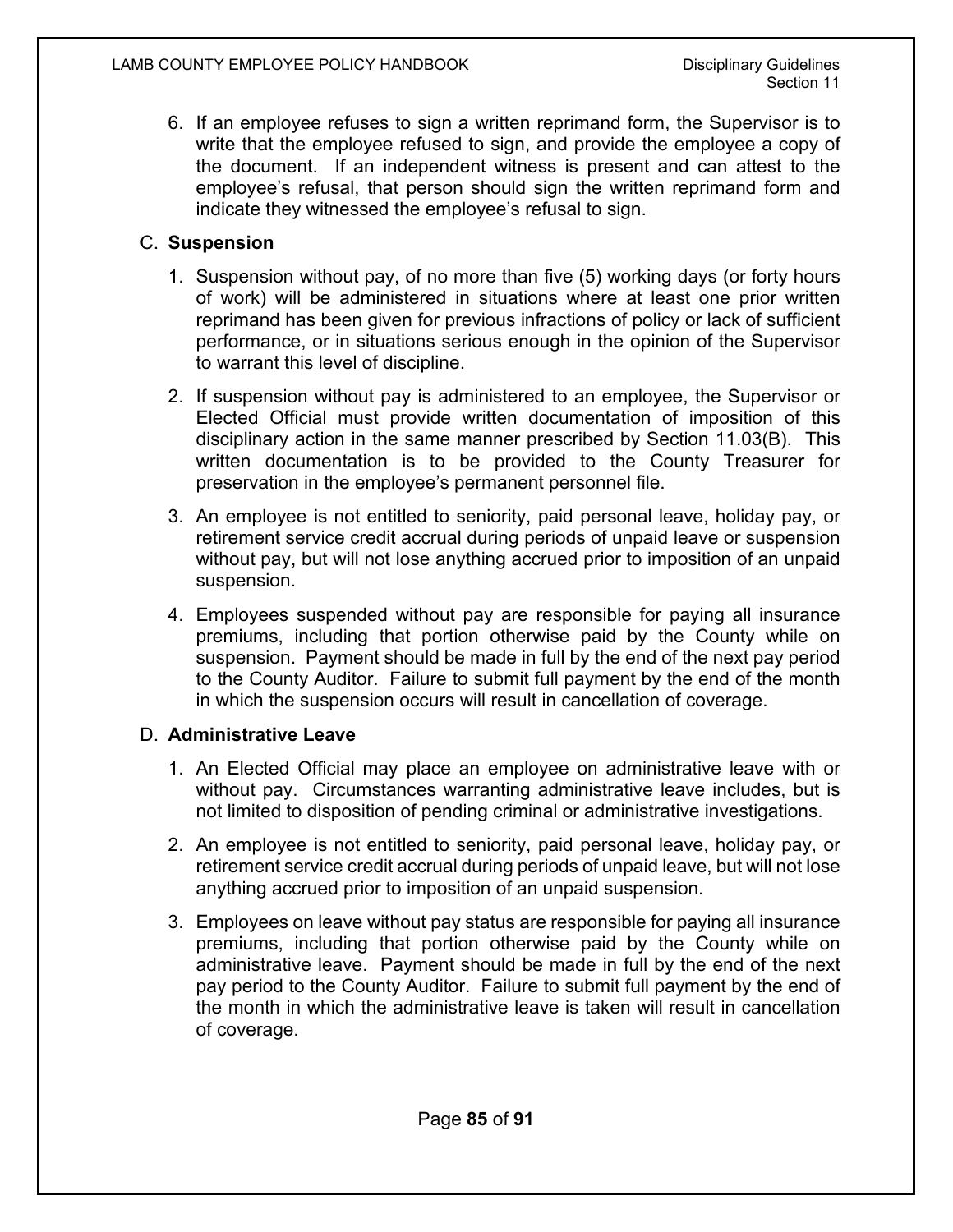6. If an employee refuses to sign a written reprimand form, the Supervisor is to write that the employee refused to sign, and provide the employee a copy of the document. If an independent witness is present and can attest to the employee's refusal, that person should sign the written reprimand form and indicate they witnessed the employee's refusal to sign.

C. **Suspension**

1. Suspension without pay, of no more than five (5) working days (or forty hours of work) will be administered in situations where at least one prior written reprimand has been given for previous infractions of policy or lack of sufficient performance, or in situations serious enough in the opinion of the Supervisor to warrant this level of discipline.

2. If suspension without pay is administered to an employee, the Supervisor or Elected Official must provide written documentation of imposition of this disciplinary action in the same manner prescribed by Section 11.03(B). This written documentation is to be provided to the County Treasurer for preservation in the employee's permanent personnel file.

3. An employee is not entitled to seniority, paid personal leave, holiday pay, or retirement service credit accrual during periods of unpaid leave or suspension without pay, but will not lose anything accrued prior to imposition of an unpaid suspension.

4. Employees suspended without pay are responsible for paying all insurance premiums, including that portion otherwise paid by the County while on suspension. Payment should be made in full by the end of the next pay period to the County Auditor. Failure to submit full payment by the end of the month in which the suspension occurs will result in cancellation of coverage.

D. **Administrative Leave**

1. An Elected Official may place an employee on administrative leave with or without pay. Circumstances warranting administrative leave includes, but is not limited to disposition of pending criminal or administrative investigations.

2. An employee is not entitled to seniority, paid personal leave, holiday pay, or retirement service credit accrual during periods of unpaid leave, but will not lose anything accrued prior to imposition of an unpaid suspension.

3. Employees on leave without pay status are responsible for paying all insurance premiums, including that portion otherwise paid by the County while on administrative leave. Payment should be made in full by the end of the next pay period to the County Auditor. Failure to submit full payment by the end of the month in which the administrative leave is taken will result in cancellation of coverage.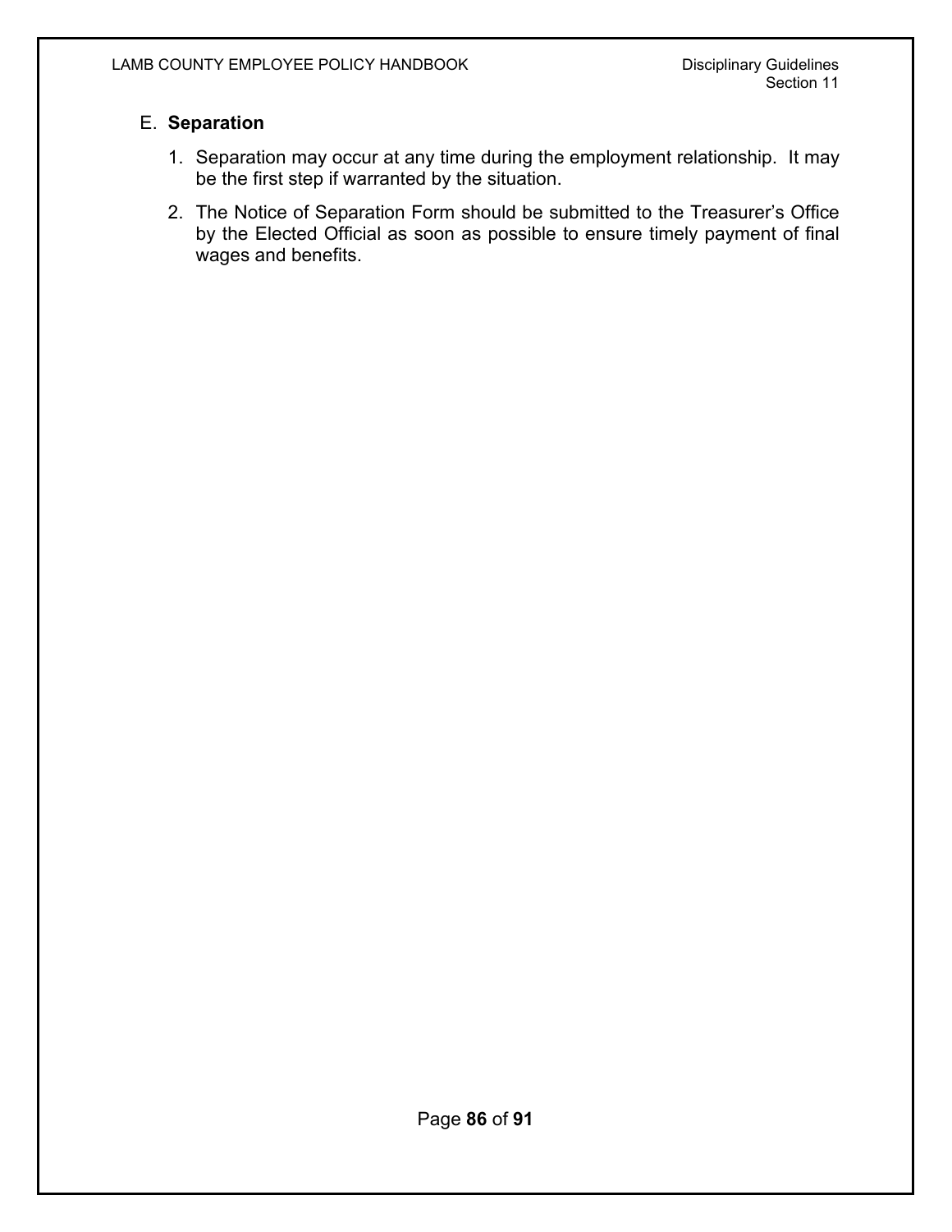E. **Separation**

1. Separation may occur at any time during the employment relationship. It may be the first step if warranted by the situation.
2. The Notice of Separation Form should be submitted to the Treasurer's Office by the Elected Official as soon as possible to ensure timely payment of final wages and benefits.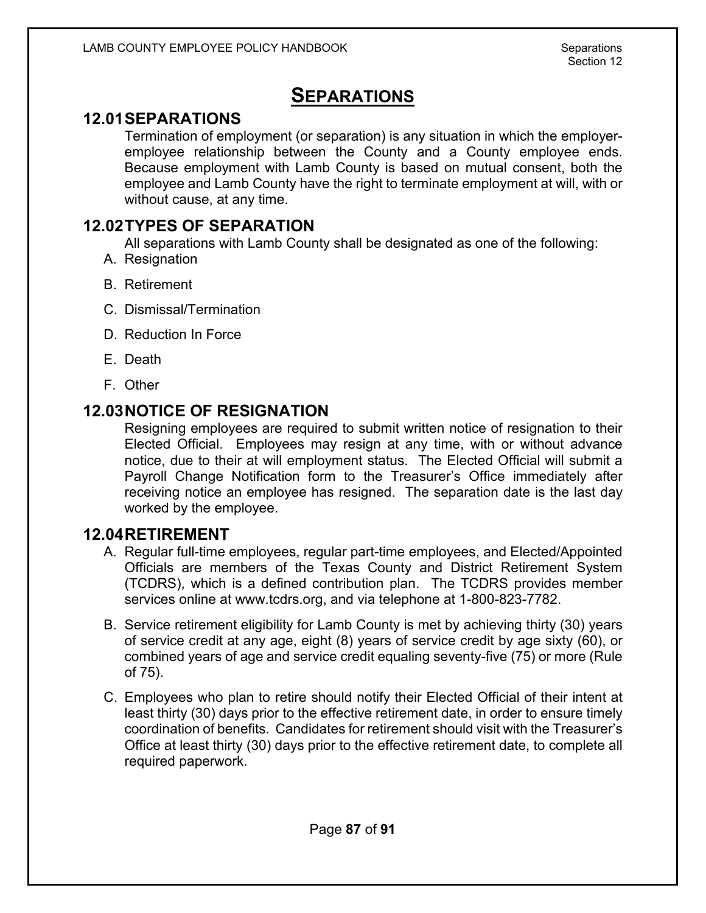# SEPARATIONS

## 12.01 SEPARATIONS

Termination of employment (or separation) is any situation in which the employer-employee relationship between the County and a County employee ends. Because employment with Lamb County is based on mutual consent, both the employee and Lamb County have the right to terminate employment at will, with or without cause, at any time.

## 12.02 TYPES OF SEPARATION

All separations with Lamb County shall be designated as one of the following:

A. Resignation

B. Retirement

C. Dismissal/Termination

D. Reduction In Force

E. Death

F. Other

## 12.03 NOTICE OF RESIGNATION

Resigning employees are required to submit written notice of resignation to their Elected Official. Employees may resign at any time, with or without advance notice, due to their at will employment status. The Elected Official will submit a Payroll Change Notification form to the Treasurer's Office immediately after receiving notice an employee has resigned. The separation date is the last day worked by the employee.

## 12.04 RETIREMENT

A. Regular full-time employees, regular part-time employees, and Elected/Appointed Officials are members of the Texas County and District Retirement System (TCDRS), which is a defined contribution plan. The TCDRS provides member services online at www.tcdrs.org, and via telephone at 1-800-823-7782.

B. Service retirement eligibility for Lamb County is met by achieving thirty (30) years of service credit at any age, eight (8) years of service credit by age sixty (60), or combined years of age and service credit equaling seventy-five (75) or more (Rule of 75).

C. Employees who plan to retire should notify their Elected Official of their intent at least thirty (30) days prior to the effective retirement date, in order to ensure timely coordination of benefits. Candidates for retirement should visit with the Treasurer's Office at least thirty (30) days prior to the effective retirement date, to complete all required paperwork.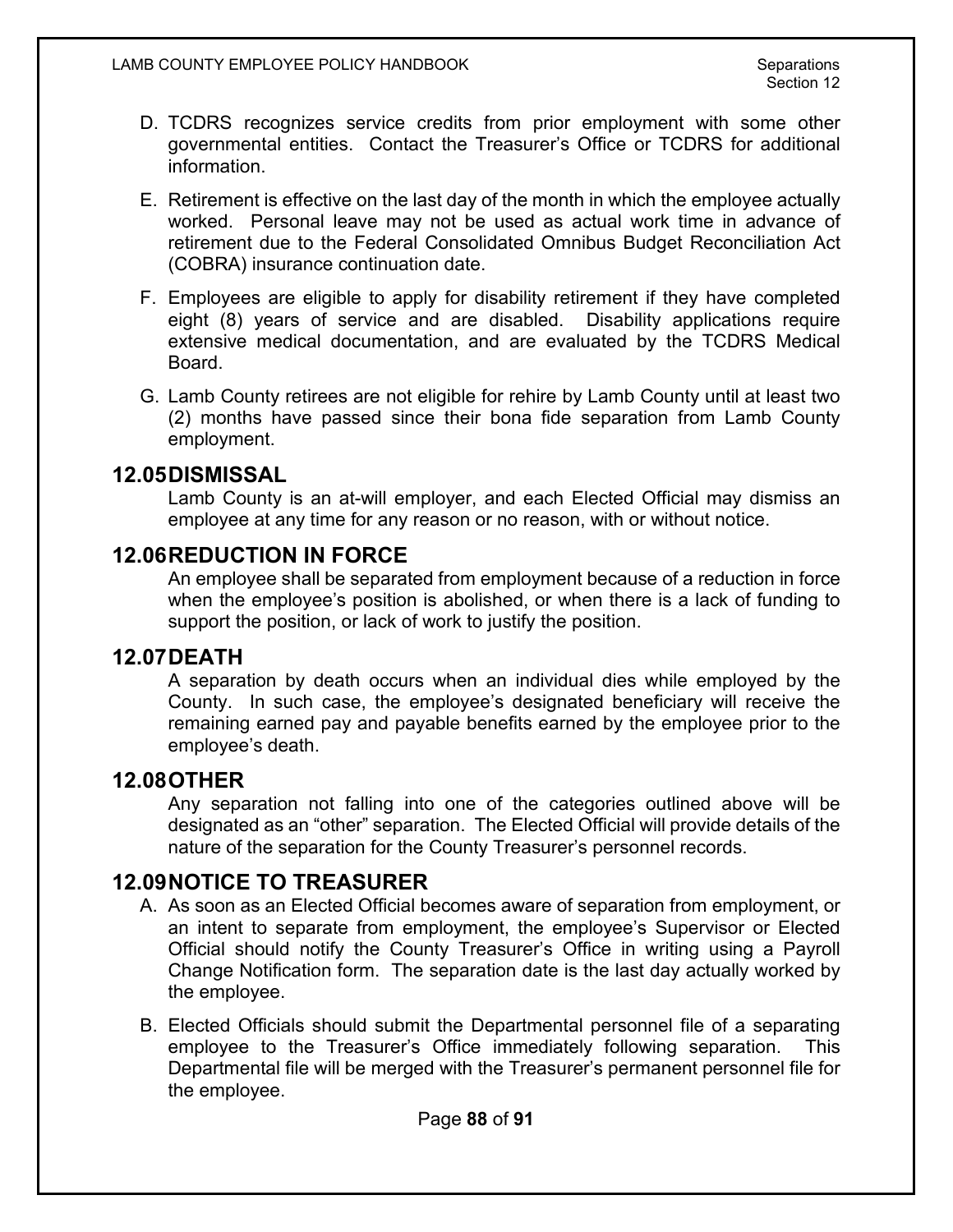D. TCDRS recognizes service credits from prior employment with some other governmental entities. Contact the Treasurer's Office or TCDRS for additional information.

E. Retirement is effective on the last day of the month in which the employee actually worked. Personal leave may not be used as actual work time in advance of retirement due to the Federal Consolidated Omnibus Budget Reconciliation Act (COBRA) insurance continuation date.

F. Employees are eligible to apply for disability retirement if they have completed eight (8) years of service and are disabled. Disability applications require extensive medical documentation, and are evaluated by the TCDRS Medical Board.

G. Lamb County retirees are not eligible for rehire by Lamb County until at least two (2) months have passed since their bona fide separation from Lamb County employment.

## 12.05 DISMISSAL

Lamb County is an at-will employer, and each Elected Official may dismiss an employee at any time for any reason or no reason, with or without notice.

## 12.06 REDUCTION IN FORCE

An employee shall be separated from employment because of a reduction in force when the employee's position is abolished, or when there is a lack of funding to support the position, or lack of work to justify the position.

## 12.07 DEATH

A separation by death occurs when an individual dies while employed by the County. In such case, the employee's designated beneficiary will receive the remaining earned pay and payable benefits earned by the employee prior to the employee's death.

## 12.08 OTHER

Any separation not falling into one of the categories outlined above will be designated as an "other" separation. The Elected Official will provide details of the nature of the separation for the County Treasurer's personnel records.

## 12.09 NOTICE TO TREASURER

A. As soon as an Elected Official becomes aware of separation from employment, or an intent to separate from employment, the employee's Supervisor or Elected Official should notify the County Treasurer's Office in writing using a Payroll Change Notification form. The separation date is the last day actually worked by the employee.

B. Elected Officials should submit the Departmental personnel file of a separating employee to the Treasurer's Office immediately following separation. This Departmental file will be merged with the Treasurer's permanent personnel file for the employee.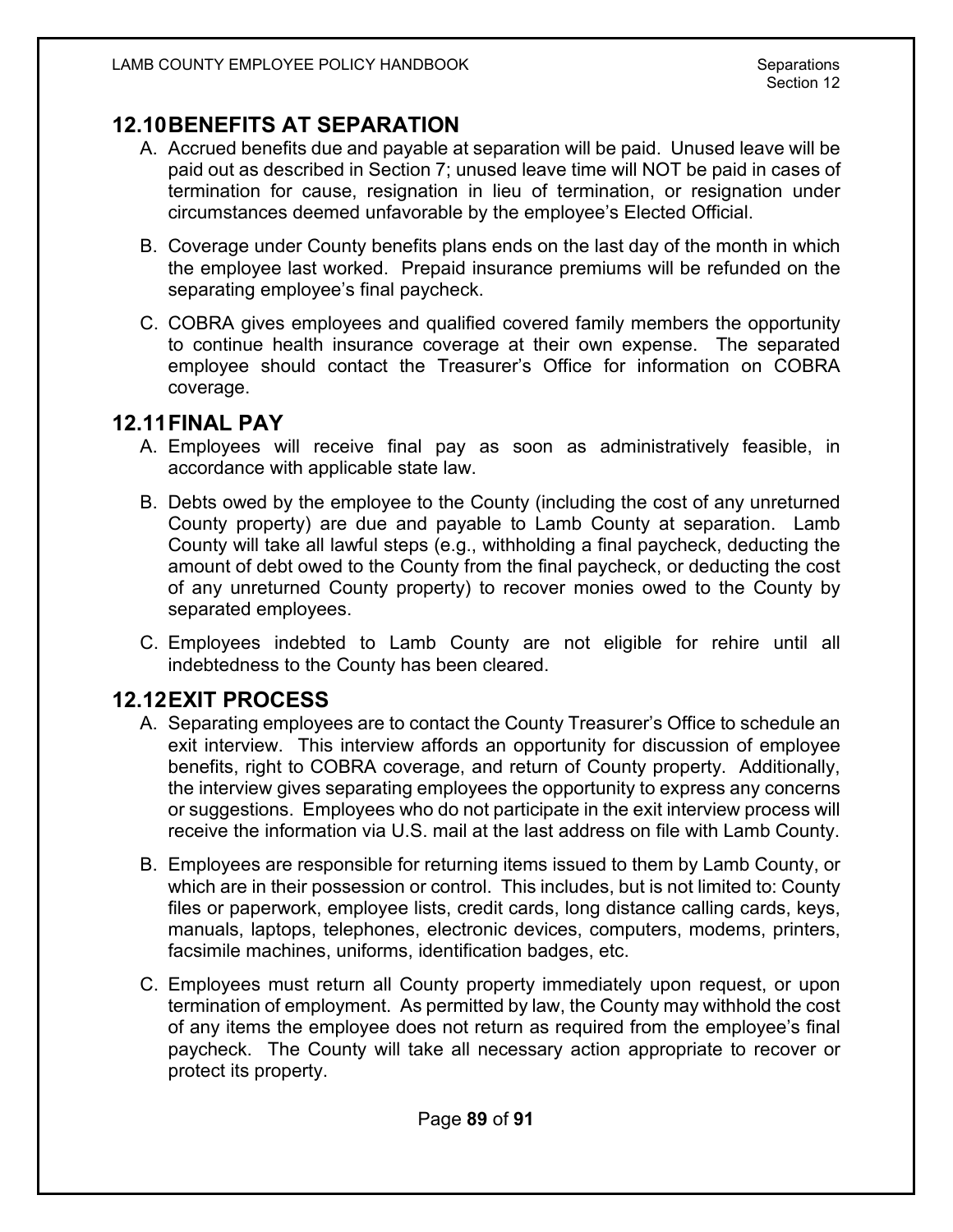## 12.10 BENEFITS AT SEPARATION

A. Accrued benefits due and payable at separation will be paid. Unused leave will be paid out as described in Section 7; unused leave time will NOT be paid in cases of termination for cause, resignation in lieu of termination, or resignation under circumstances deemed unfavorable by the employee's Elected Official.

B. Coverage under County benefits plans ends on the last day of the month in which the employee last worked. Prepaid insurance premiums will be refunded on the separating employee's final paycheck.

C. COBRA gives employees and qualified covered family members the opportunity to continue health insurance coverage at their own expense. The separated employee should contact the Treasurer's Office for information on COBRA coverage.

## 12.11 FINAL PAY

A. Employees will receive final pay as soon as administratively feasible, in accordance with applicable state law.

B. Debts owed by the employee to the County (including the cost of any unreturned County property) are due and payable to Lamb County at separation. Lamb County will take all lawful steps (e.g., withholding a final paycheck, deducting the amount of debt owed to the County from the final paycheck, or deducting the cost of any unreturned County property) to recover monies owed to the County by separated employees.

C. Employees indebted to Lamb County are not eligible for rehire until all indebtedness to the County has been cleared.

## 12.12 EXIT PROCESS

A. Separating employees are to contact the County Treasurer's Office to schedule an exit interview. This interview affords an opportunity for discussion of employee benefits, right to COBRA coverage, and return of County property. Additionally, the interview gives separating employees the opportunity to express any concerns or suggestions. Employees who do not participate in the exit interview process will receive the information via U.S. mail at the last address on file with Lamb County.

B. Employees are responsible for returning items issued to them by Lamb County, or which are in their possession or control. This includes, but is not limited to: County files or paperwork, employee lists, credit cards, long distance calling cards, keys, manuals, laptops, telephones, electronic devices, computers, modems, printers, facsimile machines, uniforms, identification badges, etc.

C. Employees must return all County property immediately upon request, or upon termination of employment. As permitted by law, the County may withhold the cost of any items the employee does not return as required from the employee's final paycheck. The County will take all necessary action appropriate to recover or protect its property.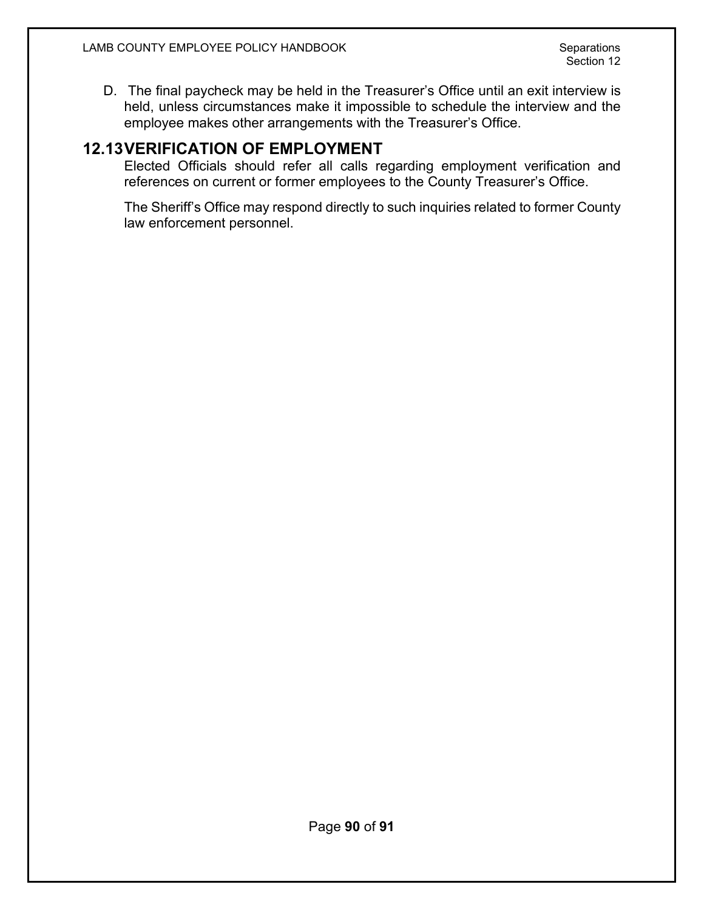D. The final paycheck may be held in the Treasurer's Office until an exit interview is held, unless circumstances make it impossible to schedule the interview and the employee makes other arrangements with the Treasurer's Office.

## 12.13 VERIFICATION OF EMPLOYMENT

Elected Officials should refer all calls regarding employment verification and references on current or former employees to the County Treasurer's Office.

The Sheriff's Office may respond directly to such inquiries related to former County law enforcement personnel.